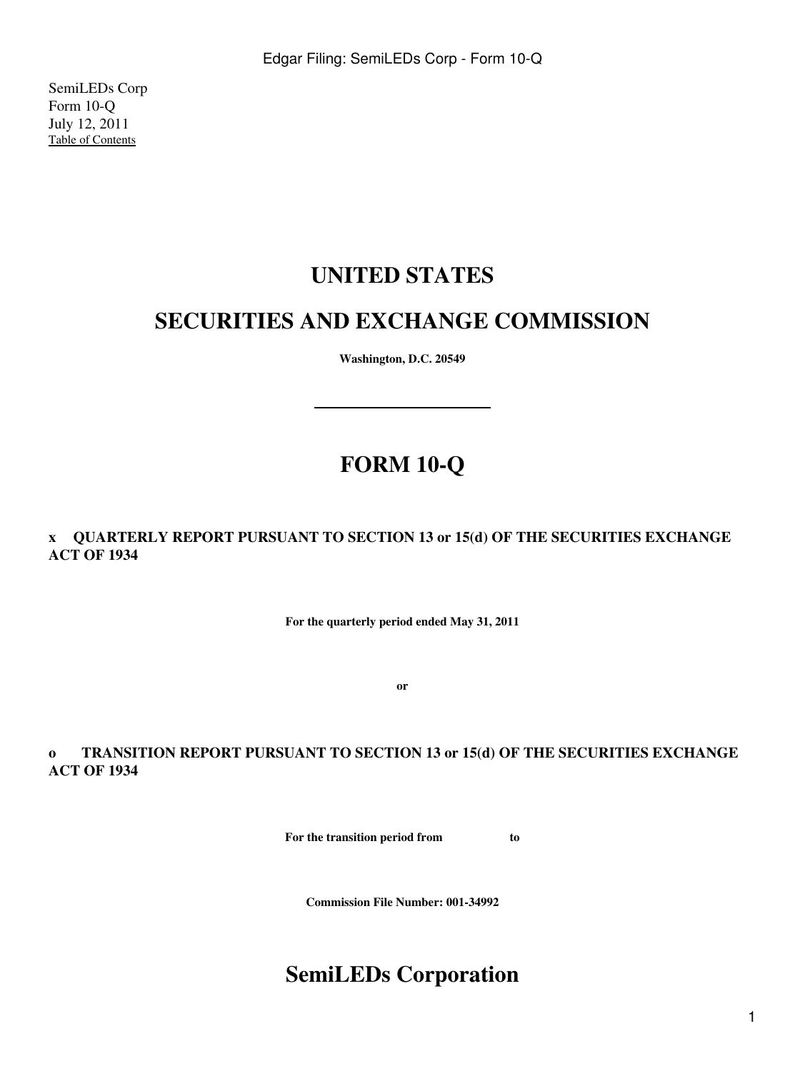SemiLEDs Corp
Form 10-Q
July 12, 2011
Table of Contents

# UNITED STATES

# SECURITIES AND EXCHANGE COMMISSION

**Washington, D.C. 20549**

---

# FORM 10-Q

**x QUARTERLY REPORT PURSUANT TO SECTION 13 or 15(d) OF THE SECURITIES EXCHANGE ACT OF 1934**

**For the quarterly period ended May 31, 2011**

**or**

**o TRANSITION REPORT PURSUANT TO SECTION 13 or 15(d) OF THE SECURITIES EXCHANGE ACT OF 1934**

**For the transition period from to**

**Commission File Number: 001-34992**

# SemiLEDs Corporation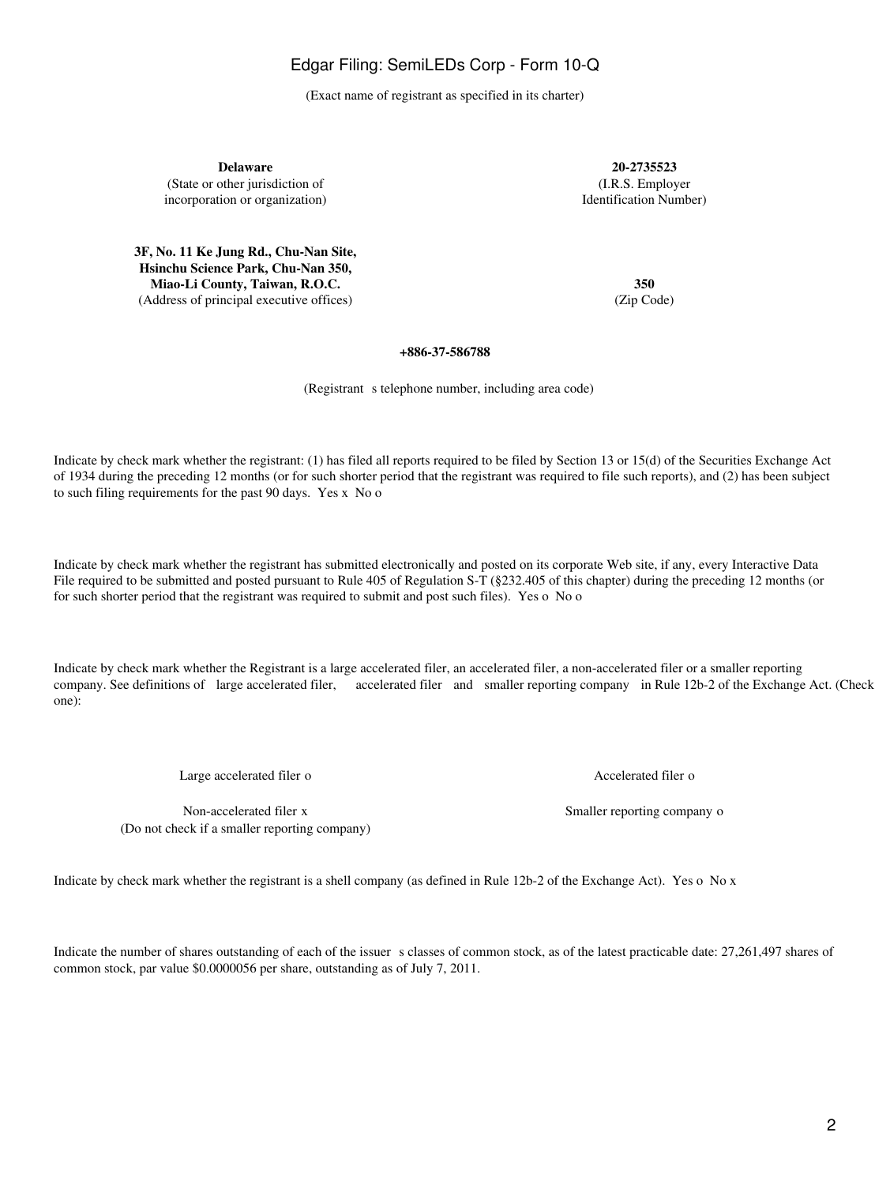(Exact name of registrant as specified in its charter)

| **Delaware** | **20-2735523** |
|---|---|
| (State or other jurisdiction of incorporation or organization) | (I.R.S. Employer Identification Number) |

| **3F, No. 11 Ke Jung Rd., Chu-Nan Site, Hsinchu Science Park, Chu-Nan 350, Miao-Li County, Taiwan, R.O.C.** | **350** |
|---|---|
| (Address of principal executive offices) | (Zip Code) |

**+886-37-586788**

(Registrant s telephone number, including area code)

Indicate by check mark whether the registrant: (1) has filed all reports required to be filed by Section 13 or 15(d) of the Securities Exchange Act of 1934 during the preceding 12 months (or for such shorter period that the registrant was required to file such reports), and (2) has been subject to such filing requirements for the past 90 days. Yes x No o

Indicate by check mark whether the registrant has submitted electronically and posted on its corporate Web site, if any, every Interactive Data File required to be submitted and posted pursuant to Rule 405 of Regulation S-T (§232.405 of this chapter) during the preceding 12 months (or for such shorter period that the registrant was required to submit and post such files). Yes o No o

Indicate by check mark whether the Registrant is a large accelerated filer, an accelerated filer, a non-accelerated filer or a smaller reporting company. See definitions of large accelerated filer, accelerated filer and smaller reporting company in Rule 12b-2 of the Exchange Act. (Check one):

| Large accelerated filer o | Accelerated filer o |
|---|---|
| Non-accelerated filer x (Do not check if a smaller reporting company) | Smaller reporting company o |

Indicate by check mark whether the registrant is a shell company (as defined in Rule 12b-2 of the Exchange Act). Yes o No x

Indicate the number of shares outstanding of each of the issuer s classes of common stock, as of the latest practicable date: 27,261,497 shares of common stock, par value $0.0000056 per share, outstanding as of July 7, 2011.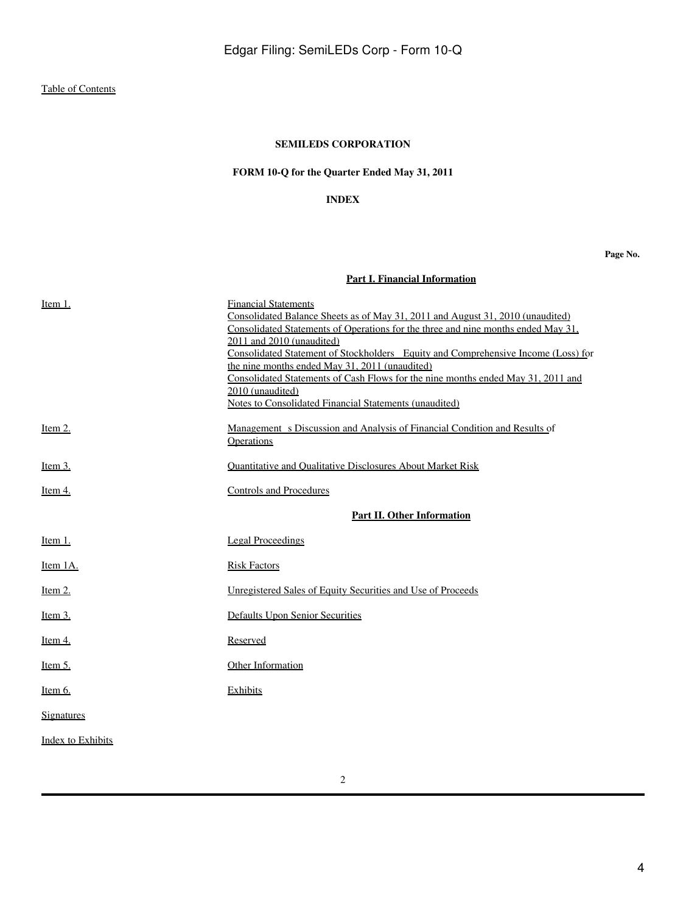Table of Contents

**SEMILEDS CORPORATION**

**FORM 10-Q for the Quarter Ended May 31, 2011**

**INDEX**

| | | Page No. |
|---|---|---|
| | **Part I. Financial Information** | |
| Item 1. | Financial Statements<br>Consolidated Balance Sheets as of May 31, 2011 and August 31, 2010 (unaudited)<br>Consolidated Statements of Operations for the three and nine months ended May 31, 2011 and 2010 (unaudited)<br>Consolidated Statement of Stockholders Equity and Comprehensive Income (Loss) for the nine months ended May 31, 2011 (unaudited)<br>Consolidated Statements of Cash Flows for the nine months ended May 31, 2011 and 2010 (unaudited)<br>Notes to Consolidated Financial Statements (unaudited) | |
| Item 2. | Management s Discussion and Analysis of Financial Condition and Results of Operations | |
| Item 3. | Quantitative and Qualitative Disclosures About Market Risk | |
| Item 4. | Controls and Procedures | |
| | **Part II. Other Information** | |
| Item 1. | Legal Proceedings | |
| Item 1A. | Risk Factors | |
| Item 2. | Unregistered Sales of Equity Securities and Use of Proceeds | |
| Item 3. | Defaults Upon Senior Securities | |
| Item 4. | Reserved | |
| Item 5. | Other Information | |
| Item 6. | Exhibits | |
| Signatures | | |
| Index to Exhibits | | |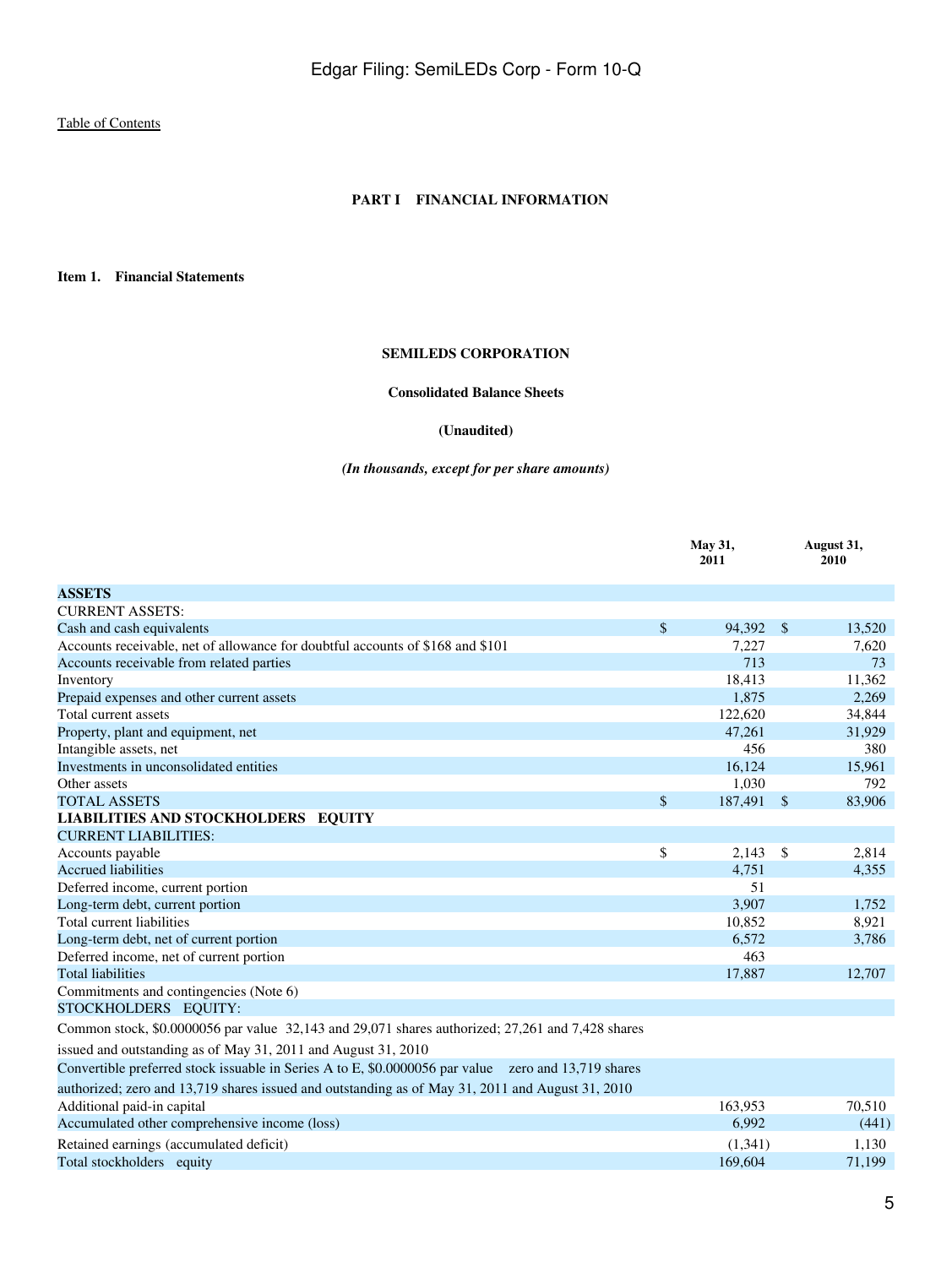Table of Contents

## PART I FINANCIAL INFORMATION

### Item 1. Financial Statements

**SEMILEDS CORPORATION**

**Consolidated Balance Sheets**

**(Unaudited)**

***(In thousands, except for per share amounts)***

| | May 31, 2011 | August 31, 2010 |
|---|---|---|
| **ASSETS** | | |
| CURRENT ASSETS: | | |
| Cash and cash equivalents | $ 94,392 | $ 13,520 |
| Accounts receivable, net of allowance for doubtful accounts of $168 and $101 | 7,227 | 7,620 |
| Accounts receivable from related parties | 713 | 73 |
| Inventory | 18,413 | 11,362 |
| Prepaid expenses and other current assets | 1,875 | 2,269 |
| Total current assets | 122,620 | 34,844 |
| Property, plant and equipment, net | 47,261 | 31,929 |
| Intangible assets, net | 456 | 380 |
| Investments in unconsolidated entities | 16,124 | 15,961 |
| Other assets | 1,030 | 792 |
| TOTAL ASSETS | $ 187,491 | $ 83,906 |
| **LIABILITIES AND STOCKHOLDERS EQUITY** | | |
| CURRENT LIABILITIES: | | |
| Accounts payable | $ 2,143 | $ 2,814 |
| Accrued liabilities | 4,751 | 4,355 |
| Deferred income, current portion | 51 | |
| Long-term debt, current portion | 3,907 | 1,752 |
| Total current liabilities | 10,852 | 8,921 |
| Long-term debt, net of current portion | 6,572 | 3,786 |
| Deferred income, net of current portion | 463 | |
| Total liabilities | 17,887 | 12,707 |
| Commitments and contingencies (Note 6) | | |
| STOCKHOLDERS EQUITY: | | |
| Common stock, $0.0000056 par value 32,143 and 29,071 shares authorized; 27,261 and 7,428 shares issued and outstanding as of May 31, 2011 and August 31, 2010 | | |
| Convertible preferred stock issuable in Series A to E, $0.0000056 par value zero and 13,719 shares authorized; zero and 13,719 shares issued and outstanding as of May 31, 2011 and August 31, 2010 | | |
| Additional paid-in capital | 163,953 | 70,510 |
| Accumulated other comprehensive income (loss) | 6,992 | (441) |
| Retained earnings (accumulated deficit) | (1,341) | 1,130 |
| Total stockholders equity | 169,604 | 71,199 |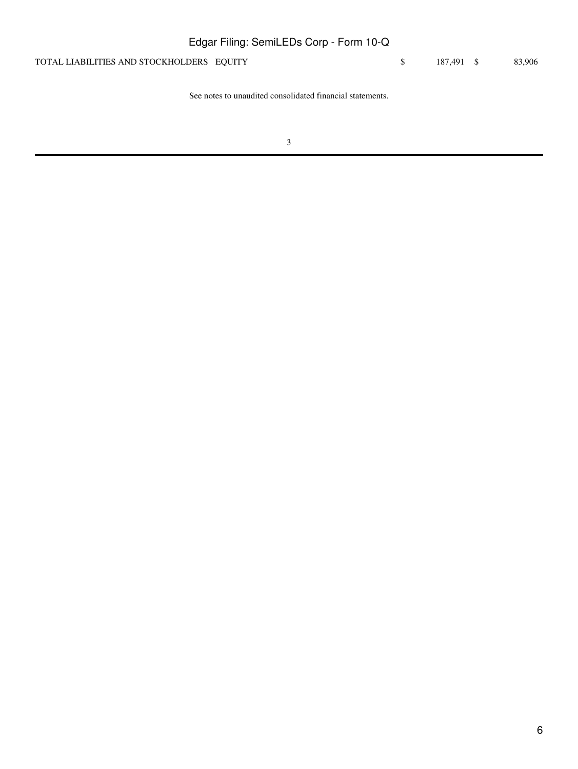| | | |
|---|---|---|
| TOTAL LIABILITIES AND STOCKHOLDERS EQUITY | $ 187,491 | $ 83,906 |

See notes to unaudited consolidated financial statements.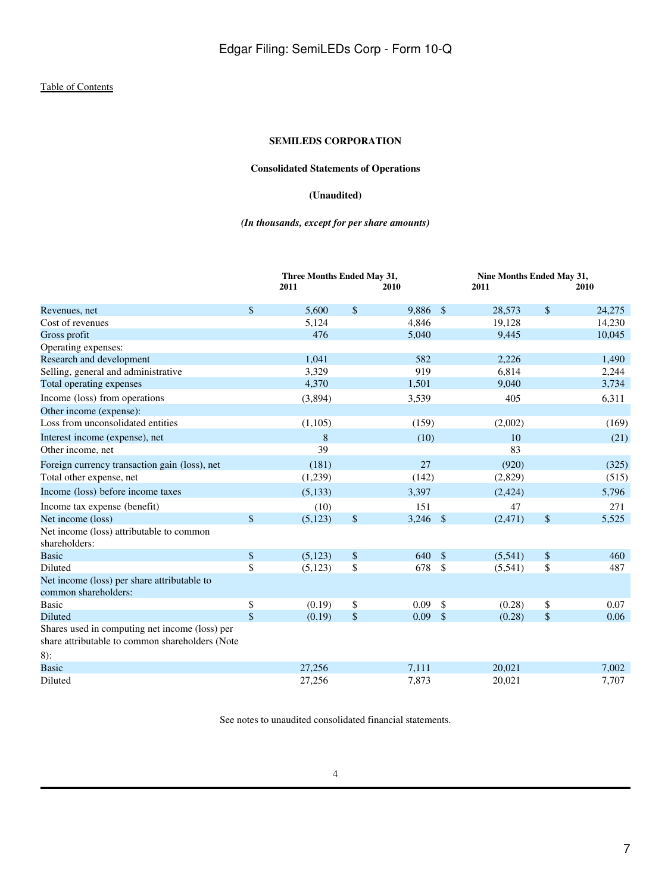[Table of Contents](#)

**SEMILEDS CORPORATION**

**Consolidated Statements of Operations**

**(Unaudited)**

***(In thousands, except for per share amounts)***

| | Three Months Ended May 31, | | Nine Months Ended May 31, | |
|---|---|---|---|---|
| | **2011** | **2010** | **2011** | **2010** |
| Revenues, net | $ 5,600 | $ 9,886 | $ 28,573 | $ 24,275 |
| Cost of revenues | 5,124 | 4,846 | 19,128 | 14,230 |
| Gross profit | 476 | 5,040 | 9,445 | 10,045 |
| Operating expenses: | | | | |
| Research and development | 1,041 | 582 | 2,226 | 1,490 |
| Selling, general and administrative | 3,329 | 919 | 6,814 | 2,244 |
| Total operating expenses | 4,370 | 1,501 | 9,040 | 3,734 |
| Income (loss) from operations | (3,894) | 3,539 | 405 | 6,311 |
| Other income (expense): | | | | |
| Loss from unconsolidated entities | (1,105) | (159) | (2,002) | (169) |
| Interest income (expense), net | 8 | (10) | 10 | (21) |
| Other income, net | 39 | | 83 | |
| Foreign currency transaction gain (loss), net | (181) | 27 | (920) | (325) |
| Total other expense, net | (1,239) | (142) | (2,829) | (515) |
| Income (loss) before income taxes | (5,133) | 3,397 | (2,424) | 5,796 |
| Income tax expense (benefit) | (10) | 151 | 47 | 271 |
| Net income (loss) | $ (5,123) | $ 3,246 | $ (2,471) | $ 5,525 |
| Net income (loss) attributable to common shareholders: | | | | |
| Basic | $ (5,123) | $ 640 | $ (5,541) | $ 460 |
| Diluted | $ (5,123) | $ 678 | $ (5,541) | $ 487 |
| Net income (loss) per share attributable to common shareholders: | | | | |
| Basic | $ (0.19) | $ 0.09 | $ (0.28) | $ 0.07 |
| Diluted | $ (0.19) | $ 0.09 | $ (0.28) | $ 0.06 |
| Shares used in computing net income (loss) per share attributable to common shareholders (Note 8): | | | | |
| Basic | 27,256 | 7,111 | 20,021 | 7,002 |
| Diluted | 27,256 | 7,873 | 20,021 | 7,707 |

See notes to unaudited consolidated financial statements.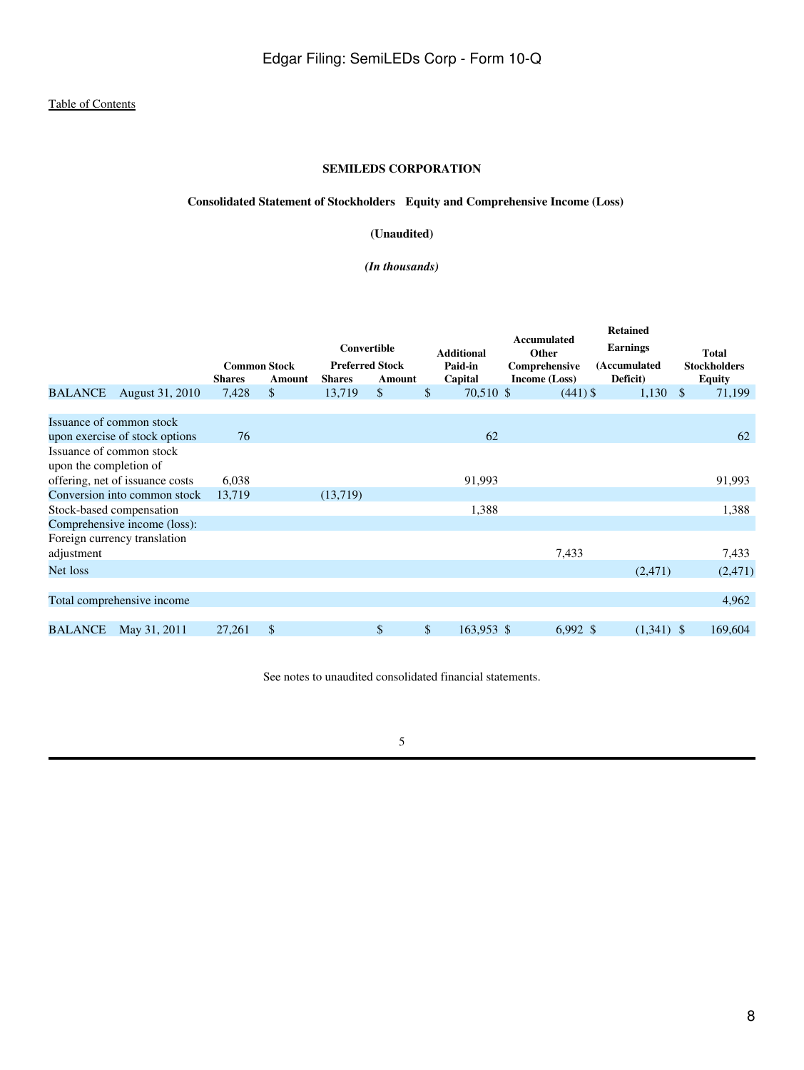[Table of Contents](#)

**SEMILEDS CORPORATION**

**Consolidated Statement of Stockholders Equity and Comprehensive Income (Loss)**

**(Unaudited)**

***(In thousands)***

| | Common Stock | | Convertible Preferred Stock | | Additional Paid-in Capital | Accumulated Other Comprehensive Income (Loss) | Retained Earnings (Accumulated Deficit) | Total Stockholders Equity |
|---|---|---|---|---|---|---|---|---|
| | Shares | Amount | Shares | Amount | | | | |
| BALANCE August 31, 2010 | 7,428 | $ | 13,719 | $ | $ 70,510 | $ (441) | $ 1,130 | $ 71,199 |
| Issuance of common stock upon exercise of stock options | 76 | | | | 62 | | | 62 |
| Issuance of common stock upon the completion of offering, net of issuance costs | 6,038 | | | | 91,993 | | | 91,993 |
| Conversion into common stock | 13,719 | | (13,719) | | | | | |
| Stock-based compensation | | | | | 1,388 | | | 1,388 |
| Comprehensive income (loss): | | | | | | | | |
| Foreign currency translation adjustment | | | | | | 7,433 | | 7,433 |
| Net loss | | | | | | | (2,471) | (2,471) |
| Total comprehensive income | | | | | | | | 4,962 |
| BALANCE May 31, 2011 | 27,261 | $ | | $ | $ 163,953 | $ 6,992 | $ (1,341) | $ 169,604 |

See notes to unaudited consolidated financial statements.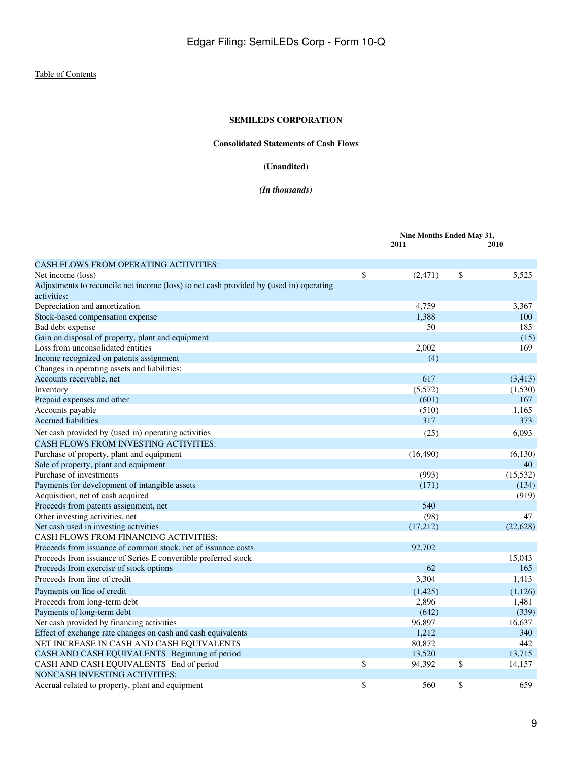Table of Contents

**SEMILEDS CORPORATION**

**Consolidated Statements of Cash Flows**

**(Unaudited)**

***(In thousands)***

| | Nine Months Ended May 31, 2011 | Nine Months Ended May 31, 2010 |
|---|---|---|
| CASH FLOWS FROM OPERATING ACTIVITIES: | | |
| Net income (loss) | $ (2,471) | $ 5,525 |
| Adjustments to reconcile net income (loss) to net cash provided by (used in) operating activities: | | |
| Depreciation and amortization | 4,759 | 3,367 |
| Stock-based compensation expense | 1,388 | 100 |
| Bad debt expense | 50 | 185 |
| Gain on disposal of property, plant and equipment | | (15) |
| Loss from unconsolidated entities | 2,002 | 169 |
| Income recognized on patents assignment | (4) | |
| Changes in operating assets and liabilities: | | |
| Accounts receivable, net | 617 | (3,413) |
| Inventory | (5,572) | (1,530) |
| Prepaid expenses and other | (601) | 167 |
| Accounts payable | (510) | 1,165 |
| Accrued liabilities | 317 | 373 |
| Net cash provided by (used in) operating activities | (25) | 6,093 |
| CASH FLOWS FROM INVESTING ACTIVITIES: | | |
| Purchase of property, plant and equipment | (16,490) | (6,130) |
| Sale of property, plant and equipment | | 40 |
| Purchase of investments | (993) | (15,532) |
| Payments for development of intangible assets | (171) | (134) |
| Acquisition, net of cash acquired | | (919) |
| Proceeds from patents assignment, net | 540 | |
| Other investing activities, net | (98) | 47 |
| Net cash used in investing activities | (17,212) | (22,628) |
| CASH FLOWS FROM FINANCING ACTIVITIES: | | |
| Proceeds from issuance of common stock, net of issuance costs | 92,702 | |
| Proceeds from issuance of Series E convertible preferred stock | | 15,043 |
| Proceeds from exercise of stock options | 62 | 165 |
| Proceeds from line of credit | 3,304 | 1,413 |
| Payments on line of credit | (1,425) | (1,126) |
| Proceeds from long-term debt | 2,896 | 1,481 |
| Payments of long-term debt | (642) | (339) |
| Net cash provided by financing activities | 96,897 | 16,637 |
| Effect of exchange rate changes on cash and cash equivalents | 1,212 | 340 |
| NET INCREASE IN CASH AND CASH EQUIVALENTS | 80,872 | 442 |
| CASH AND CASH EQUIVALENTS Beginning of period | 13,520 | 13,715 |
| CASH AND CASH EQUIVALENTS End of period | $ 94,392 | $ 14,157 |
| NONCASH INVESTING ACTIVITIES: | | |
| Accrual related to property, plant and equipment | $ 560 | $ 659 |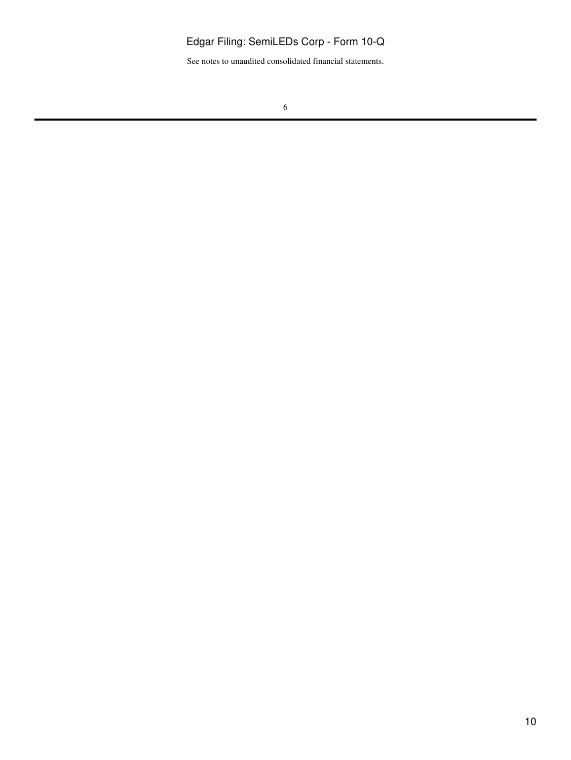See notes to unaudited consolidated financial statements.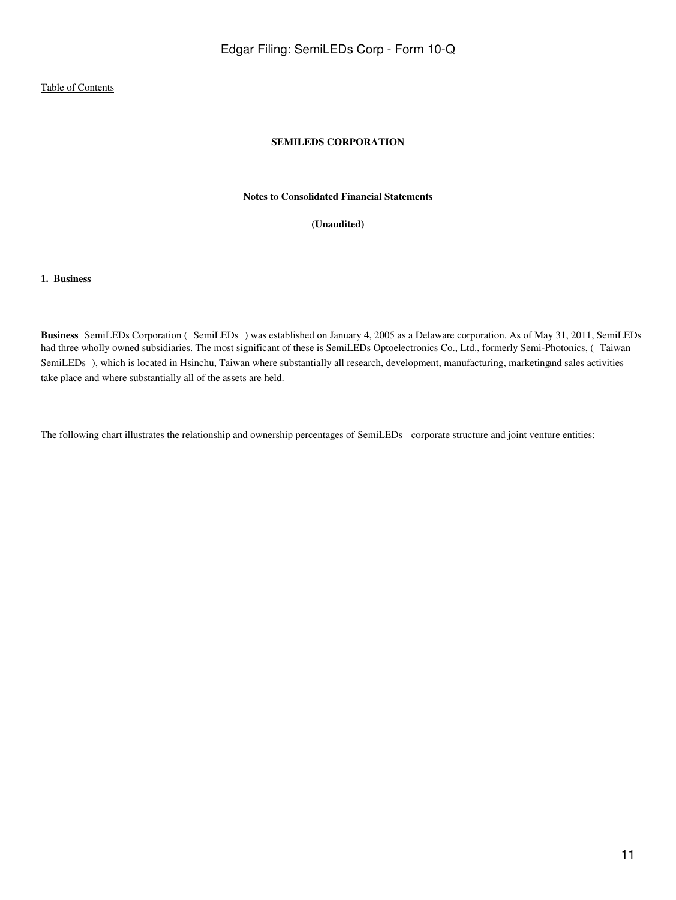[Table of Contents](#)

**SEMILEDS CORPORATION**

**Notes to Consolidated Financial Statements**

**(Unaudited)**

**1. Business**

**Business** SemiLEDs Corporation ( SemiLEDs ) was established on January 4, 2005 as a Delaware corporation. As of May 31, 2011, SemiLEDs had three wholly owned subsidiaries. The most significant of these is SemiLEDs Optoelectronics Co., Ltd., formerly Semi-Photonics, ( Taiwan SemiLEDs ), which is located in Hsinchu, Taiwan where substantially all research, development, manufacturing, marketing and sales activities take place and where substantially all of the assets are held.

The following chart illustrates the relationship and ownership percentages of SemiLEDs corporate structure and joint venture entities: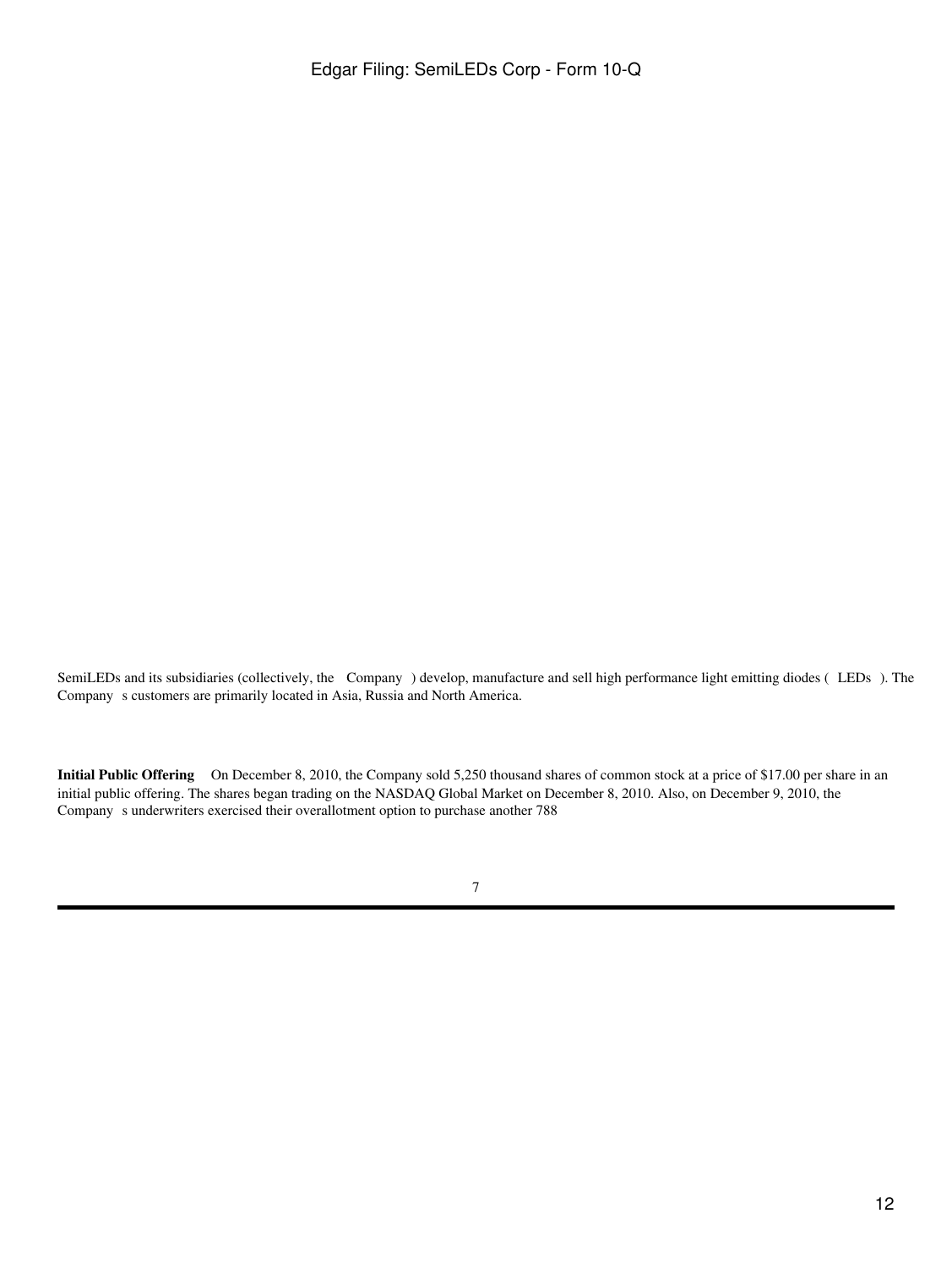SemiLEDs and its subsidiaries (collectively, the Company ) develop, manufacture and sell high performance light emitting diodes ( LEDs ). The Company s customers are primarily located in Asia, Russia and North America.

**Initial Public Offering** On December 8, 2010, the Company sold 5,250 thousand shares of common stock at a price of $17.00 per share in an initial public offering. The shares began trading on the NASDAQ Global Market on December 8, 2010. Also, on December 9, 2010, the Company s underwriters exercised their overallotment option to purchase another 788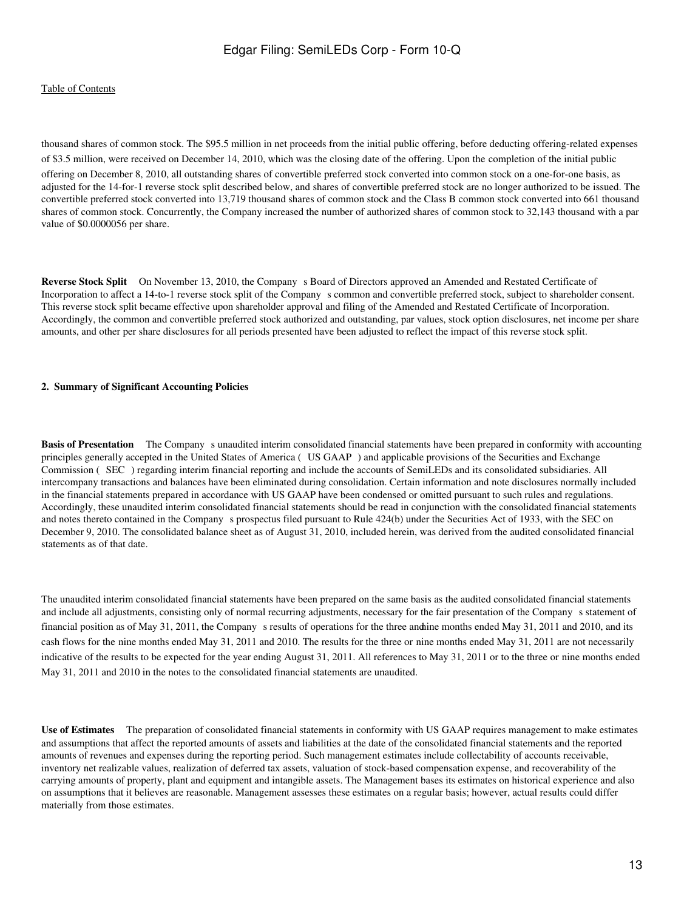thousand shares of common stock. The $95.5 million in net proceeds from the initial public offering, before deducting offering-related expenses of $3.5 million, were received on December 14, 2010, which was the closing date of the offering. Upon the completion of the initial public offering on December 8, 2010, all outstanding shares of convertible preferred stock converted into common stock on a one-for-one basis, as adjusted for the 14-for-1 reverse stock split described below, and shares of convertible preferred stock are no longer authorized to be issued. The convertible preferred stock converted into 13,719 thousand shares of common stock and the Class B common stock converted into 661 thousand shares of common stock. Concurrently, the Company increased the number of authorized shares of common stock to 32,143 thousand with a par value of $0.0000056 per share.

**Reverse Stock Split** On November 13, 2010, the Company s Board of Directors approved an Amended and Restated Certificate of Incorporation to affect a 14-to-1 reverse stock split of the Company s common and convertible preferred stock, subject to shareholder consent. This reverse stock split became effective upon shareholder approval and filing of the Amended and Restated Certificate of Incorporation. Accordingly, the common and convertible preferred stock authorized and outstanding, par values, stock option disclosures, net income per share amounts, and other per share disclosures for all periods presented have been adjusted to reflect the impact of this reverse stock split.

**2. Summary of Significant Accounting Policies**

**Basis of Presentation** The Company s unaudited interim consolidated financial statements have been prepared in conformity with accounting principles generally accepted in the United States of America ( US GAAP ) and applicable provisions of the Securities and Exchange Commission ( SEC ) regarding interim financial reporting and include the accounts of SemiLEDs and its consolidated subsidiaries. All intercompany transactions and balances have been eliminated during consolidation. Certain information and note disclosures normally included in the financial statements prepared in accordance with US GAAP have been condensed or omitted pursuant to such rules and regulations. Accordingly, these unaudited interim consolidated financial statements should be read in conjunction with the consolidated financial statements and notes thereto contained in the Company s prospectus filed pursuant to Rule 424(b) under the Securities Act of 1933, with the SEC on December 9, 2010. The consolidated balance sheet as of August 31, 2010, included herein, was derived from the audited consolidated financial statements as of that date.

The unaudited interim consolidated financial statements have been prepared on the same basis as the audited consolidated financial statements and include all adjustments, consisting only of normal recurring adjustments, necessary for the fair presentation of the Company s statement of financial position as of May 31, 2011, the Company s results of operations for the three and nine months ended May 31, 2011 and 2010, and its cash flows for the nine months ended May 31, 2011 and 2010. The results for the three or nine months ended May 31, 2011 are not necessarily indicative of the results to be expected for the year ending August 31, 2011. All references to May 31, 2011 or to the three or nine months ended May 31, 2011 and 2010 in the notes to the consolidated financial statements are unaudited.

**Use of Estimates** The preparation of consolidated financial statements in conformity with US GAAP requires management to make estimates and assumptions that affect the reported amounts of assets and liabilities at the date of the consolidated financial statements and the reported amounts of revenues and expenses during the reporting period. Such management estimates include collectability of accounts receivable, inventory net realizable values, realization of deferred tax assets, valuation of stock-based compensation expense, and recoverability of the carrying amounts of property, plant and equipment and intangible assets. The Management bases its estimates on historical experience and also on assumptions that it believes are reasonable. Management assesses these estimates on a regular basis; however, actual results could differ materially from those estimates.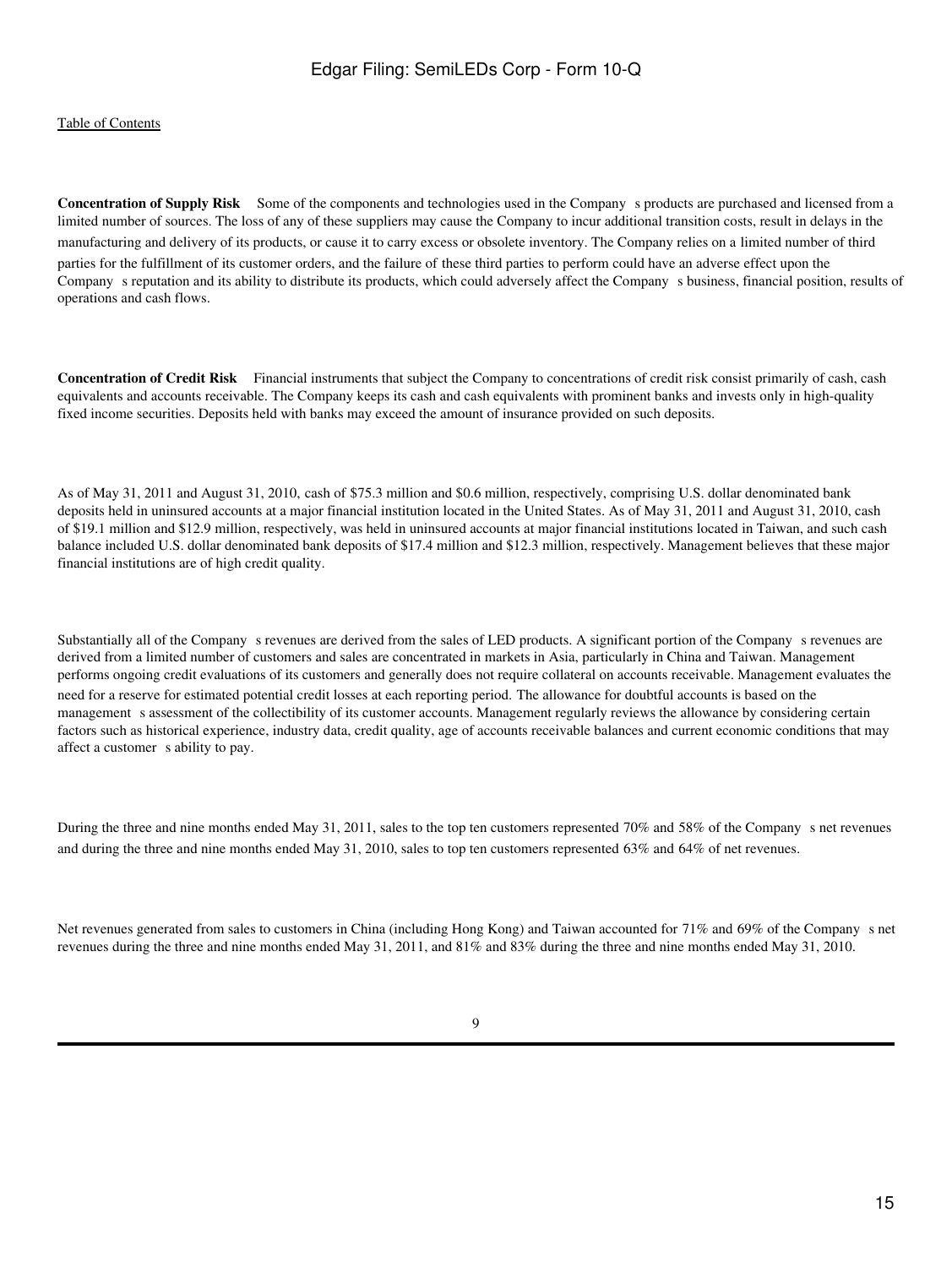**Concentration of Supply Risk** Some of the components and technologies used in the Company s products are purchased and licensed from a limited number of sources. The loss of any of these suppliers may cause the Company to incur additional transition costs, result in delays in the manufacturing and delivery of its products, or cause it to carry excess or obsolete inventory. The Company relies on a limited number of third parties for the fulfillment of its customer orders, and the failure of these third parties to perform could have an adverse effect upon the Company s reputation and its ability to distribute its products, which could adversely affect the Company s business, financial position, results of operations and cash flows.

**Concentration of Credit Risk** Financial instruments that subject the Company to concentrations of credit risk consist primarily of cash, cash equivalents and accounts receivable. The Company keeps its cash and cash equivalents with prominent banks and invests only in high-quality fixed income securities. Deposits held with banks may exceed the amount of insurance provided on such deposits.

As of May 31, 2011 and August 31, 2010, cash of $75.3 million and $0.6 million, respectively, comprising U.S. dollar denominated bank deposits held in uninsured accounts at a major financial institution located in the United States. As of May 31, 2011 and August 31, 2010, cash of $19.1 million and $12.9 million, respectively, was held in uninsured accounts at major financial institutions located in Taiwan, and such cash balance included U.S. dollar denominated bank deposits of $17.4 million and $12.3 million, respectively. Management believes that these major financial institutions are of high credit quality.

Substantially all of the Company s revenues are derived from the sales of LED products. A significant portion of the Company s revenues are derived from a limited number of customers and sales are concentrated in markets in Asia, particularly in China and Taiwan. Management performs ongoing credit evaluations of its customers and generally does not require collateral on accounts receivable. Management evaluates the need for a reserve for estimated potential credit losses at each reporting period. The allowance for doubtful accounts is based on the management s assessment of the collectibility of its customer accounts. Management regularly reviews the allowance by considering certain factors such as historical experience, industry data, credit quality, age of accounts receivable balances and current economic conditions that may affect a customer s ability to pay.

During the three and nine months ended May 31, 2011, sales to the top ten customers represented 70% and 58% of the Company s net revenues and during the three and nine months ended May 31, 2010, sales to top ten customers represented 63% and 64% of net revenues.

Net revenues generated from sales to customers in China (including Hong Kong) and Taiwan accounted for 71% and 69% of the Company s net revenues during the three and nine months ended May 31, 2011, and 81% and 83% during the three and nine months ended May 31, 2010.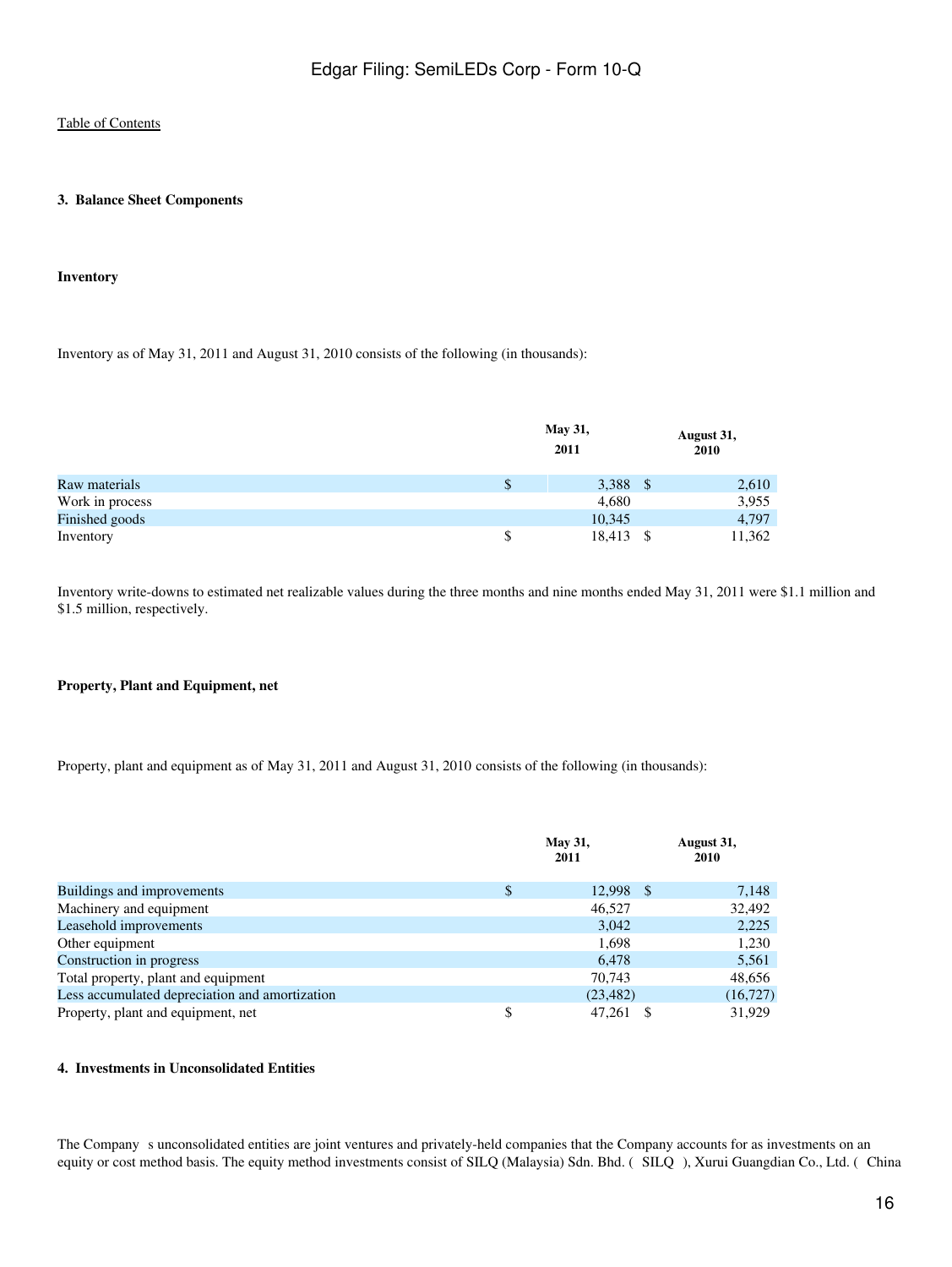## 3. Balance Sheet Components

### Inventory

Inventory as of May 31, 2011 and August 31, 2010 consists of the following (in thousands):

| | May 31, 2011 | August 31, 2010 |
|---|---|---|
| Raw materials | $ 3,388 | $ 2,610 |
| Work in process | 4,680 | 3,955 |
| Finished goods | 10,345 | 4,797 |
| Inventory | $ 18,413 | $ 11,362 |

Inventory write-downs to estimated net realizable values during the three months and nine months ended May 31, 2011 were $1.1 million and $1.5 million, respectively.

### Property, Plant and Equipment, net

Property, plant and equipment as of May 31, 2011 and August 31, 2010 consists of the following (in thousands):

| | May 31, 2011 | August 31, 2010 |
|---|---|---|
| Buildings and improvements | $ 12,998 | $ 7,148 |
| Machinery and equipment | 46,527 | 32,492 |
| Leasehold improvements | 3,042 | 2,225 |
| Other equipment | 1,698 | 1,230 |
| Construction in progress | 6,478 | 5,561 |
| Total property, plant and equipment | 70,743 | 48,656 |
| Less accumulated depreciation and amortization | (23,482) | (16,727) |
| Property, plant and equipment, net | $ 47,261 | $ 31,929 |

## 4. Investments in Unconsolidated Entities

The Company s unconsolidated entities are joint ventures and privately-held companies that the Company accounts for as investments on an equity or cost method basis. The equity method investments consist of SILQ (Malaysia) Sdn. Bhd. ( SILQ ), Xurui Guangdian Co., Ltd. ( China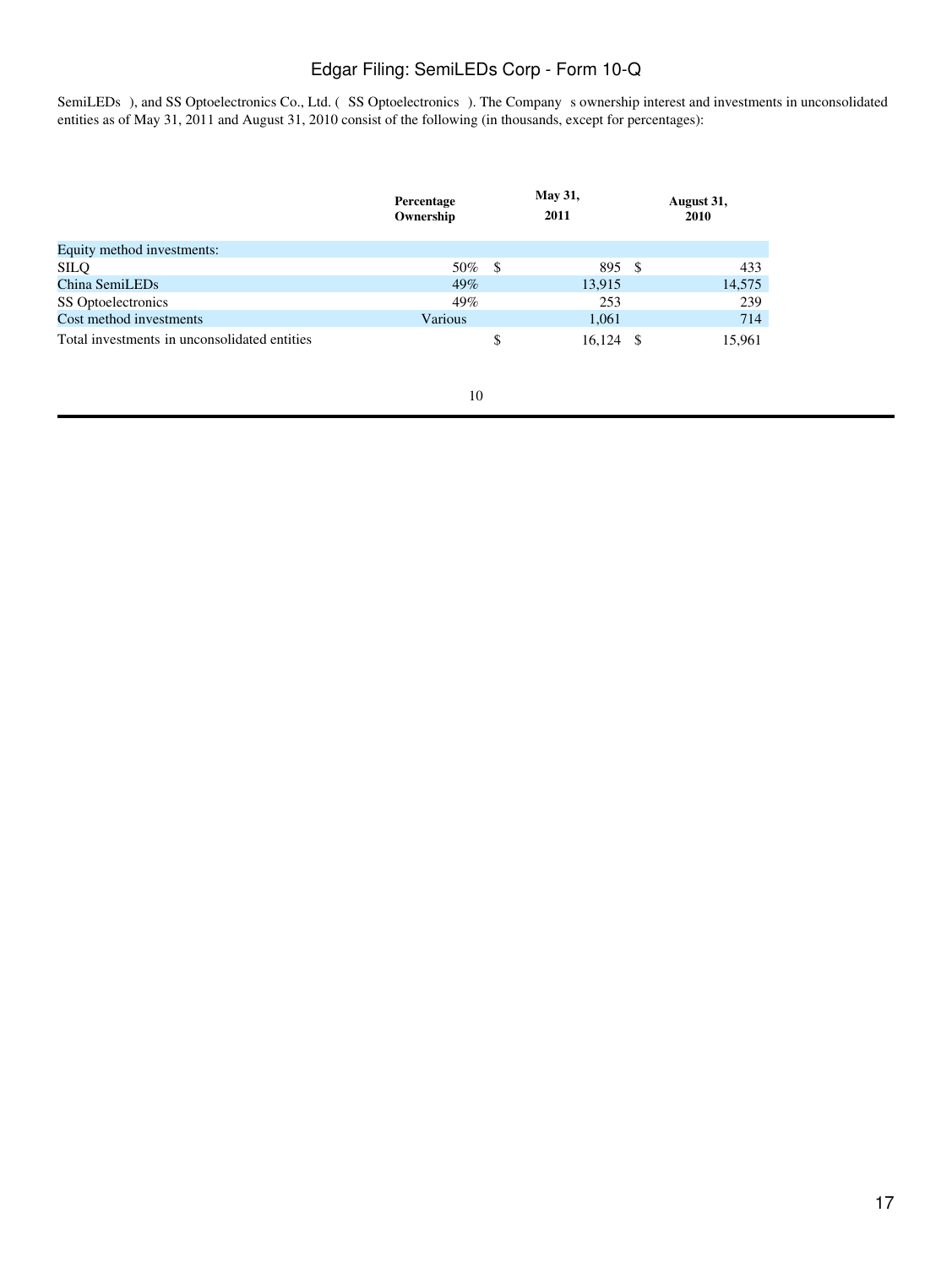SemiLEDs ), and SS Optoelectronics Co., Ltd. ( SS Optoelectronics ). The Company s ownership interest and investments in unconsolidated entities as of May 31, 2011 and August 31, 2010 consist of the following (in thousands, except for percentages):

| | Percentage Ownership | May 31, 2011 | August 31, 2010 |
|---|---|---|---|
| Equity method investments: | | | |
| SILQ | 50% | $ 895 | $ 433 |
| China SemiLEDs | 49% | 13,915 | 14,575 |
| SS Optoelectronics | 49% | 253 | 239 |
| Cost method investments | Various | 1,061 | 714 |
| Total investments in unconsolidated entities | | $ 16,124 | $ 15,961 |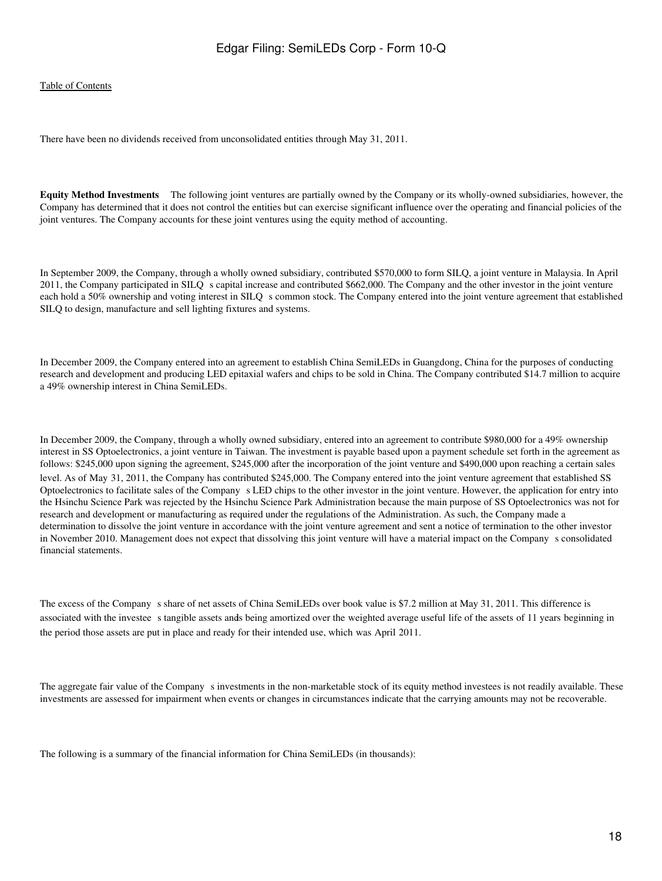There have been no dividends received from unconsolidated entities through May 31, 2011.

**Equity Method Investments** The following joint ventures are partially owned by the Company or its wholly-owned subsidiaries, however, the Company has determined that it does not control the entities but can exercise significant influence over the operating and financial policies of the joint ventures. The Company accounts for these joint ventures using the equity method of accounting.

In September 2009, the Company, through a wholly owned subsidiary, contributed $570,000 to form SILQ, a joint venture in Malaysia. In April 2011, the Company participated in SILQ s capital increase and contributed $662,000. The Company and the other investor in the joint venture each hold a 50% ownership and voting interest in SILQ s common stock. The Company entered into the joint venture agreement that established SILQ to design, manufacture and sell lighting fixtures and systems.

In December 2009, the Company entered into an agreement to establish China SemiLEDs in Guangdong, China for the purposes of conducting research and development and producing LED epitaxial wafers and chips to be sold in China. The Company contributed $14.7 million to acquire a 49% ownership interest in China SemiLEDs.

In December 2009, the Company, through a wholly owned subsidiary, entered into an agreement to contribute $980,000 for a 49% ownership interest in SS Optoelectronics, a joint venture in Taiwan. The investment is payable based upon a payment schedule set forth in the agreement as follows: $245,000 upon signing the agreement, $245,000 after the incorporation of the joint venture and $490,000 upon reaching a certain sales level. As of May 31, 2011, the Company has contributed $245,000. The Company entered into the joint venture agreement that established SS Optoelectronics to facilitate sales of the Company s LED chips to the other investor in the joint venture. However, the application for entry into the Hsinchu Science Park was rejected by the Hsinchu Science Park Administration because the main purpose of SS Optoelectronics was not for research and development or manufacturing as required under the regulations of the Administration. As such, the Company made a determination to dissolve the joint venture in accordance with the joint venture agreement and sent a notice of termination to the other investor in November 2010. Management does not expect that dissolving this joint venture will have a material impact on the Company s consolidated financial statements.

The excess of the Company s share of net assets of China SemiLEDs over book value is $7.2 million at May 31, 2011. This difference is associated with the investee s tangible assets and is being amortized over the weighted average useful life of the assets of 11 years beginning in the period those assets are put in place and ready for their intended use, which was April 2011.

The aggregate fair value of the Company s investments in the non-marketable stock of its equity method investees is not readily available. These investments are assessed for impairment when events or changes in circumstances indicate that the carrying amounts may not be recoverable.

The following is a summary of the financial information for China SemiLEDs (in thousands):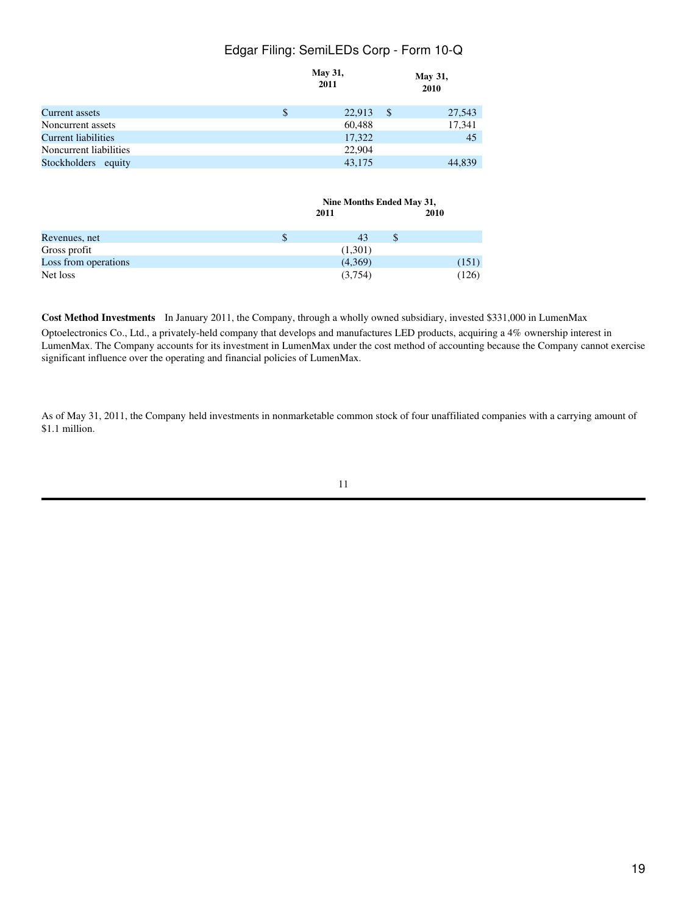| | May 31, 2011 | May 31, 2010 |
|---|---|---|
| Current assets | $ 22,913 | $ 27,543 |
| Noncurrent assets | 60,488 | 17,341 |
| Current liabilities | 17,322 | 45 |
| Noncurrent liabilities | 22,904 | |
| Stockholders equity | 43,175 | 44,839 |

| | Nine Months Ended May 31, | |
|---|---|---|
| | 2011 | 2010 |
| Revenues, net | $ 43 | $ |
| Gross profit | (1,301) | |
| Loss from operations | (4,369) | (151) |
| Net loss | (3,754) | (126) |

**Cost Method Investments** In January 2011, the Company, through a wholly owned subsidiary, invested $331,000 in LumenMax Optoelectronics Co., Ltd., a privately-held company that develops and manufactures LED products, acquiring a 4% ownership interest in LumenMax. The Company accounts for its investment in LumenMax under the cost method of accounting because the Company cannot exercise significant influence over the operating and financial policies of LumenMax.

As of May 31, 2011, the Company held investments in nonmarketable common stock of four unaffiliated companies with a carrying amount of $1.1 million.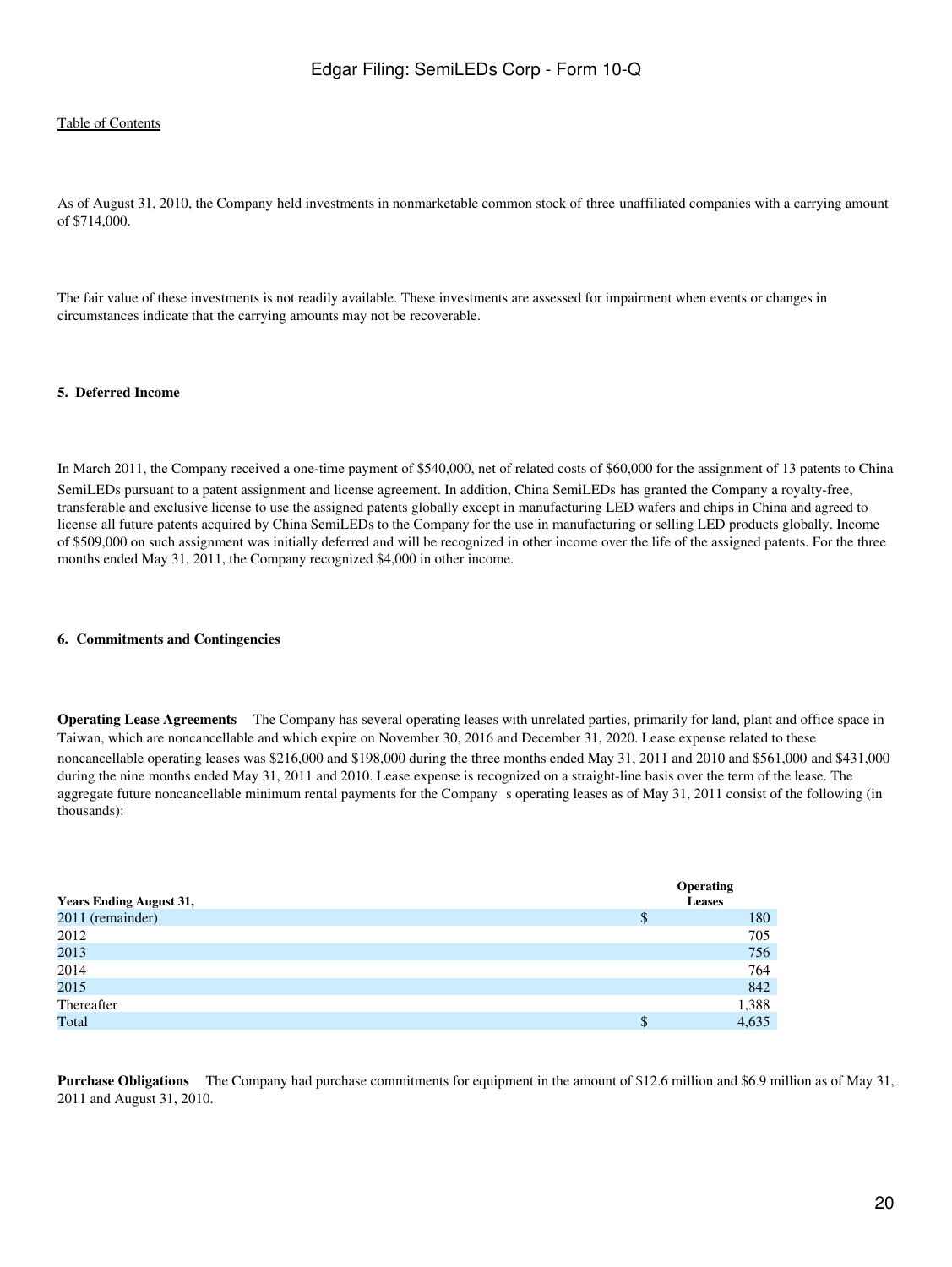As of August 31, 2010, the Company held investments in nonmarketable common stock of three unaffiliated companies with a carrying amount of $714,000.

The fair value of these investments is not readily available. These investments are assessed for impairment when events or changes in circumstances indicate that the carrying amounts may not be recoverable.

**5. Deferred Income**

In March 2011, the Company received a one-time payment of $540,000, net of related costs of $60,000 for the assignment of 13 patents to China SemiLEDs pursuant to a patent assignment and license agreement. In addition, China SemiLEDs has granted the Company a royalty-free, transferable and exclusive license to use the assigned patents globally except in manufacturing LED wafers and chips in China and agreed to license all future patents acquired by China SemiLEDs to the Company for the use in manufacturing or selling LED products globally. Income of $509,000 on such assignment was initially deferred and will be recognized in other income over the life of the assigned patents. For the three months ended May 31, 2011, the Company recognized $4,000 in other income.

**6. Commitments and Contingencies**

**Operating Lease Agreements** The Company has several operating leases with unrelated parties, primarily for land, plant and office space in Taiwan, which are noncancellable and which expire on November 30, 2016 and December 31, 2020. Lease expense related to these noncancellable operating leases was $216,000 and $198,000 during the three months ended May 31, 2011 and 2010 and $561,000 and $431,000 during the nine months ended May 31, 2011 and 2010. Lease expense is recognized on a straight-line basis over the term of the lease. The aggregate future noncancellable minimum rental payments for the Company s operating leases as of May 31, 2011 consist of the following (in thousands):

| Years Ending August 31, | Operating Leases |
|---|---|
| 2011 (remainder) | $ 180 |
| 2012 | 705 |
| 2013 | 756 |
| 2014 | 764 |
| 2015 | 842 |
| Thereafter | 1,388 |
| Total | $ 4,635 |

**Purchase Obligations** The Company had purchase commitments for equipment in the amount of $12.6 million and $6.9 million as of May 31, 2011 and August 31, 2010.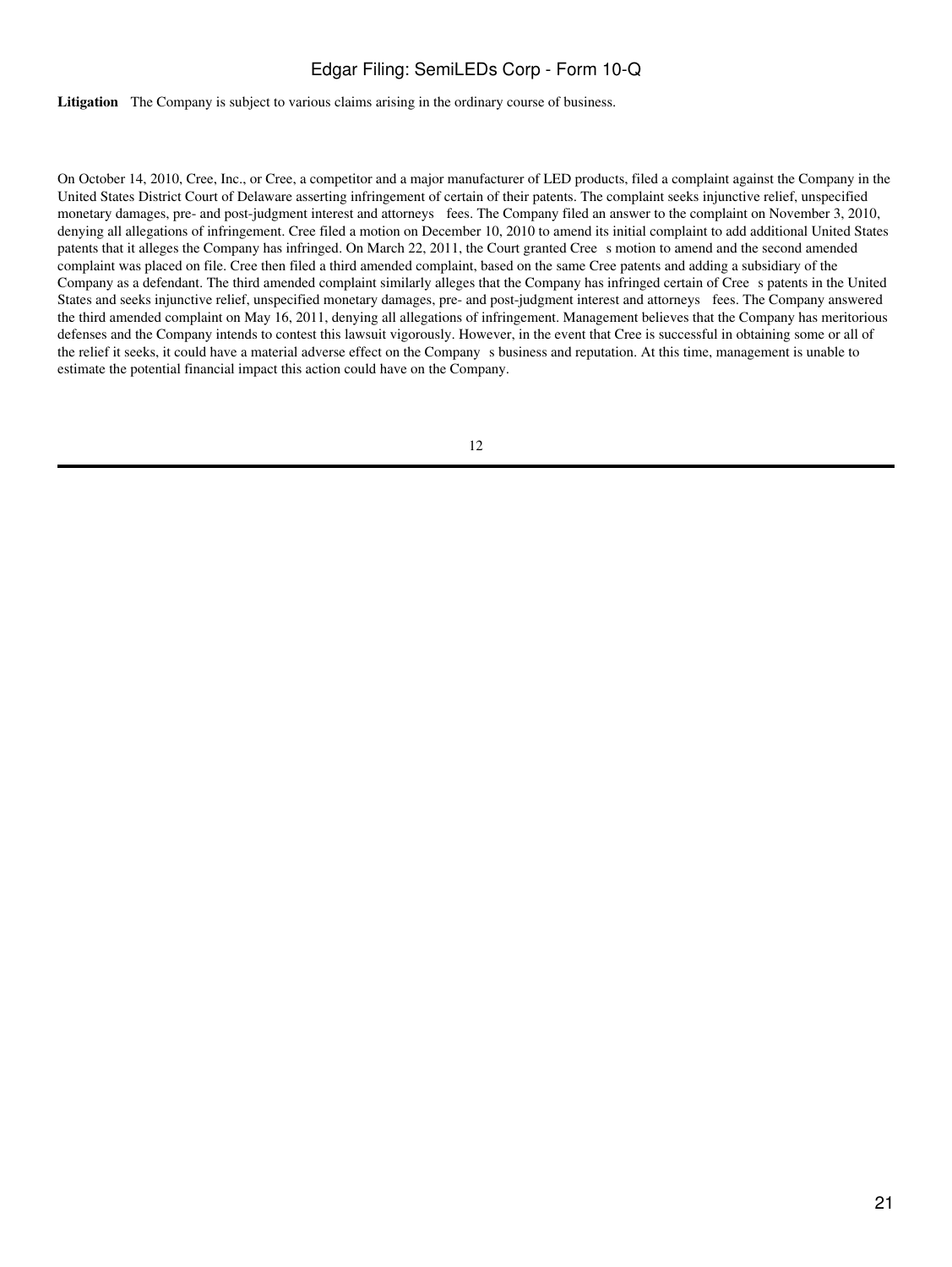**Litigation** The Company is subject to various claims arising in the ordinary course of business.

On October 14, 2010, Cree, Inc., or Cree, a competitor and a major manufacturer of LED products, filed a complaint against the Company in the United States District Court of Delaware asserting infringement of certain of their patents. The complaint seeks injunctive relief, unspecified monetary damages, pre- and post-judgment interest and attorneys fees. The Company filed an answer to the complaint on November 3, 2010, denying all allegations of infringement. Cree filed a motion on December 10, 2010 to amend its initial complaint to add additional United States patents that it alleges the Company has infringed. On March 22, 2011, the Court granted Cree s motion to amend and the second amended complaint was placed on file. Cree then filed a third amended complaint, based on the same Cree patents and adding a subsidiary of the Company as a defendant. The third amended complaint similarly alleges that the Company has infringed certain of Cree s patents in the United States and seeks injunctive relief, unspecified monetary damages, pre- and post-judgment interest and attorneys fees. The Company answered the third amended complaint on May 16, 2011, denying all allegations of infringement. Management believes that the Company has meritorious defenses and the Company intends to contest this lawsuit vigorously. However, in the event that Cree is successful in obtaining some or all of the relief it seeks, it could have a material adverse effect on the Company s business and reputation. At this time, management is unable to estimate the potential financial impact this action could have on the Company.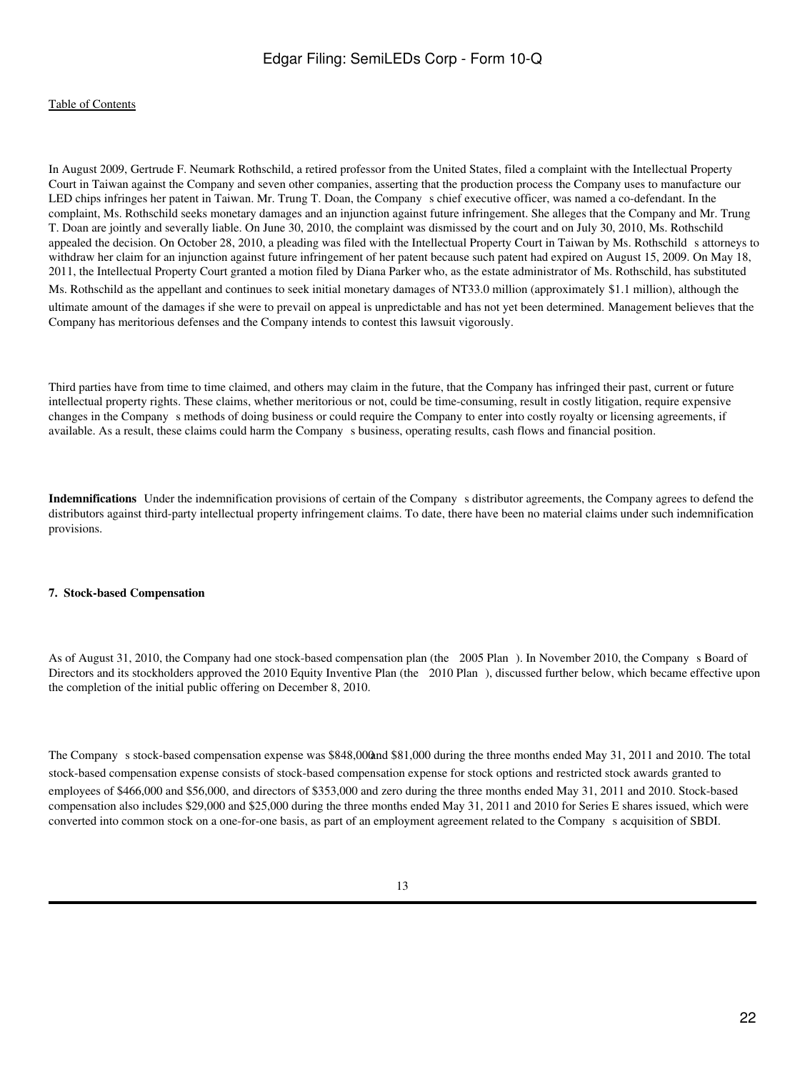In August 2009, Gertrude F. Neumark Rothschild, a retired professor from the United States, filed a complaint with the Intellectual Property Court in Taiwan against the Company and seven other companies, asserting that the production process the Company uses to manufacture our LED chips infringes her patent in Taiwan. Mr. Trung T. Doan, the Company s chief executive officer, was named a co-defendant. In the complaint, Ms. Rothschild seeks monetary damages and an injunction against future infringement. She alleges that the Company and Mr. Trung T. Doan are jointly and severally liable. On June 30, 2010, the complaint was dismissed by the court and on July 30, 2010, Ms. Rothschild appealed the decision. On October 28, 2010, a pleading was filed with the Intellectual Property Court in Taiwan by Ms. Rothschild s attorneys to withdraw her claim for an injunction against future infringement of her patent because such patent had expired on August 15, 2009. On May 18, 2011, the Intellectual Property Court granted a motion filed by Diana Parker who, as the estate administrator of Ms. Rothschild, has substituted Ms. Rothschild as the appellant and continues to seek initial monetary damages of NT33.0 million (approximately $1.1 million), although the ultimate amount of the damages if she were to prevail on appeal is unpredictable and has not yet been determined. Management believes that the Company has meritorious defenses and the Company intends to contest this lawsuit vigorously.

Third parties have from time to time claimed, and others may claim in the future, that the Company has infringed their past, current or future intellectual property rights. These claims, whether meritorious or not, could be time-consuming, result in costly litigation, require expensive changes in the Company s methods of doing business or could require the Company to enter into costly royalty or licensing agreements, if available. As a result, these claims could harm the Company s business, operating results, cash flows and financial position.

**Indemnifications** Under the indemnification provisions of certain of the Company s distributor agreements, the Company agrees to defend the distributors against third-party intellectual property infringement claims. To date, there have been no material claims under such indemnification provisions.

**7. Stock-based Compensation**

As of August 31, 2010, the Company had one stock-based compensation plan (the 2005 Plan ). In November 2010, the Company s Board of Directors and its stockholders approved the 2010 Equity Inventive Plan (the 2010 Plan ), discussed further below, which became effective upon the completion of the initial public offering on December 8, 2010.

The Company s stock-based compensation expense was $848,000 and $81,000 during the three months ended May 31, 2011 and 2010. The total stock-based compensation expense consists of stock-based compensation expense for stock options and restricted stock awards granted to employees of $466,000 and $56,000, and directors of $353,000 and zero during the three months ended May 31, 2011 and 2010. Stock-based compensation also includes $29,000 and $25,000 during the three months ended May 31, 2011 and 2010 for Series E shares issued, which were converted into common stock on a one-for-one basis, as part of an employment agreement related to the Company s acquisition of SBDI.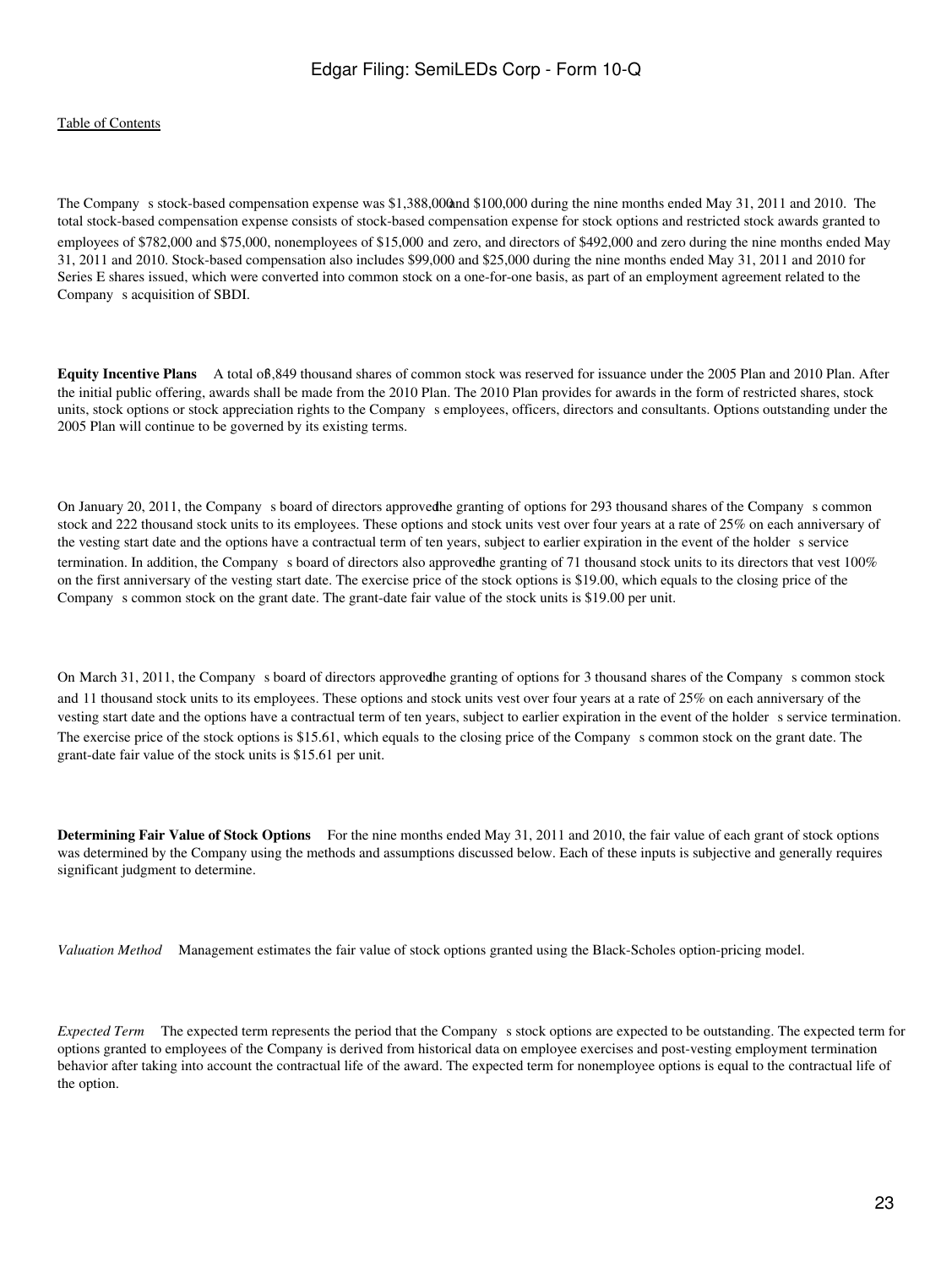The Company's stock-based compensation expense was $1,388,000 and $100,000 during the nine months ended May 31, 2011 and 2010. The total stock-based compensation expense consists of stock-based compensation expense for stock options and restricted stock awards granted to employees of $782,000 and $75,000, nonemployees of $15,000 and zero, and directors of $492,000 and zero during the nine months ended May 31, 2011 and 2010. Stock-based compensation also includes $99,000 and $25,000 during the nine months ended May 31, 2011 and 2010 for Series E shares issued, which were converted into common stock on a one-for-one basis, as part of an employment agreement related to the Company's acquisition of SBDI.

**Equity Incentive Plans** A total of 3,849 thousand shares of common stock was reserved for issuance under the 2005 Plan and 2010 Plan. After the initial public offering, awards shall be made from the 2010 Plan. The 2010 Plan provides for awards in the form of restricted shares, stock units, stock options or stock appreciation rights to the Company's employees, officers, directors and consultants. Options outstanding under the 2005 Plan will continue to be governed by its existing terms.

On January 20, 2011, the Company's board of directors approved the granting of options for 293 thousand shares of the Company's common stock and 222 thousand stock units to its employees. These options and stock units vest over four years at a rate of 25% on each anniversary of the vesting start date and the options have a contractual term of ten years, subject to earlier expiration in the event of the holder's service termination. In addition, the Company's board of directors also approved the granting of 71 thousand stock units to its directors that vest 100% on the first anniversary of the vesting start date. The exercise price of the stock options is $19.00, which equals to the closing price of the Company's common stock on the grant date. The grant-date fair value of the stock units is $19.00 per unit.

On March 31, 2011, the Company's board of directors approved the granting of options for 3 thousand shares of the Company's common stock and 11 thousand stock units to its employees. These options and stock units vest over four years at a rate of 25% on each anniversary of the vesting start date and the options have a contractual term of ten years, subject to earlier expiration in the event of the holder's service termination. The exercise price of the stock options is $15.61, which equals to the closing price of the Company's common stock on the grant date. The grant-date fair value of the stock units is $15.61 per unit.

**Determining Fair Value of Stock Options** For the nine months ended May 31, 2011 and 2010, the fair value of each grant of stock options was determined by the Company using the methods and assumptions discussed below. Each of these inputs is subjective and generally requires significant judgment to determine.

*Valuation Method* Management estimates the fair value of stock options granted using the Black-Scholes option-pricing model.

*Expected Term* The expected term represents the period that the Company's stock options are expected to be outstanding. The expected term for options granted to employees of the Company is derived from historical data on employee exercises and post-vesting employment termination behavior after taking into account the contractual life of the award. The expected term for nonemployee options is equal to the contractual life of the option.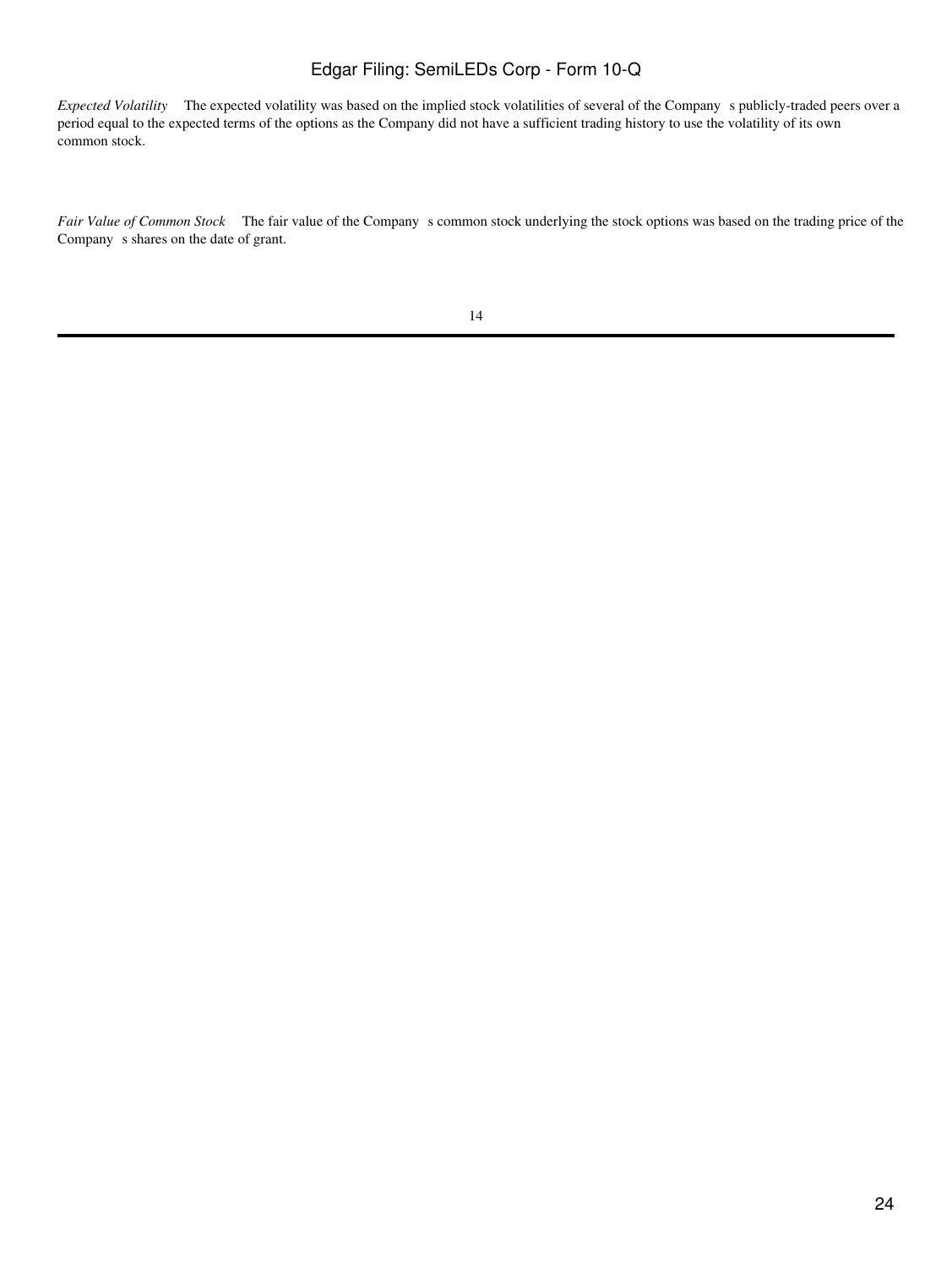*Expected Volatility* The expected volatility was based on the implied stock volatilities of several of the Company s publicly-traded peers over a period equal to the expected terms of the options as the Company did not have a sufficient trading history to use the volatility of its own common stock.

*Fair Value of Common Stock* The fair value of the Company s common stock underlying the stock options was based on the trading price of the Company s shares on the date of grant.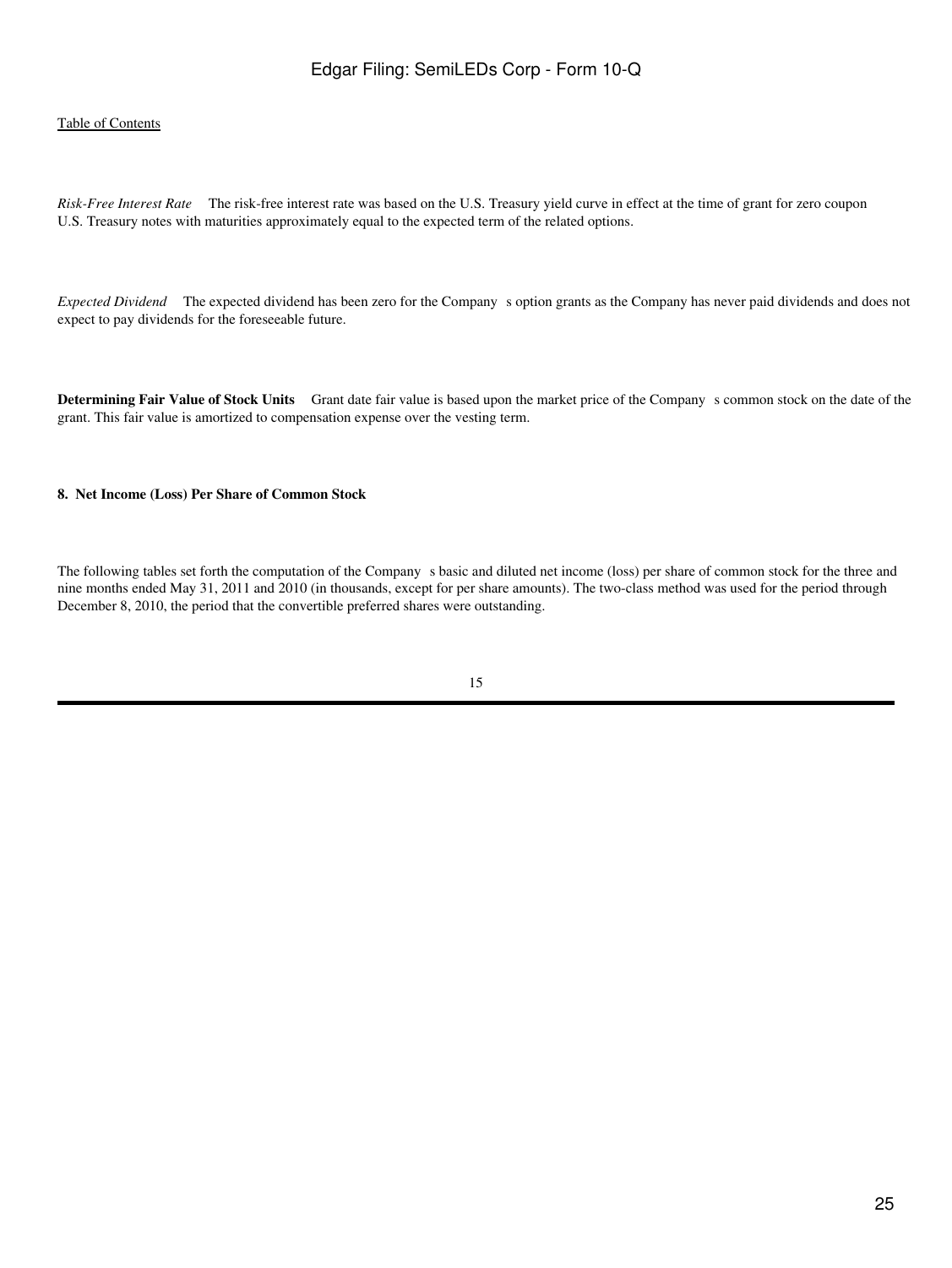[Table of Contents](#)

*Risk-Free Interest Rate*   The risk-free interest rate was based on the U.S. Treasury yield curve in effect at the time of grant for zero coupon U.S. Treasury notes with maturities approximately equal to the expected term of the related options.

*Expected Dividend*   The expected dividend has been zero for the Company s option grants as the Company has never paid dividends and does not expect to pay dividends for the foreseeable future.

**Determining Fair Value of Stock Units**   Grant date fair value is based upon the market price of the Company s common stock on the date of the grant. This fair value is amortized to compensation expense over the vesting term.

**8. Net Income (Loss) Per Share of Common Stock**

The following tables set forth the computation of the Company s basic and diluted net income (loss) per share of common stock for the three and nine months ended May 31, 2011 and 2010 (in thousands, except for per share amounts). The two-class method was used for the period through December 8, 2010, the period that the convertible preferred shares were outstanding.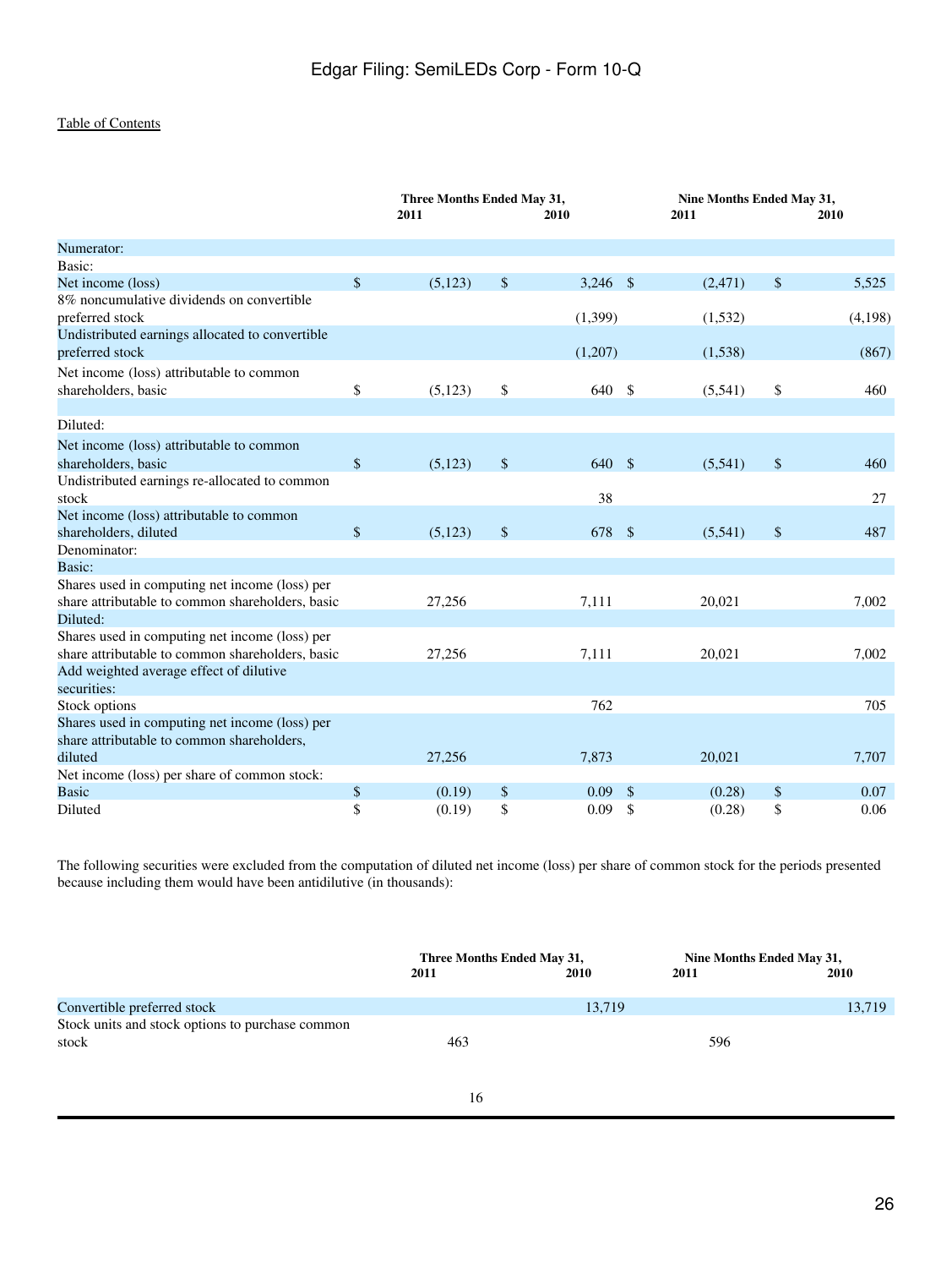[Table of Contents](#)

| | Three Months Ended May 31, | | Nine Months Ended May 31, | |
|---|---|---|---|---|
| | 2011 | 2010 | 2011 | 2010 |
| Numerator: | | | | |
| Basic: | | | | |
| Net income (loss) | $ (5,123) | $ 3,246 | $ (2,471) | $ 5,525 |
| 8% noncumulative dividends on convertible preferred stock | | (1,399) | (1,532) | (4,198) |
| Undistributed earnings allocated to convertible preferred stock | | (1,207) | (1,538) | (867) |
| Net income (loss) attributable to common shareholders, basic | $ (5,123) | $ 640 | $ (5,541) | $ 460 |
| | | | | |
| Diluted: | | | | |
| Net income (loss) attributable to common shareholders, basic | $ (5,123) | $ 640 | $ (5,541) | $ 460 |
| Undistributed earnings re-allocated to common stock | | 38 | | 27 |
| Net income (loss) attributable to common shareholders, diluted | $ (5,123) | $ 678 | $ (5,541) | $ 487 |
| Denominator: | | | | |
| Basic: | | | | |
| Shares used in computing net income (loss) per share attributable to common shareholders, basic | 27,256 | 7,111 | 20,021 | 7,002 |
| Diluted: | | | | |
| Shares used in computing net income (loss) per share attributable to common shareholders, basic | 27,256 | 7,111 | 20,021 | 7,002 |
| Add weighted average effect of dilutive securities: | | | | |
| Stock options | | 762 | | 705 |
| Shares used in computing net income (loss) per share attributable to common shareholders, diluted | 27,256 | 7,873 | 20,021 | 7,707 |
| Net income (loss) per share of common stock: | | | | |
| Basic | $ (0.19) | $ 0.09 | $ (0.28) | $ 0.07 |
| Diluted | $ (0.19) | $ 0.09 | $ (0.28) | $ 0.06 |

The following securities were excluded from the computation of diluted net income (loss) per share of common stock for the periods presented because including them would have been antidilutive (in thousands):

| | Three Months Ended May 31, | | Nine Months Ended May 31, | |
|---|---|---|---|---|
| | 2011 | 2010 | 2011 | 2010 |
| Convertible preferred stock | | 13,719 | | 13,719 |
| Stock units and stock options to purchase common stock | 463 | | 596 | |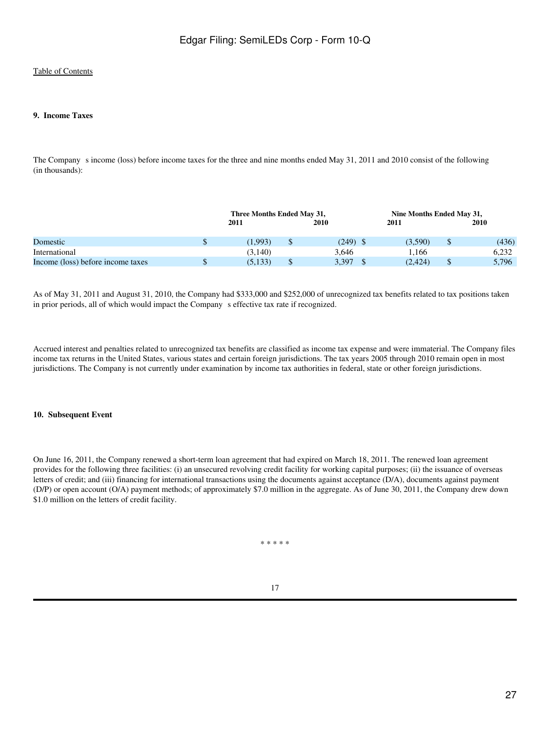[Table of Contents](#)

### 9. Income Taxes

The Company s income (loss) before income taxes for the three and nine months ended May 31, 2011 and 2010 consist of the following (in thousands):

| | Three Months Ended May 31, | | Nine Months Ended May 31, | |
|---|---|---|---|---|
| | 2011 | 2010 | 2011 | 2010 |
| Domestic | $ (1,993) | $ (249) | $ (3,590) | $ (436) |
| International | (3,140) | 3,646 | 1,166 | 6,232 |
| Income (loss) before income taxes | $ (5,133) | $ 3,397 | $ (2,424) | $ 5,796 |

As of May 31, 2011 and August 31, 2010, the Company had $333,000 and $252,000 of unrecognized tax benefits related to tax positions taken in prior periods, all of which would impact the Company s effective tax rate if recognized.

Accrued interest and penalties related to unrecognized tax benefits are classified as income tax expense and were immaterial. The Company files income tax returns in the United States, various states and certain foreign jurisdictions. The tax years 2005 through 2010 remain open in most jurisdictions. The Company is not currently under examination by income tax authorities in federal, state or other foreign jurisdictions.

### 10. Subsequent Event

On June 16, 2011, the Company renewed a short-term loan agreement that had expired on March 18, 2011. The renewed loan agreement provides for the following three facilities: (i) an unsecured revolving credit facility for working capital purposes; (ii) the issuance of overseas letters of credit; and (iii) financing for international transactions using the documents against acceptance (D/A), documents against payment (D/P) or open account (O/A) payment methods; of approximately $7.0 million in the aggregate. As of June 30, 2011, the Company drew down $1.0 million on the letters of credit facility.

* * * * *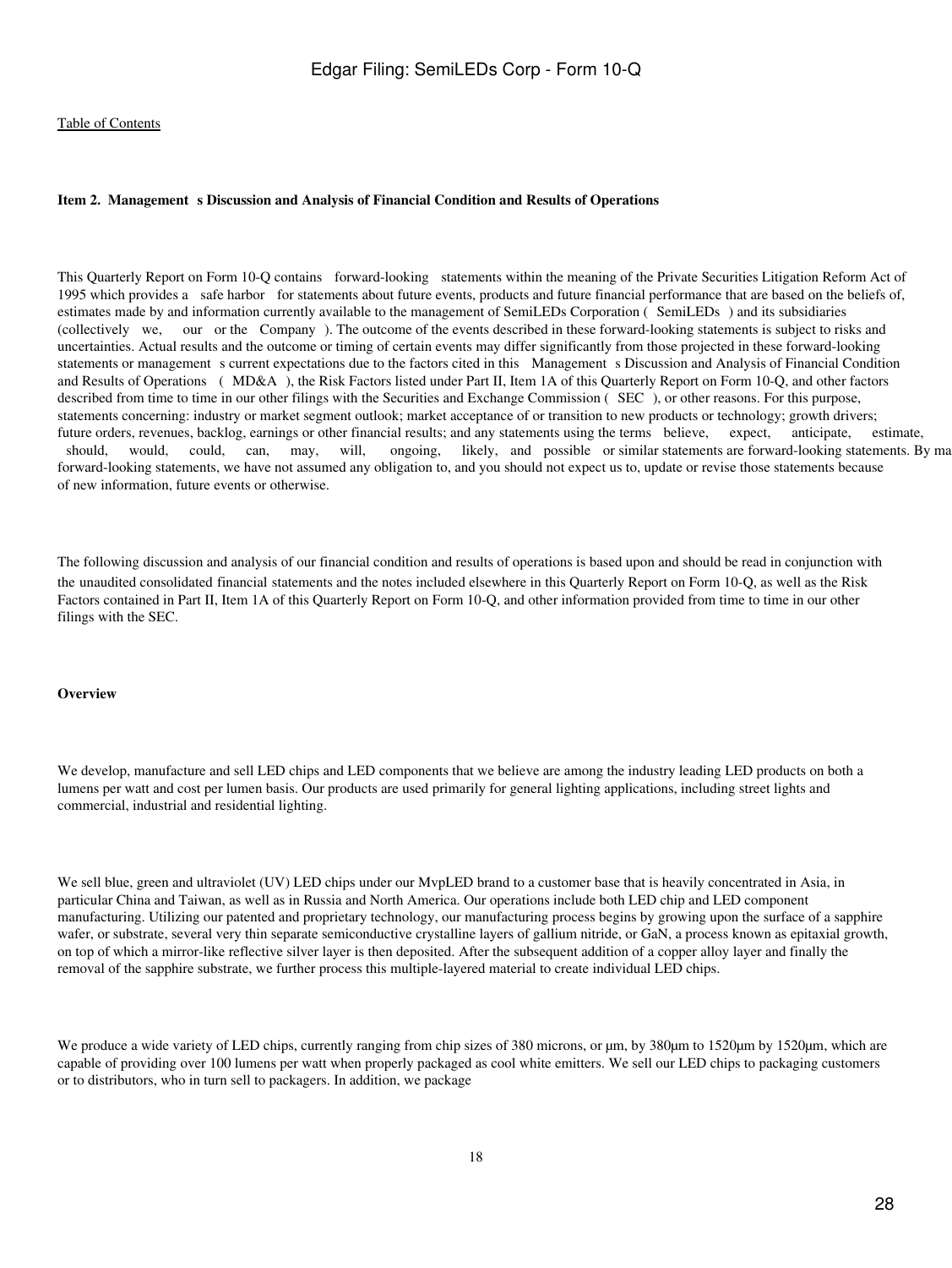[Table of Contents](#)

**Item 2. Management s Discussion and Analysis of Financial Condition and Results of Operations**

This Quarterly Report on Form 10-Q contains forward-looking statements within the meaning of the Private Securities Litigation Reform Act of 1995 which provides a safe harbor for statements about future events, products and future financial performance that are based on the beliefs of, estimates made by and information currently available to the management of SemiLEDs Corporation ( SemiLEDs ) and its subsidiaries (collectively we, our or the Company ). The outcome of the events described in these forward-looking statements is subject to risks and uncertainties. Actual results and the outcome or timing of certain events may differ significantly from those projected in these forward-looking statements or management s current expectations due to the factors cited in this Management s Discussion and Analysis of Financial Condition and Results of Operations ( MD&A ), the Risk Factors listed under Part II, Item 1A of this Quarterly Report on Form 10-Q, and other factors described from time to time in our other filings with the Securities and Exchange Commission ( SEC ), or other reasons. For this purpose, statements concerning: industry or market segment outlook; market acceptance of or transition to new products or technology; growth drivers; future orders, revenues, backlog, earnings or other financial results; and any statements using the terms believe, expect, anticipate, estimate, should, would, could, can, may, will, ongoing, likely, and possible or similar statements are forward-looking statements. By ma forward-looking statements, we have not assumed any obligation to, and you should not expect us to, update or revise those statements because of new information, future events or otherwise.

The following discussion and analysis of our financial condition and results of operations is based upon and should be read in conjunction with the unaudited consolidated financial statements and the notes included elsewhere in this Quarterly Report on Form 10-Q, as well as the Risk Factors contained in Part II, Item 1A of this Quarterly Report on Form 10-Q, and other information provided from time to time in our other filings with the SEC.

**Overview**

We develop, manufacture and sell LED chips and LED components that we believe are among the industry leading LED products on both a lumens per watt and cost per lumen basis. Our products are used primarily for general lighting applications, including street lights and commercial, industrial and residential lighting.

We sell blue, green and ultraviolet (UV) LED chips under our MvpLED brand to a customer base that is heavily concentrated in Asia, in particular China and Taiwan, as well as in Russia and North America. Our operations include both LED chip and LED component manufacturing. Utilizing our patented and proprietary technology, our manufacturing process begins by growing upon the surface of a sapphire wafer, or substrate, several very thin separate semiconductive crystalline layers of gallium nitride, or GaN, a process known as epitaxial growth, on top of which a mirror-like reflective silver layer is then deposited. After the subsequent addition of a copper alloy layer and finally the removal of the sapphire substrate, we further process this multiple-layered material to create individual LED chips.

We produce a wide variety of LED chips, currently ranging from chip sizes of 380 microns, or μm, by 380μm to 1520μm by 1520μm, which are capable of providing over 100 lumens per watt when properly packaged as cool white emitters. We sell our LED chips to packaging customers or to distributors, who in turn sell to packagers. In addition, we package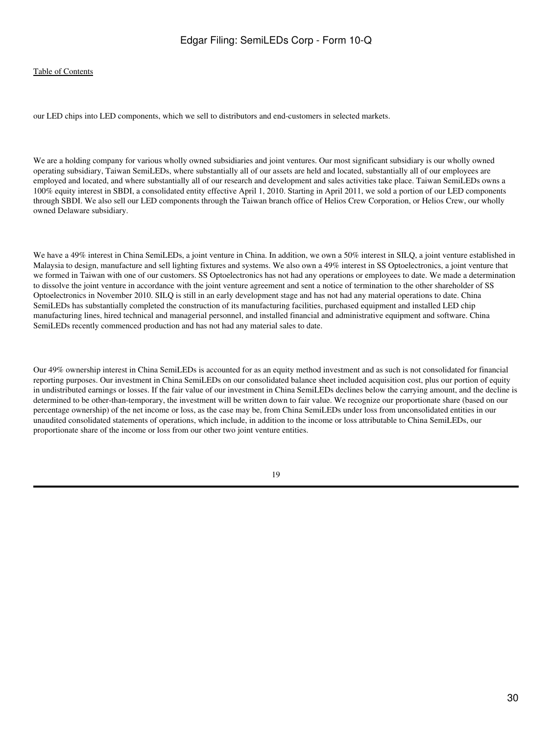our LED chips into LED components, which we sell to distributors and end-customers in selected markets.

We are a holding company for various wholly owned subsidiaries and joint ventures. Our most significant subsidiary is our wholly owned operating subsidiary, Taiwan SemiLEDs, where substantially all of our assets are held and located, substantially all of our employees are employed and located, and where substantially all of our research and development and sales activities take place. Taiwan SemiLEDs owns a 100% equity interest in SBDI, a consolidated entity effective April 1, 2010. Starting in April 2011, we sold a portion of our LED components through SBDI. We also sell our LED components through the Taiwan branch office of Helios Crew Corporation, or Helios Crew, our wholly owned Delaware subsidiary.

We have a 49% interest in China SemiLEDs, a joint venture in China. In addition, we own a 50% interest in SILQ, a joint venture established in Malaysia to design, manufacture and sell lighting fixtures and systems. We also own a 49% interest in SS Optoelectronics, a joint venture that we formed in Taiwan with one of our customers. SS Optoelectronics has not had any operations or employees to date. We made a determination to dissolve the joint venture in accordance with the joint venture agreement and sent a notice of termination to the other shareholder of SS Optoelectronics in November 2010. SILQ is still in an early development stage and has not had any material operations to date. China SemiLEDs has substantially completed the construction of its manufacturing facilities, purchased equipment and installed LED chip manufacturing lines, hired technical and managerial personnel, and installed financial and administrative equipment and software. China SemiLEDs recently commenced production and has not had any material sales to date.

Our 49% ownership interest in China SemiLEDs is accounted for as an equity method investment and as such is not consolidated for financial reporting purposes. Our investment in China SemiLEDs on our consolidated balance sheet included acquisition cost, plus our portion of equity in undistributed earnings or losses. If the fair value of our investment in China SemiLEDs declines below the carrying amount, and the decline is determined to be other-than-temporary, the investment will be written down to fair value. We recognize our proportionate share (based on our percentage ownership) of the net income or loss, as the case may be, from China SemiLEDs under loss from unconsolidated entities in our unaudited consolidated statements of operations, which include, in addition to the income or loss attributable to China SemiLEDs, our proportionate share of the income or loss from our other two joint venture entities.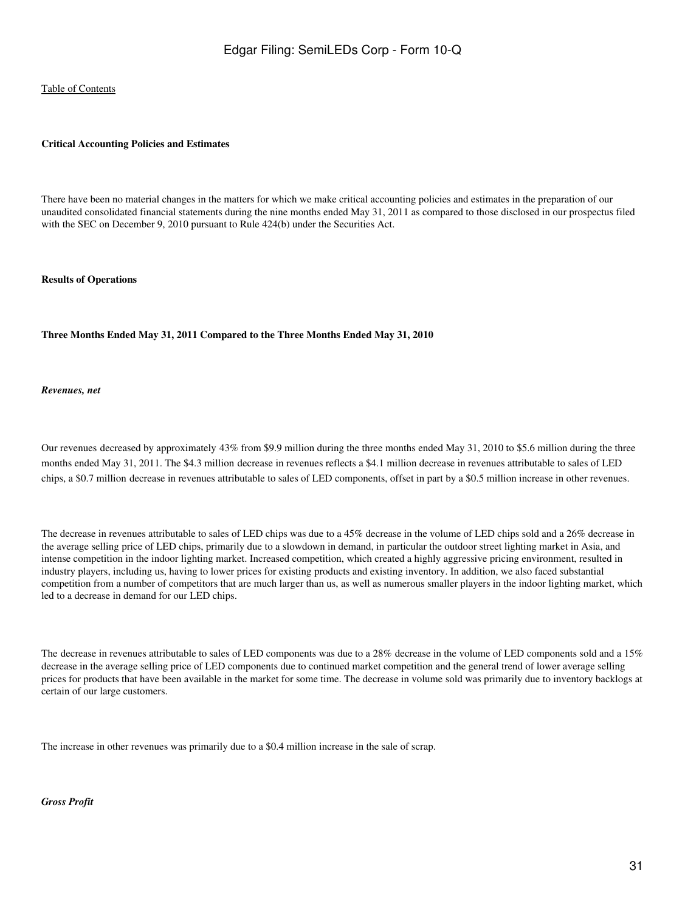[Table of Contents](#)

**Critical Accounting Policies and Estimates**

There have been no material changes in the matters for which we make critical accounting policies and estimates in the preparation of our unaudited consolidated financial statements during the nine months ended May 31, 2011 as compared to those disclosed in our prospectus filed with the SEC on December 9, 2010 pursuant to Rule 424(b) under the Securities Act.

**Results of Operations**

**Three Months Ended May 31, 2011 Compared to the Three Months Ended May 31, 2010**

***Revenues, net***

Our revenues decreased by approximately 43% from $9.9 million during the three months ended May 31, 2010 to $5.6 million during the three months ended May 31, 2011. The $4.3 million decrease in revenues reflects a $4.1 million decrease in revenues attributable to sales of LED chips, a $0.7 million decrease in revenues attributable to sales of LED components, offset in part by a $0.5 million increase in other revenues.

The decrease in revenues attributable to sales of LED chips was due to a 45% decrease in the volume of LED chips sold and a 26% decrease in the average selling price of LED chips, primarily due to a slowdown in demand, in particular the outdoor street lighting market in Asia, and intense competition in the indoor lighting market. Increased competition, which created a highly aggressive pricing environment, resulted in industry players, including us, having to lower prices for existing products and existing inventory. In addition, we also faced substantial competition from a number of competitors that are much larger than us, as well as numerous smaller players in the indoor lighting market, which led to a decrease in demand for our LED chips.

The decrease in revenues attributable to sales of LED components was due to a 28% decrease in the volume of LED components sold and a 15% decrease in the average selling price of LED components due to continued market competition and the general trend of lower average selling prices for products that have been available in the market for some time. The decrease in volume sold was primarily due to inventory backlogs at certain of our large customers.

The increase in other revenues was primarily due to a $0.4 million increase in the sale of scrap.

***Gross Profit***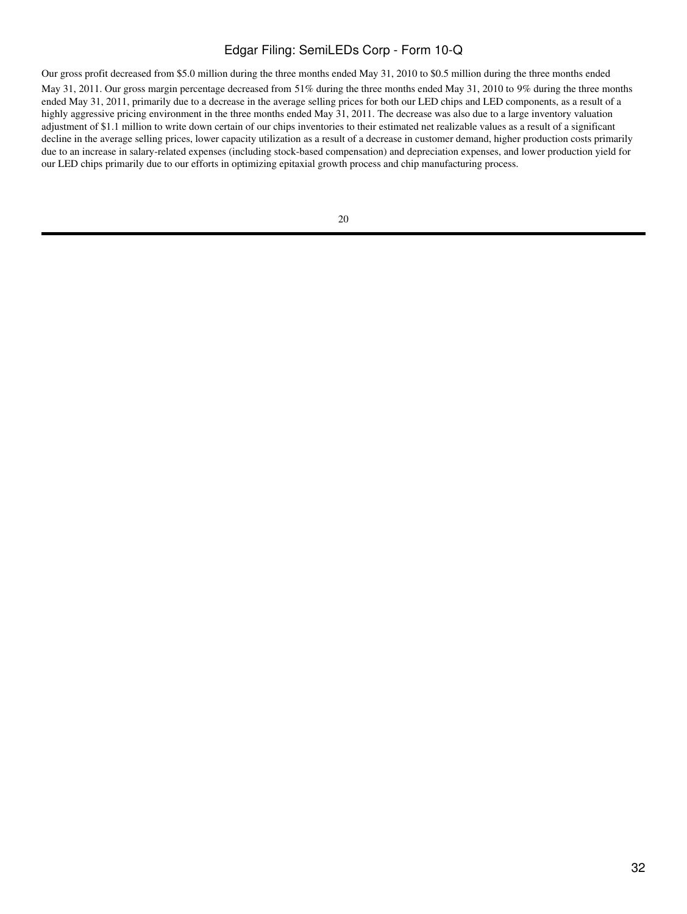Our gross profit decreased from $5.0 million during the three months ended May 31, 2010 to $0.5 million during the three months ended May 31, 2011. Our gross margin percentage decreased from 51% during the three months ended May 31, 2010 to 9% during the three months ended May 31, 2011, primarily due to a decrease in the average selling prices for both our LED chips and LED components, as a result of a highly aggressive pricing environment in the three months ended May 31, 2011. The decrease was also due to a large inventory valuation adjustment of $1.1 million to write down certain of our chips inventories to their estimated net realizable values as a result of a significant decline in the average selling prices, lower capacity utilization as a result of a decrease in customer demand, higher production costs primarily due to an increase in salary-related expenses (including stock-based compensation) and depreciation expenses, and lower production yield for our LED chips primarily due to our efforts in optimizing epitaxial growth process and chip manufacturing process.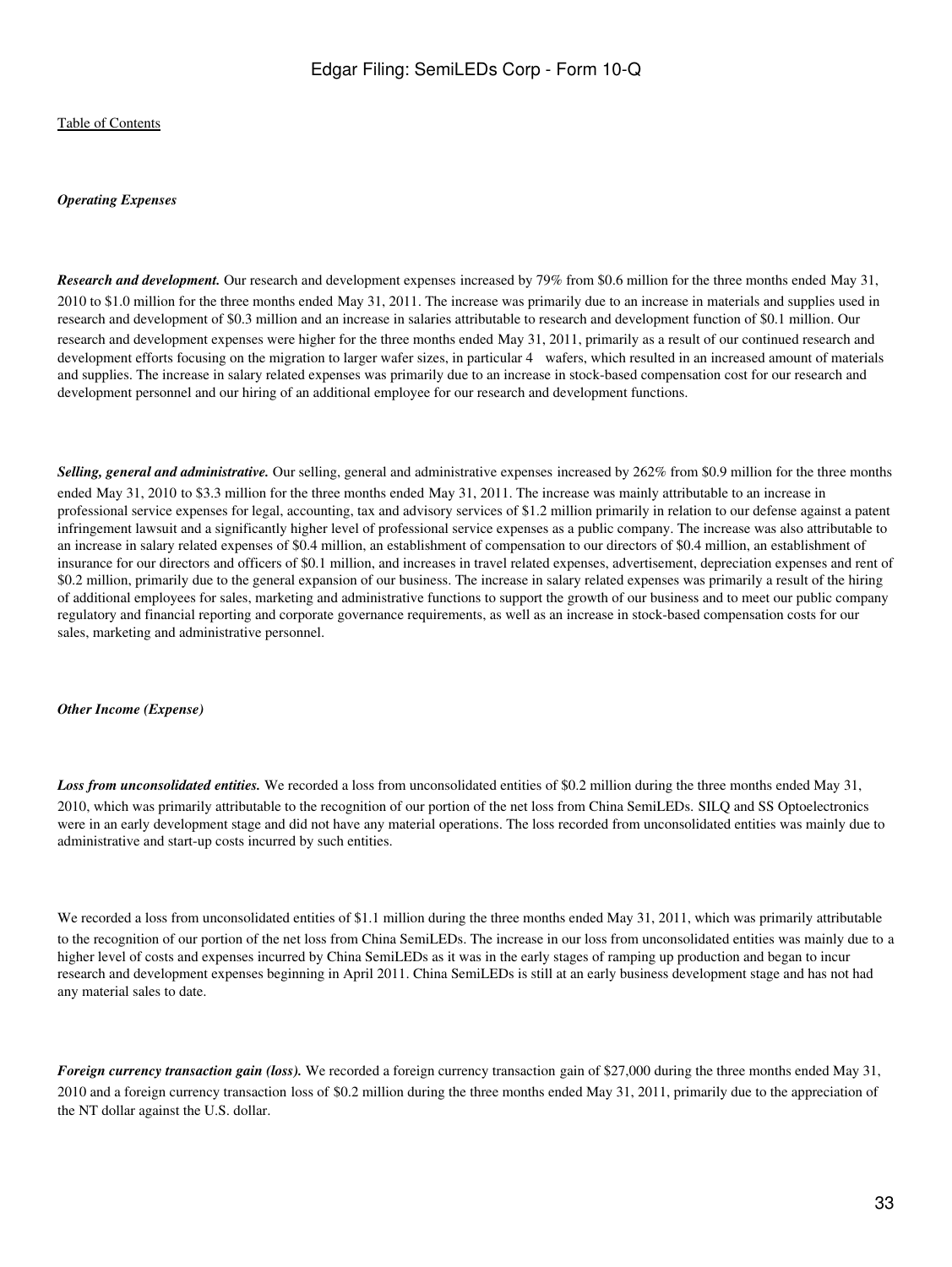*Operating Expenses*

***Research and development.*** Our research and development expenses increased by 79% from $0.6 million for the three months ended May 31, 2010 to $1.0 million for the three months ended May 31, 2011. The increase was primarily due to an increase in materials and supplies used in research and development of $0.3 million and an increase in salaries attributable to research and development function of $0.1 million. Our research and development expenses were higher for the three months ended May 31, 2011, primarily as a result of our continued research and development efforts focusing on the migration to larger wafer sizes, in particular 4 wafers, which resulted in an increased amount of materials and supplies. The increase in salary related expenses was primarily due to an increase in stock-based compensation cost for our research and development personnel and our hiring of an additional employee for our research and development functions.

***Selling, general and administrative.*** Our selling, general and administrative expenses increased by 262% from $0.9 million for the three months ended May 31, 2010 to $3.3 million for the three months ended May 31, 2011. The increase was mainly attributable to an increase in professional service expenses for legal, accounting, tax and advisory services of $1.2 million primarily in relation to our defense against a patent infringement lawsuit and a significantly higher level of professional service expenses as a public company. The increase was also attributable to an increase in salary related expenses of $0.4 million, an establishment of compensation to our directors of $0.4 million, an establishment of insurance for our directors and officers of $0.1 million, and increases in travel related expenses, advertisement, depreciation expenses and rent of $0.2 million, primarily due to the general expansion of our business. The increase in salary related expenses was primarily a result of the hiring of additional employees for sales, marketing and administrative functions to support the growth of our business and to meet our public company regulatory and financial reporting and corporate governance requirements, as well as an increase in stock-based compensation costs for our sales, marketing and administrative personnel.

*Other Income (Expense)*

***Loss from unconsolidated entities.*** We recorded a loss from unconsolidated entities of $0.2 million during the three months ended May 31, 2010, which was primarily attributable to the recognition of our portion of the net loss from China SemiLEDs. SILQ and SS Optoelectronics were in an early development stage and did not have any material operations. The loss recorded from unconsolidated entities was mainly due to administrative and start-up costs incurred by such entities.

We recorded a loss from unconsolidated entities of $1.1 million during the three months ended May 31, 2011, which was primarily attributable to the recognition of our portion of the net loss from China SemiLEDs. The increase in our loss from unconsolidated entities was mainly due to a higher level of costs and expenses incurred by China SemiLEDs as it was in the early stages of ramping up production and began to incur research and development expenses beginning in April 2011. China SemiLEDs is still at an early business development stage and has not had any material sales to date.

***Foreign currency transaction gain (loss).*** We recorded a foreign currency transaction gain of $27,000 during the three months ended May 31, 2010 and a foreign currency transaction loss of $0.2 million during the three months ended May 31, 2011, primarily due to the appreciation of the NT dollar against the U.S. dollar.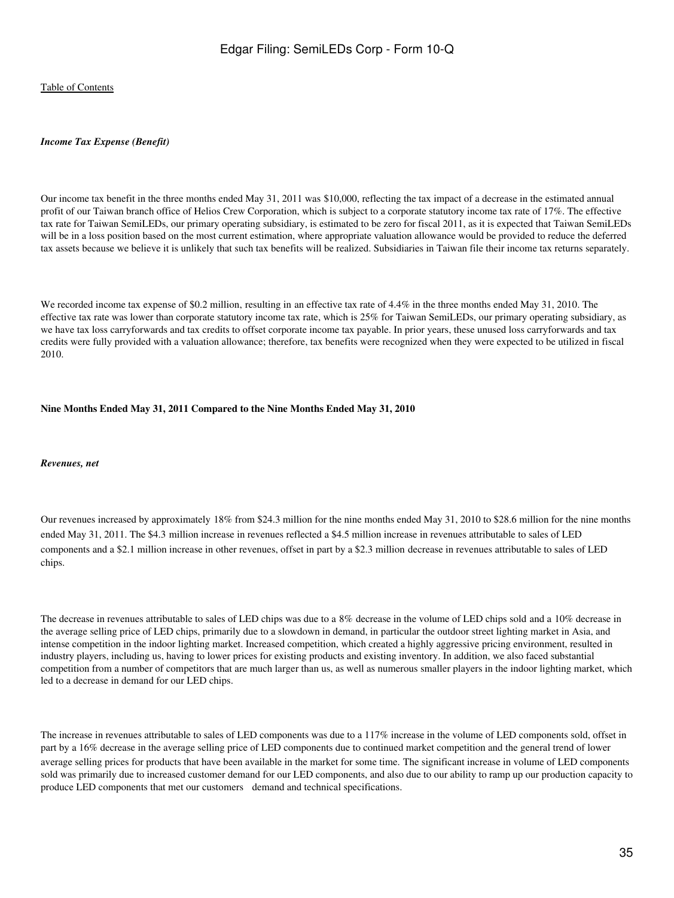*Income Tax Expense (Benefit)*

Our income tax benefit in the three months ended May 31, 2011 was $10,000, reflecting the tax impact of a decrease in the estimated annual profit of our Taiwan branch office of Helios Crew Corporation, which is subject to a corporate statutory income tax rate of 17%. The effective tax rate for Taiwan SemiLEDs, our primary operating subsidiary, is estimated to be zero for fiscal 2011, as it is expected that Taiwan SemiLEDs will be in a loss position based on the most current estimation, where appropriate valuation allowance would be provided to reduce the deferred tax assets because we believe it is unlikely that such tax benefits will be realized. Subsidiaries in Taiwan file their income tax returns separately.

We recorded income tax expense of $0.2 million, resulting in an effective tax rate of 4.4% in the three months ended May 31, 2010. The effective tax rate was lower than corporate statutory income tax rate, which is 25% for Taiwan SemiLEDs, our primary operating subsidiary, as we have tax loss carryforwards and tax credits to offset corporate income tax payable. In prior years, these unused loss carryforwards and tax credits were fully provided with a valuation allowance; therefore, tax benefits were recognized when they were expected to be utilized in fiscal 2010.

**Nine Months Ended May 31, 2011 Compared to the Nine Months Ended May 31, 2010**

*Revenues, net*

Our revenues increased by approximately 18% from $24.3 million for the nine months ended May 31, 2010 to $28.6 million for the nine months ended May 31, 2011. The $4.3 million increase in revenues reflected a $4.5 million increase in revenues attributable to sales of LED components and a $2.1 million increase in other revenues, offset in part by a $2.3 million decrease in revenues attributable to sales of LED chips.

The decrease in revenues attributable to sales of LED chips was due to a 8% decrease in the volume of LED chips sold and a 10% decrease in the average selling price of LED chips, primarily due to a slowdown in demand, in particular the outdoor street lighting market in Asia, and intense competition in the indoor lighting market. Increased competition, which created a highly aggressive pricing environment, resulted in industry players, including us, having to lower prices for existing products and existing inventory. In addition, we also faced substantial competition from a number of competitors that are much larger than us, as well as numerous smaller players in the indoor lighting market, which led to a decrease in demand for our LED chips.

The increase in revenues attributable to sales of LED components was due to a 117% increase in the volume of LED components sold, offset in part by a 16% decrease in the average selling price of LED components due to continued market competition and the general trend of lower average selling prices for products that have been available in the market for some time. The significant increase in volume of LED components sold was primarily due to increased customer demand for our LED components, and also due to our ability to ramp up our production capacity to produce LED components that met our customers demand and technical specifications.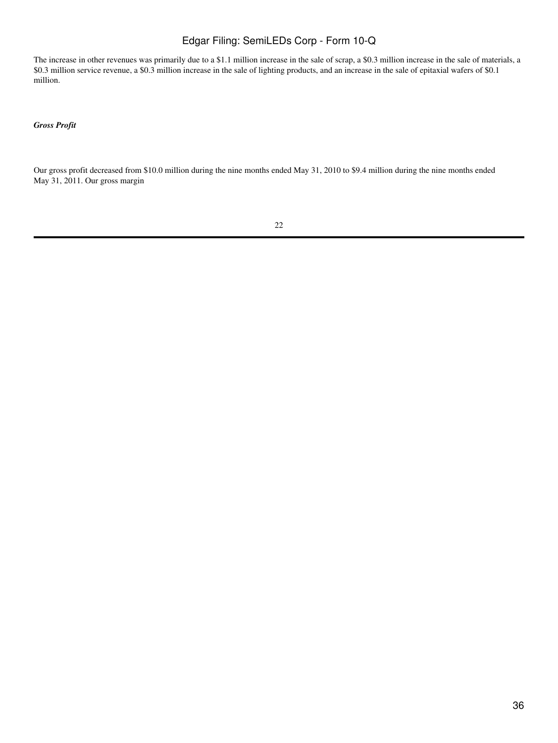The increase in other revenues was primarily due to a $1.1 million increase in the sale of scrap, a $0.3 million increase in the sale of materials, a $0.3 million service revenue, a $0.3 million increase in the sale of lighting products, and an increase in the sale of epitaxial wafers of $0.1 million.

*Gross Profit*

Our gross profit decreased from $10.0 million during the nine months ended May 31, 2010 to $9.4 million during the nine months ended May 31, 2011. Our gross margin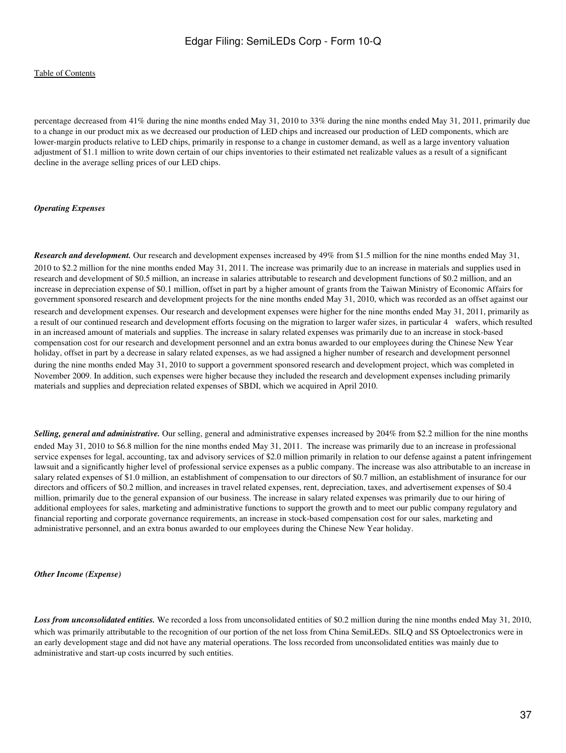percentage decreased from 41% during the nine months ended May 31, 2010 to 33% during the nine months ended May 31, 2011, primarily due to a change in our product mix as we decreased our production of LED chips and increased our production of LED components, which are lower-margin products relative to LED chips, primarily in response to a change in customer demand, as well as a large inventory valuation adjustment of $1.1 million to write down certain of our chips inventories to their estimated net realizable values as a result of a significant decline in the average selling prices of our LED chips.

### *Operating Expenses*

***Research and development.*** Our research and development expenses increased by 49% from $1.5 million for the nine months ended May 31, 2010 to $2.2 million for the nine months ended May 31, 2011. The increase was primarily due to an increase in materials and supplies used in research and development of $0.5 million, an increase in salaries attributable to research and development functions of $0.2 million, and an increase in depreciation expense of $0.1 million, offset in part by a higher amount of grants from the Taiwan Ministry of Economic Affairs for government sponsored research and development projects for the nine months ended May 31, 2010, which was recorded as an offset against our research and development expenses. Our research and development expenses were higher for the nine months ended May 31, 2011, primarily as a result of our continued research and development efforts focusing on the migration to larger wafer sizes, in particular 4" wafers, which resulted in an increased amount of materials and supplies. The increase in salary related expenses was primarily due to an increase in stock-based compensation cost for our research and development personnel and an extra bonus awarded to our employees during the Chinese New Year holiday, offset in part by a decrease in salary related expenses, as we had assigned a higher number of research and development personnel during the nine months ended May 31, 2010 to support a government sponsored research and development project, which was completed in November 2009. In addition, such expenses were higher because they included the research and development expenses including primarily materials and supplies and depreciation related expenses of SBDI, which we acquired in April 2010.

***Selling, general and administrative.*** Our selling, general and administrative expenses increased by 204% from $2.2 million for the nine months ended May 31, 2010 to $6.8 million for the nine months ended May 31, 2011. The increase was primarily due to an increase in professional service expenses for legal, accounting, tax and advisory services of $2.0 million primarily in relation to our defense against a patent infringement lawsuit and a significantly higher level of professional service expenses as a public company. The increase was also attributable to an increase in salary related expenses of $1.0 million, an establishment of compensation to our directors of $0.7 million, an establishment of insurance for our directors and officers of $0.2 million, and increases in travel related expenses, rent, depreciation, taxes, and advertisement expenses of $0.4 million, primarily due to the general expansion of our business. The increase in salary related expenses was primarily due to our hiring of additional employees for sales, marketing and administrative functions to support the growth and to meet our public company regulatory and financial reporting and corporate governance requirements, an increase in stock-based compensation cost for our sales, marketing and administrative personnel, and an extra bonus awarded to our employees during the Chinese New Year holiday.

### *Other Income (Expense)*

***Loss from unconsolidated entities.*** We recorded a loss from unconsolidated entities of $0.2 million during the nine months ended May 31, 2010, which was primarily attributable to the recognition of our portion of the net loss from China SemiLEDs. SILQ and SS Optoelectronics were in an early development stage and did not have any material operations. The loss recorded from unconsolidated entities was mainly due to administrative and start-up costs incurred by such entities.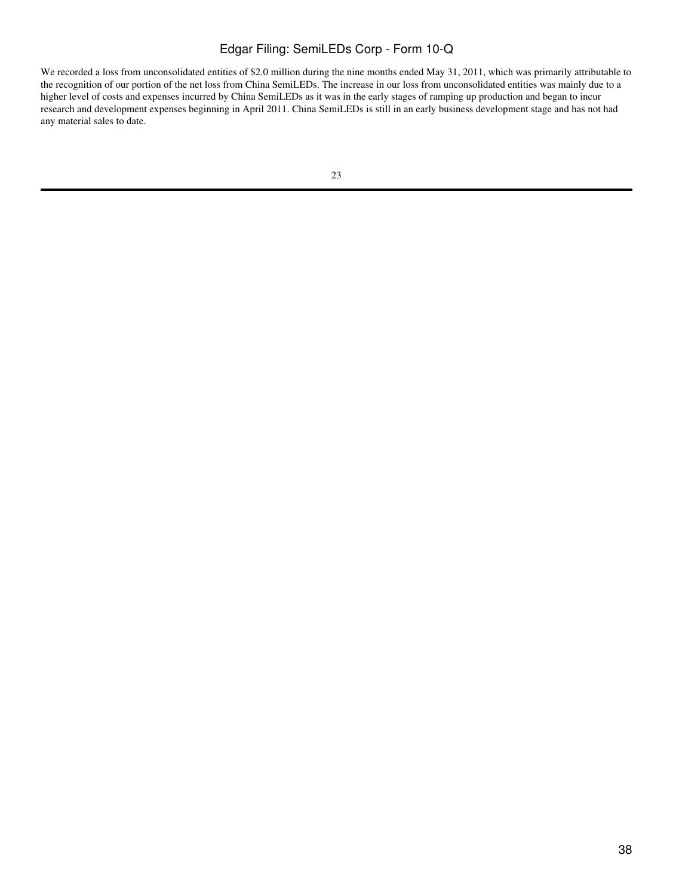We recorded a loss from unconsolidated entities of $2.0 million during the nine months ended May 31, 2011, which was primarily attributable to the recognition of our portion of the net loss from China SemiLEDs. The increase in our loss from unconsolidated entities was mainly due to a higher level of costs and expenses incurred by China SemiLEDs as it was in the early stages of ramping up production and began to incur research and development expenses beginning in April 2011. China SemiLEDs is still in an early business development stage and has not had any material sales to date.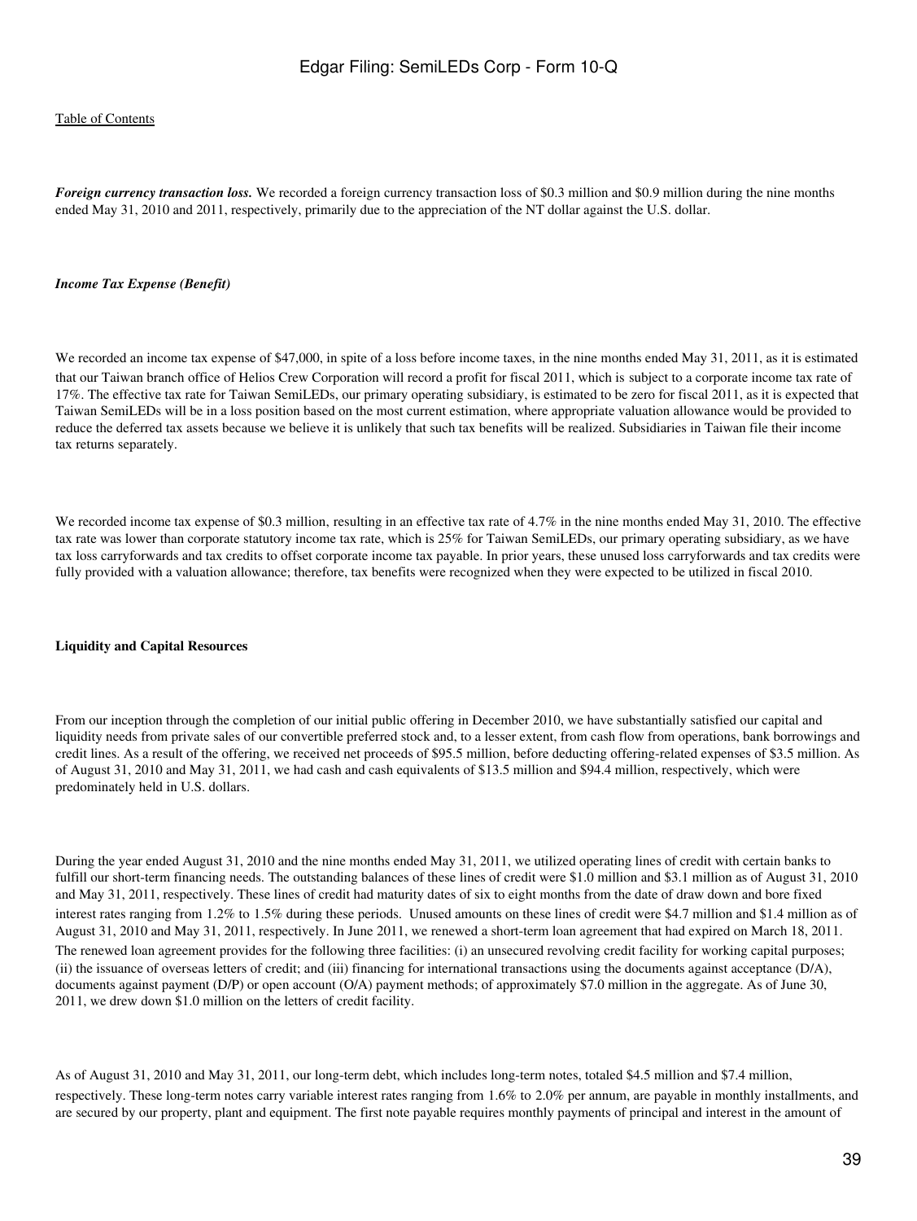***Foreign currency transaction loss.*** We recorded a foreign currency transaction loss of $0.3 million and $0.9 million during the nine months ended May 31, 2010 and 2011, respectively, primarily due to the appreciation of the NT dollar against the U.S. dollar.

***Income Tax Expense (Benefit)***

We recorded an income tax expense of $47,000, in spite of a loss before income taxes, in the nine months ended May 31, 2011, as it is estimated that our Taiwan branch office of Helios Crew Corporation will record a profit for fiscal 2011, which is subject to a corporate income tax rate of 17%. The effective tax rate for Taiwan SemiLEDs, our primary operating subsidiary, is estimated to be zero for fiscal 2011, as it is expected that Taiwan SemiLEDs will be in a loss position based on the most current estimation, where appropriate valuation allowance would be provided to reduce the deferred tax assets because we believe it is unlikely that such tax benefits will be realized. Subsidiaries in Taiwan file their income tax returns separately.

We recorded income tax expense of $0.3 million, resulting in an effective tax rate of 4.7% in the nine months ended May 31, 2010. The effective tax rate was lower than corporate statutory income tax rate, which is 25% for Taiwan SemiLEDs, our primary operating subsidiary, as we have tax loss carryforwards and tax credits to offset corporate income tax payable. In prior years, these unused loss carryforwards and tax credits were fully provided with a valuation allowance; therefore, tax benefits were recognized when they were expected to be utilized in fiscal 2010.

**Liquidity and Capital Resources**

From our inception through the completion of our initial public offering in December 2010, we have substantially satisfied our capital and liquidity needs from private sales of our convertible preferred stock and, to a lesser extent, from cash flow from operations, bank borrowings and credit lines. As a result of the offering, we received net proceeds of $95.5 million, before deducting offering-related expenses of $3.5 million. As of August 31, 2010 and May 31, 2011, we had cash and cash equivalents of $13.5 million and $94.4 million, respectively, which were predominately held in U.S. dollars.

During the year ended August 31, 2010 and the nine months ended May 31, 2011, we utilized operating lines of credit with certain banks to fulfill our short-term financing needs. The outstanding balances of these lines of credit were $1.0 million and $3.1 million as of August 31, 2010 and May 31, 2011, respectively. These lines of credit had maturity dates of six to eight months from the date of draw down and bore fixed interest rates ranging from 1.2% to 1.5% during these periods. Unused amounts on these lines of credit were $4.7 million and $1.4 million as of August 31, 2010 and May 31, 2011, respectively. In June 2011, we renewed a short-term loan agreement that had expired on March 18, 2011. The renewed loan agreement provides for the following three facilities: (i) an unsecured revolving credit facility for working capital purposes; (ii) the issuance of overseas letters of credit; and (iii) financing for international transactions using the documents against acceptance (D/A), documents against payment (D/P) or open account (O/A) payment methods; of approximately $7.0 million in the aggregate. As of June 30, 2011, we drew down $1.0 million on the letters of credit facility.

As of August 31, 2010 and May 31, 2011, our long-term debt, which includes long-term notes, totaled $4.5 million and $7.4 million, respectively. These long-term notes carry variable interest rates ranging from 1.6% to 2.0% per annum, are payable in monthly installments, and are secured by our property, plant and equipment. The first note payable requires monthly payments of principal and interest in the amount of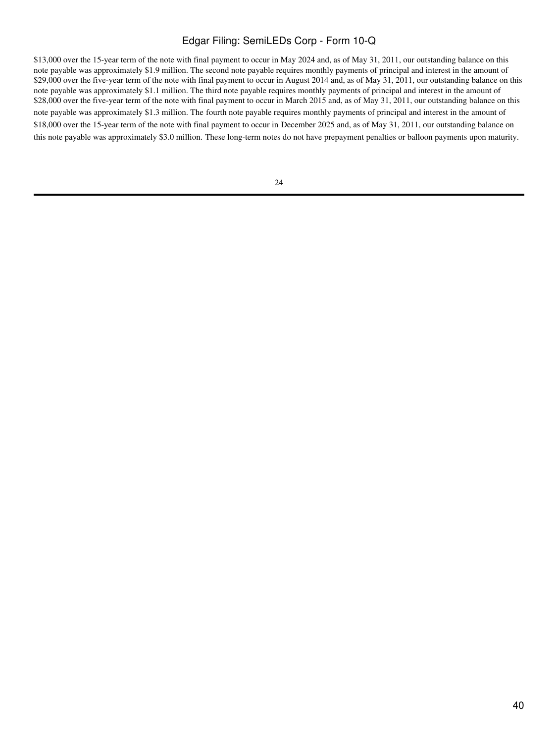$13,000 over the 15-year term of the note with final payment to occur in May 2024 and, as of May 31, 2011, our outstanding balance on this note payable was approximately $1.9 million. The second note payable requires monthly payments of principal and interest in the amount of $29,000 over the five-year term of the note with final payment to occur in August 2014 and, as of May 31, 2011, our outstanding balance on this note payable was approximately $1.1 million. The third note payable requires monthly payments of principal and interest in the amount of $28,000 over the five-year term of the note with final payment to occur in March 2015 and, as of May 31, 2011, our outstanding balance on this note payable was approximately $1.3 million. The fourth note payable requires monthly payments of principal and interest in the amount of $18,000 over the 15-year term of the note with final payment to occur in December 2025 and, as of May 31, 2011, our outstanding balance on this note payable was approximately $3.0 million. These long-term notes do not have prepayment penalties or balloon payments upon maturity.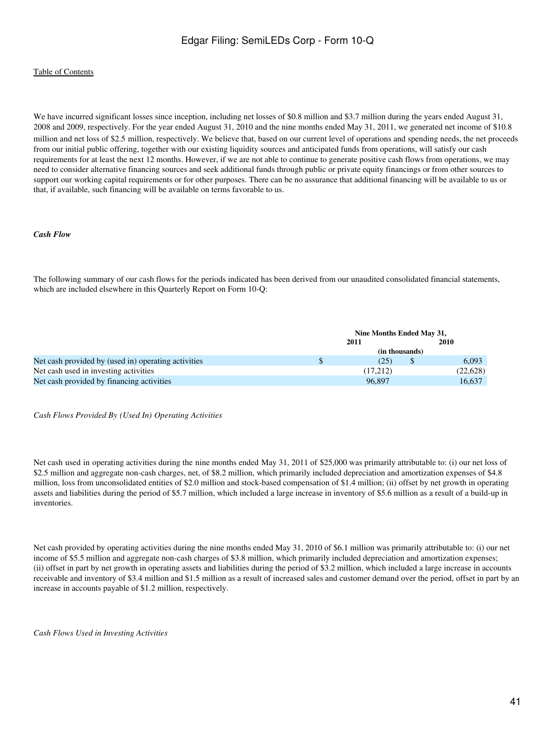We have incurred significant losses since inception, including net losses of $0.8 million and $3.7 million during the years ended August 31, 2008 and 2009, respectively. For the year ended August 31, 2010 and the nine months ended May 31, 2011, we generated net income of $10.8 million and net loss of $2.5 million, respectively. We believe that, based on our current level of operations and spending needs, the net proceeds from our initial public offering, together with our existing liquidity sources and anticipated funds from operations, will satisfy our cash requirements for at least the next 12 months. However, if we are not able to continue to generate positive cash flows from operations, we may need to consider alternative financing sources and seek additional funds through public or private equity financings or from other sources to support our working capital requirements or for other purposes. There can be no assurance that additional financing will be available to us or that, if available, such financing will be available on terms favorable to us.

*Cash Flow*

The following summary of our cash flows for the periods indicated has been derived from our unaudited consolidated financial statements, which are included elsewhere in this Quarterly Report on Form 10-Q:

| | Nine Months Ended May 31, | |
|---|---|---|
| | 2011 | 2010 |
| | (in thousands) | |
| Net cash provided by (used in) operating activities | $ (25) | $ 6,093 |
| Net cash used in investing activities | (17,212) | (22,628) |
| Net cash provided by financing activities | 96,897 | 16,637 |

*Cash Flows Provided By (Used In) Operating Activities*

Net cash used in operating activities during the nine months ended May 31, 2011 of $25,000 was primarily attributable to: (i) our net loss of $2.5 million and aggregate non-cash charges, net, of $8.2 million, which primarily included depreciation and amortization expenses of $4.8 million, loss from unconsolidated entities of $2.0 million and stock-based compensation of $1.4 million; (ii) offset by net growth in operating assets and liabilities during the period of $5.7 million, which included a large increase in inventory of $5.6 million as a result of a build-up in inventories.

Net cash provided by operating activities during the nine months ended May 31, 2010 of $6.1 million was primarily attributable to: (i) our net income of $5.5 million and aggregate non-cash charges of $3.8 million, which primarily included depreciation and amortization expenses; (ii) offset in part by net growth in operating assets and liabilities during the period of $3.2 million, which included a large increase in accounts receivable and inventory of $3.4 million and $1.5 million as a result of increased sales and customer demand over the period, offset in part by an increase in accounts payable of $1.2 million, respectively.

*Cash Flows Used in Investing Activities*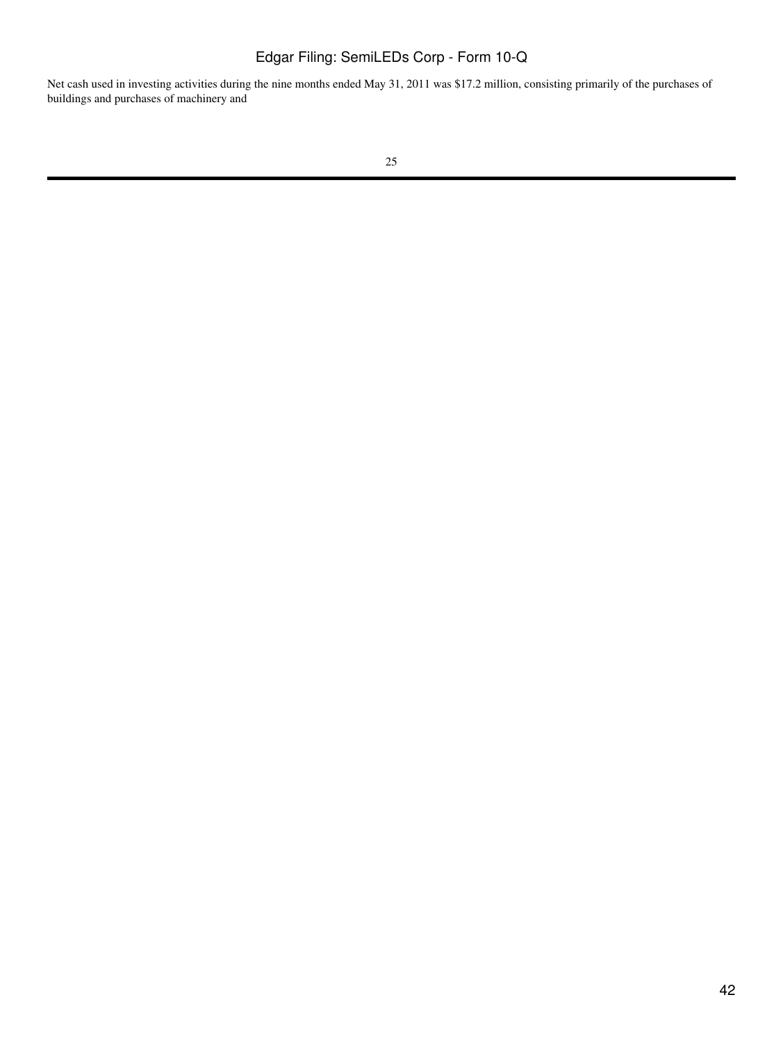Net cash used in investing activities during the nine months ended May 31, 2011 was $17.2 million, consisting primarily of the purchases of buildings and purchases of machinery and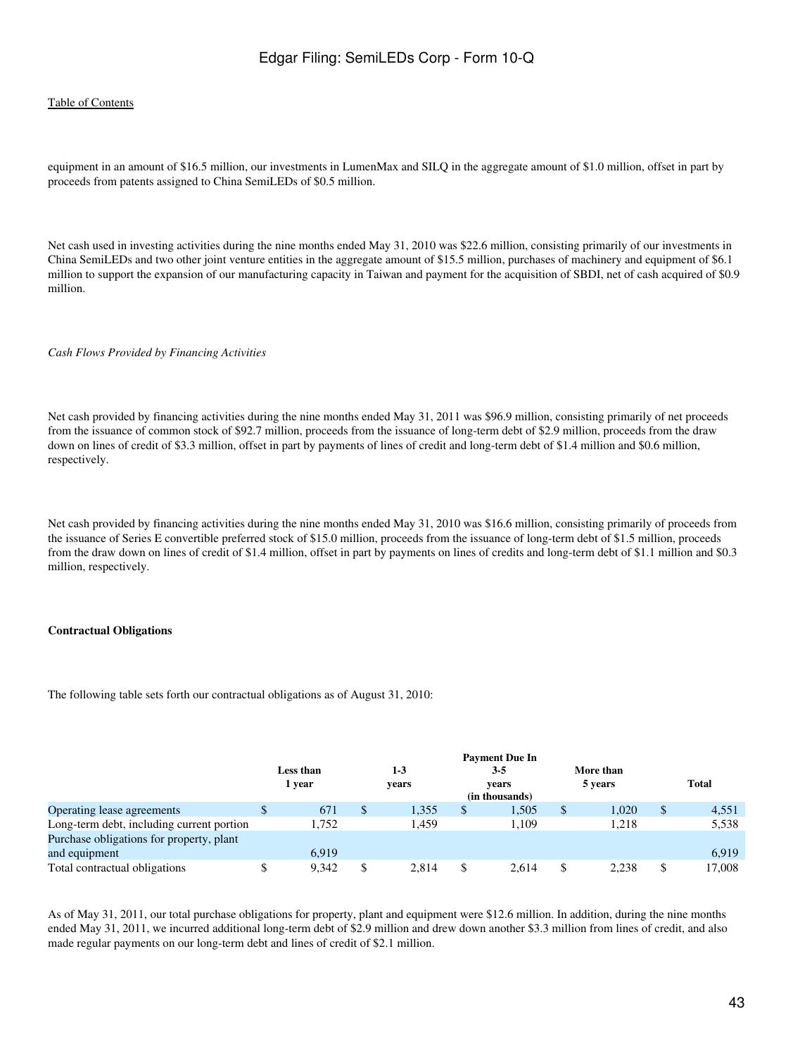equipment in an amount of $16.5 million, our investments in LumenMax and SILQ in the aggregate amount of $1.0 million, offset in part by proceeds from patents assigned to China SemiLEDs of $0.5 million.

Net cash used in investing activities during the nine months ended May 31, 2010 was $22.6 million, consisting primarily of our investments in China SemiLEDs and two other joint venture entities in the aggregate amount of $15.5 million, purchases of machinery and equipment of $6.1 million to support the expansion of our manufacturing capacity in Taiwan and payment for the acquisition of SBDI, net of cash acquired of $0.9 million.

*Cash Flows Provided by Financing Activities*

Net cash provided by financing activities during the nine months ended May 31, 2011 was $96.9 million, consisting primarily of net proceeds from the issuance of common stock of $92.7 million, proceeds from the issuance of long-term debt of $2.9 million, proceeds from the draw down on lines of credit of $3.3 million, offset in part by payments of lines of credit and long-term debt of $1.4 million and $0.6 million, respectively.

Net cash provided by financing activities during the nine months ended May 31, 2010 was $16.6 million, consisting primarily of proceeds from the issuance of Series E convertible preferred stock of $15.0 million, proceeds from the issuance of long-term debt of $1.5 million, proceeds from the draw down on lines of credit of $1.4 million, offset in part by payments on lines of credits and long-term debt of $1.1 million and $0.3 million, respectively.

**Contractual Obligations**

The following table sets forth our contractual obligations as of August 31, 2010:

| | Payment Due In | | | | |
|---|---|---|---|---|---|
| | Less than 1 year | 1-3 years | 3-5 years | More than 5 years | Total |
| | (in thousands) | | | | |
| Operating lease agreements | $ 671 | $ 1,355 | $ 1,505 | $ 1,020 | $ 4,551 |
| Long-term debt, including current portion | 1,752 | 1,459 | 1,109 | 1,218 | 5,538 |
| Purchase obligations for property, plant and equipment | 6,919 | | | | 6,919 |
| Total contractual obligations | $ 9,342 | $ 2,814 | $ 2,614 | $ 2,238 | $ 17,008 |

As of May 31, 2011, our total purchase obligations for property, plant and equipment were $12.6 million. In addition, during the nine months ended May 31, 2011, we incurred additional long-term debt of $2.9 million and drew down another $3.3 million from lines of credit, and also made regular payments on our long-term debt and lines of credit of $2.1 million.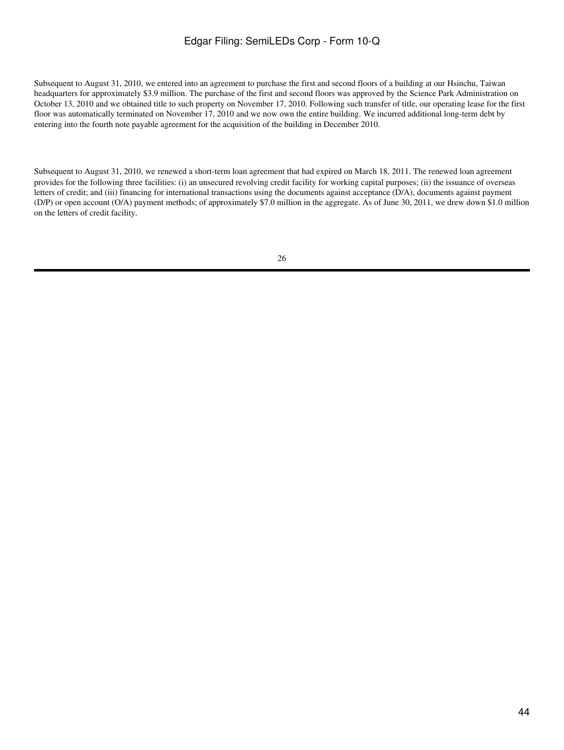Subsequent to August 31, 2010, we entered into an agreement to purchase the first and second floors of a building at our Hsinchu, Taiwan headquarters for approximately $3.9 million. The purchase of the first and second floors was approved by the Science Park Administration on October 13, 2010 and we obtained title to such property on November 17, 2010. Following such transfer of title, our operating lease for the first floor was automatically terminated on November 17, 2010 and we now own the entire building. We incurred additional long-term debt by entering into the fourth note payable agreement for the acquisition of the building in December 2010.

Subsequent to August 31, 2010, we renewed a short-term loan agreement that had expired on March 18, 2011. The renewed loan agreement provides for the following three facilities: (i) an unsecured revolving credit facility for working capital purposes; (ii) the issuance of overseas letters of credit; and (iii) financing for international transactions using the documents against acceptance (D/A), documents against payment (D/P) or open account (O/A) payment methods; of approximately $7.0 million in the aggregate. As of June 30, 2011, we drew down $1.0 million on the letters of credit facility.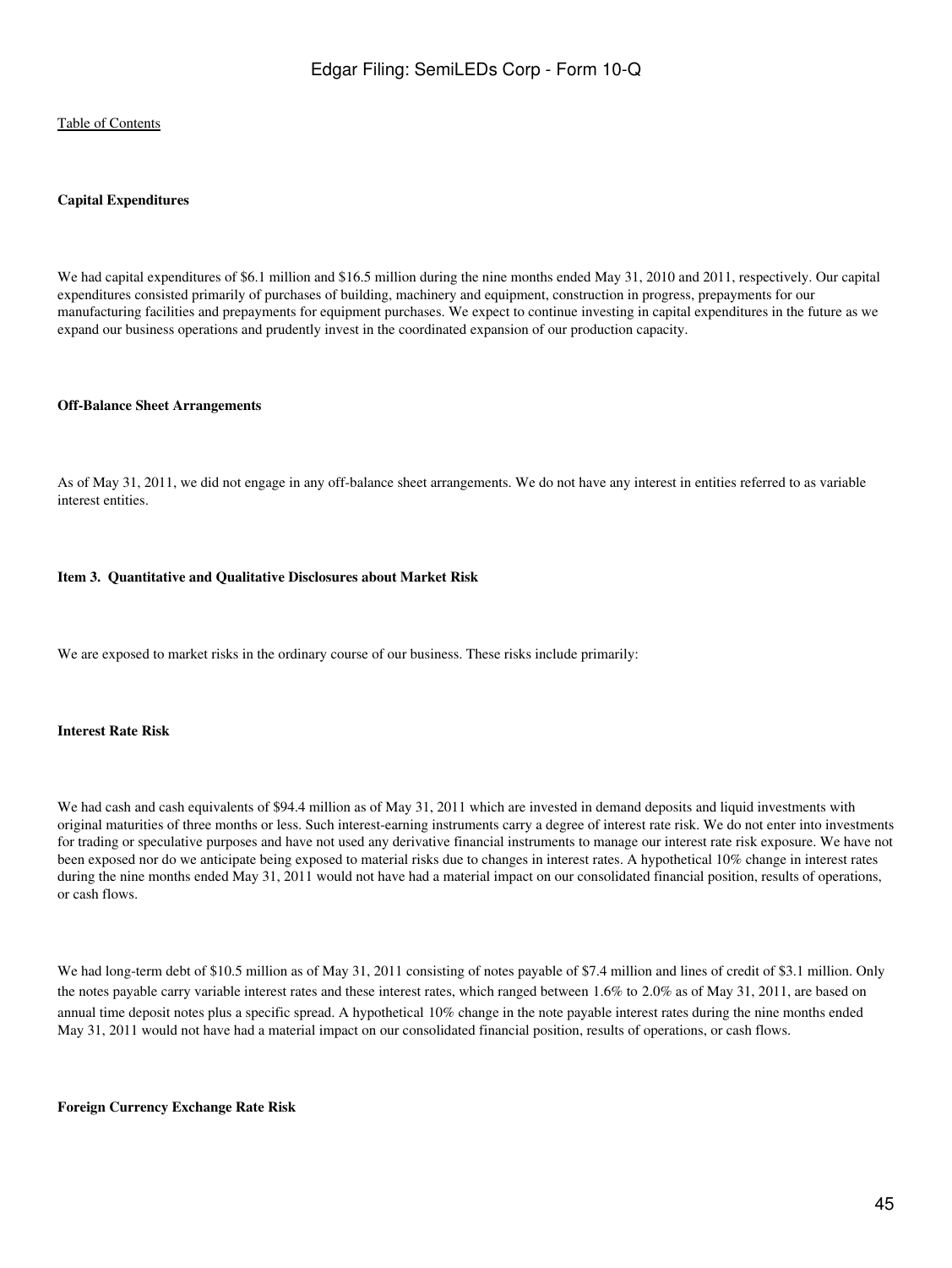**Capital Expenditures**

We had capital expenditures of $6.1 million and $16.5 million during the nine months ended May 31, 2010 and 2011, respectively. Our capital expenditures consisted primarily of purchases of building, machinery and equipment, construction in progress, prepayments for our manufacturing facilities and prepayments for equipment purchases. We expect to continue investing in capital expenditures in the future as we expand our business operations and prudently invest in the coordinated expansion of our production capacity.

**Off-Balance Sheet Arrangements**

As of May 31, 2011, we did not engage in any off-balance sheet arrangements. We do not have any interest in entities referred to as variable interest entities.

**Item 3. Quantitative and Qualitative Disclosures about Market Risk**

We are exposed to market risks in the ordinary course of our business. These risks include primarily:

**Interest Rate Risk**

We had cash and cash equivalents of $94.4 million as of May 31, 2011 which are invested in demand deposits and liquid investments with original maturities of three months or less. Such interest-earning instruments carry a degree of interest rate risk. We do not enter into investments for trading or speculative purposes and have not used any derivative financial instruments to manage our interest rate risk exposure. We have not been exposed nor do we anticipate being exposed to material risks due to changes in interest rates. A hypothetical 10% change in interest rates during the nine months ended May 31, 2011 would not have had a material impact on our consolidated financial position, results of operations, or cash flows.

We had long-term debt of $10.5 million as of May 31, 2011 consisting of notes payable of $7.4 million and lines of credit of $3.1 million. Only the notes payable carry variable interest rates and these interest rates, which ranged between 1.6% to 2.0% as of May 31, 2011, are based on annual time deposit notes plus a specific spread. A hypothetical 10% change in the note payable interest rates during the nine months ended May 31, 2011 would not have had a material impact on our consolidated financial position, results of operations, or cash flows.

**Foreign Currency Exchange Rate Risk**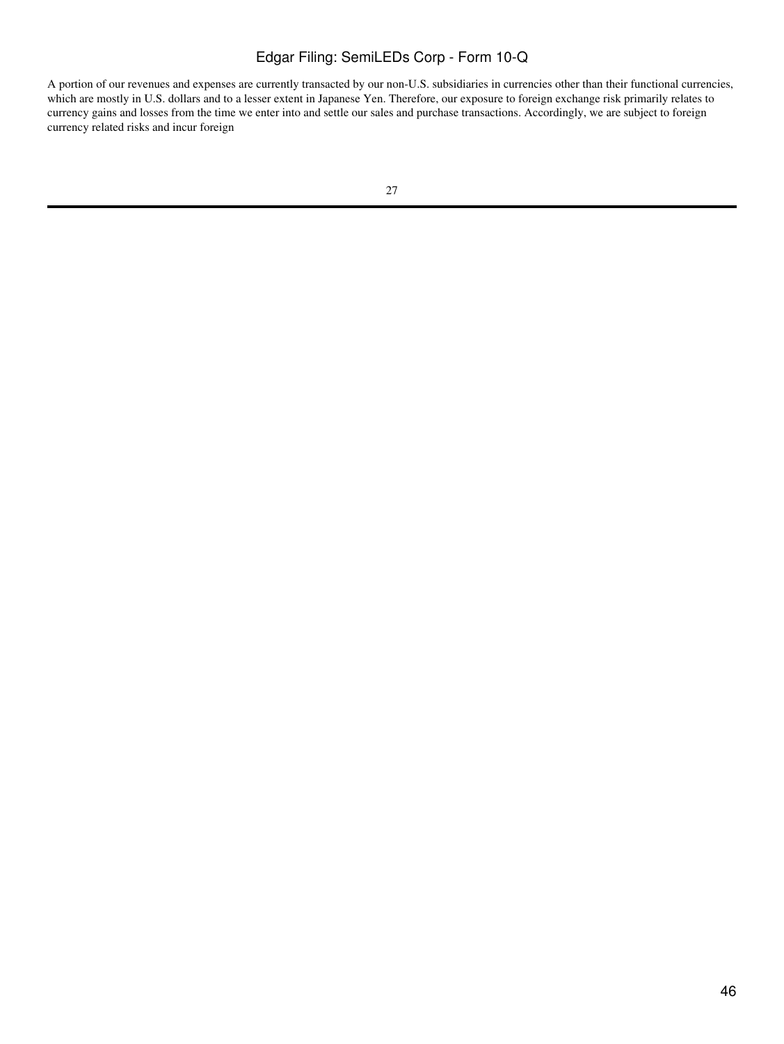A portion of our revenues and expenses are currently transacted by our non-U.S. subsidiaries in currencies other than their functional currencies, which are mostly in U.S. dollars and to a lesser extent in Japanese Yen. Therefore, our exposure to foreign exchange risk primarily relates to currency gains and losses from the time we enter into and settle our sales and purchase transactions. Accordingly, we are subject to foreign currency related risks and incur foreign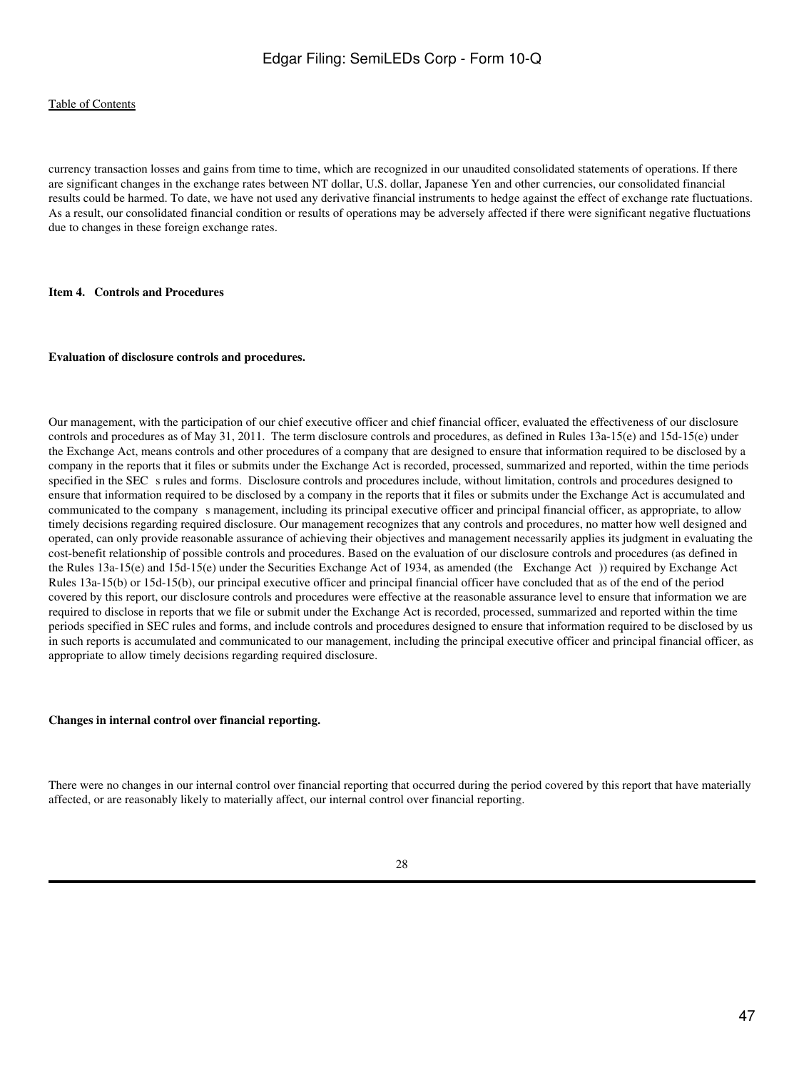currency transaction losses and gains from time to time, which are recognized in our unaudited consolidated statements of operations. If there are significant changes in the exchange rates between NT dollar, U.S. dollar, Japanese Yen and other currencies, our consolidated financial results could be harmed. To date, we have not used any derivative financial instruments to hedge against the effect of exchange rate fluctuations. As a result, our consolidated financial condition or results of operations may be adversely affected if there were significant negative fluctuations due to changes in these foreign exchange rates.

**Item 4. Controls and Procedures**

**Evaluation of disclosure controls and procedures.**

Our management, with the participation of our chief executive officer and chief financial officer, evaluated the effectiveness of our disclosure controls and procedures as of May 31, 2011. The term disclosure controls and procedures, as defined in Rules 13a-15(e) and 15d-15(e) under the Exchange Act, means controls and other procedures of a company that are designed to ensure that information required to be disclosed by a company in the reports that it files or submits under the Exchange Act is recorded, processed, summarized and reported, within the time periods specified in the SEC s rules and forms. Disclosure controls and procedures include, without limitation, controls and procedures designed to ensure that information required to be disclosed by a company in the reports that it files or submits under the Exchange Act is accumulated and communicated to the company s management, including its principal executive officer and principal financial officer, as appropriate, to allow timely decisions regarding required disclosure. Our management recognizes that any controls and procedures, no matter how well designed and operated, can only provide reasonable assurance of achieving their objectives and management necessarily applies its judgment in evaluating the cost-benefit relationship of possible controls and procedures. Based on the evaluation of our disclosure controls and procedures (as defined in the Rules 13a-15(e) and 15d-15(e) under the Securities Exchange Act of 1934, as amended (the Exchange Act )) required by Exchange Act Rules 13a-15(b) or 15d-15(b), our principal executive officer and principal financial officer have concluded that as of the end of the period covered by this report, our disclosure controls and procedures were effective at the reasonable assurance level to ensure that information we are required to disclose in reports that we file or submit under the Exchange Act is recorded, processed, summarized and reported within the time periods specified in SEC rules and forms, and include controls and procedures designed to ensure that information required to be disclosed by us in such reports is accumulated and communicated to our management, including the principal executive officer and principal financial officer, as appropriate to allow timely decisions regarding required disclosure.

**Changes in internal control over financial reporting.**

There were no changes in our internal control over financial reporting that occurred during the period covered by this report that have materially affected, or are reasonably likely to materially affect, our internal control over financial reporting.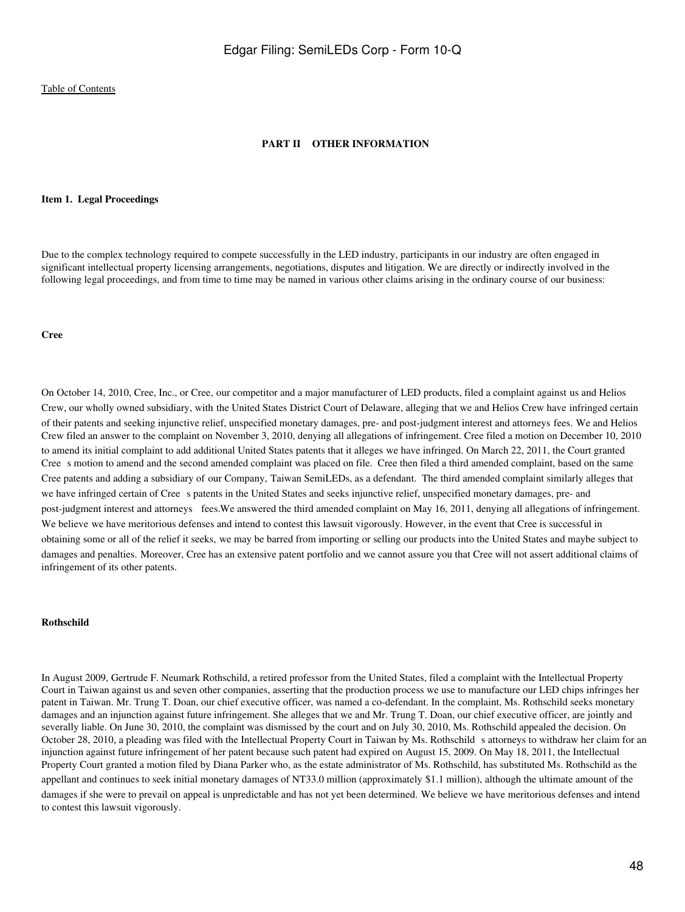[Table of Contents](#)

## PART II OTHER INFORMATION

### Item 1. Legal Proceedings

Due to the complex technology required to compete successfully in the LED industry, participants in our industry are often engaged in significant intellectual property licensing arrangements, negotiations, disputes and litigation. We are directly or indirectly involved in the following legal proceedings, and from time to time may be named in various other claims arising in the ordinary course of our business:

**Cree**

On October 14, 2010, Cree, Inc., or Cree, our competitor and a major manufacturer of LED products, filed a complaint against us and Helios Crew, our wholly owned subsidiary, with the United States District Court of Delaware, alleging that we and Helios Crew have infringed certain of their patents and seeking injunctive relief, unspecified monetary damages, pre- and post-judgment interest and attorneys fees. We and Helios Crew filed an answer to the complaint on November 3, 2010, denying all allegations of infringement. Cree filed a motion on December 10, 2010 to amend its initial complaint to add additional United States patents that it alleges we have infringed. On March 22, 2011, the Court granted Cree s motion to amend and the second amended complaint was placed on file. Cree then filed a third amended complaint, based on the same Cree patents and adding a subsidiary of our Company, Taiwan SemiLEDs, as a defendant. The third amended complaint similarly alleges that we have infringed certain of Cree s patents in the United States and seeks injunctive relief, unspecified monetary damages, pre- and post-judgment interest and attorneys fees.We answered the third amended complaint on May 16, 2011, denying all allegations of infringement. We believe we have meritorious defenses and intend to contest this lawsuit vigorously. However, in the event that Cree is successful in obtaining some or all of the relief it seeks, we may be barred from importing or selling our products into the United States and maybe subject to damages and penalties. Moreover, Cree has an extensive patent portfolio and we cannot assure you that Cree will not assert additional claims of infringement of its other patents.

**Rothschild**

In August 2009, Gertrude F. Neumark Rothschild, a retired professor from the United States, filed a complaint with the Intellectual Property Court in Taiwan against us and seven other companies, asserting that the production process we use to manufacture our LED chips infringes her patent in Taiwan. Mr. Trung T. Doan, our chief executive officer, was named a co-defendant. In the complaint, Ms. Rothschild seeks monetary damages and an injunction against future infringement. She alleges that we and Mr. Trung T. Doan, our chief executive officer, are jointly and severally liable. On June 30, 2010, the complaint was dismissed by the court and on July 30, 2010, Ms. Rothschild appealed the decision. On October 28, 2010, a pleading was filed with the Intellectual Property Court in Taiwan by Ms. Rothschild s attorneys to withdraw her claim for an injunction against future infringement of her patent because such patent had expired on August 15, 2009. On May 18, 2011, the Intellectual Property Court granted a motion filed by Diana Parker who, as the estate administrator of Ms. Rothschild, has substituted Ms. Rothschild as the appellant and continues to seek initial monetary damages of NT33.0 million (approximately $1.1 million), although the ultimate amount of the damages if she were to prevail on appeal is unpredictable and has not yet been determined. We believe we have meritorious defenses and intend to contest this lawsuit vigorously.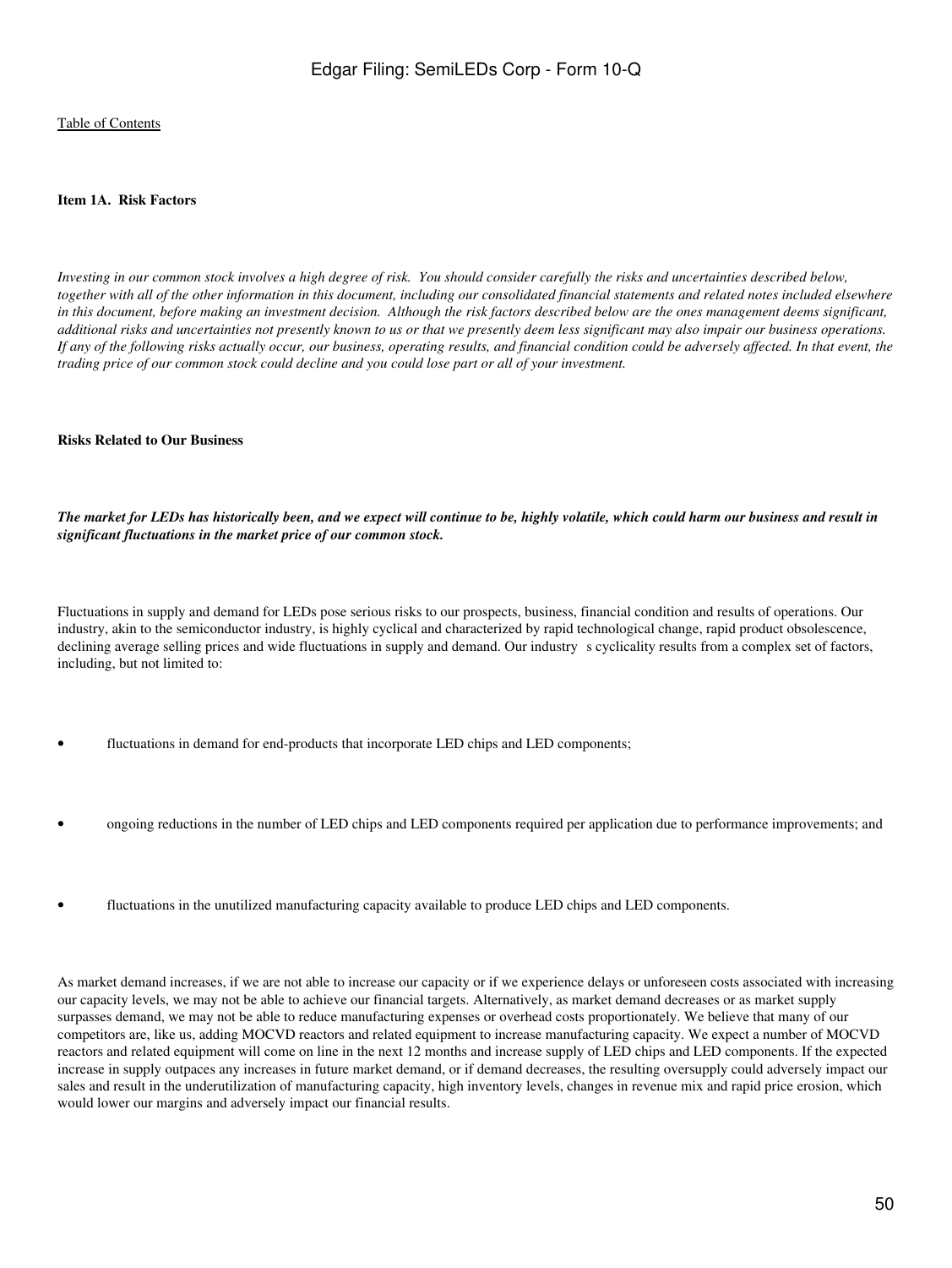Table of Contents

## Item 1A. Risk Factors

*Investing in our common stock involves a high degree of risk. You should consider carefully the risks and uncertainties described below, together with all of the other information in this document, including our consolidated financial statements and related notes included elsewhere in this document, before making an investment decision. Although the risk factors described below are the ones management deems significant, additional risks and uncertainties not presently known to us or that we presently deem less significant may also impair our business operations. If any of the following risks actually occur, our business, operating results, and financial condition could be adversely affected. In that event, the trading price of our common stock could decline and you could lose part or all of your investment.*

### Risks Related to Our Business

***The market for LEDs has historically been, and we expect will continue to be, highly volatile, which could harm our business and result in significant fluctuations in the market price of our common stock.***

Fluctuations in supply and demand for LEDs pose serious risks to our prospects, business, financial condition and results of operations. Our industry, akin to the semiconductor industry, is highly cyclical and characterized by rapid technological change, rapid product obsolescence, declining average selling prices and wide fluctuations in supply and demand. Our industry s cyclicality results from a complex set of factors, including, but not limited to:

- fluctuations in demand for end-products that incorporate LED chips and LED components;
- ongoing reductions in the number of LED chips and LED components required per application due to performance improvements; and
- fluctuations in the unutilized manufacturing capacity available to produce LED chips and LED components.

As market demand increases, if we are not able to increase our capacity or if we experience delays or unforeseen costs associated with increasing our capacity levels, we may not be able to achieve our financial targets. Alternatively, as market demand decreases or as market supply surpasses demand, we may not be able to reduce manufacturing expenses or overhead costs proportionately. We believe that many of our competitors are, like us, adding MOCVD reactors and related equipment to increase manufacturing capacity. We expect a number of MOCVD reactors and related equipment will come on line in the next 12 months and increase supply of LED chips and LED components. If the expected increase in supply outpaces any increases in future market demand, or if demand decreases, the resulting oversupply could adversely impact our sales and result in the underutilization of manufacturing capacity, high inventory levels, changes in revenue mix and rapid price erosion, which would lower our margins and adversely impact our financial results.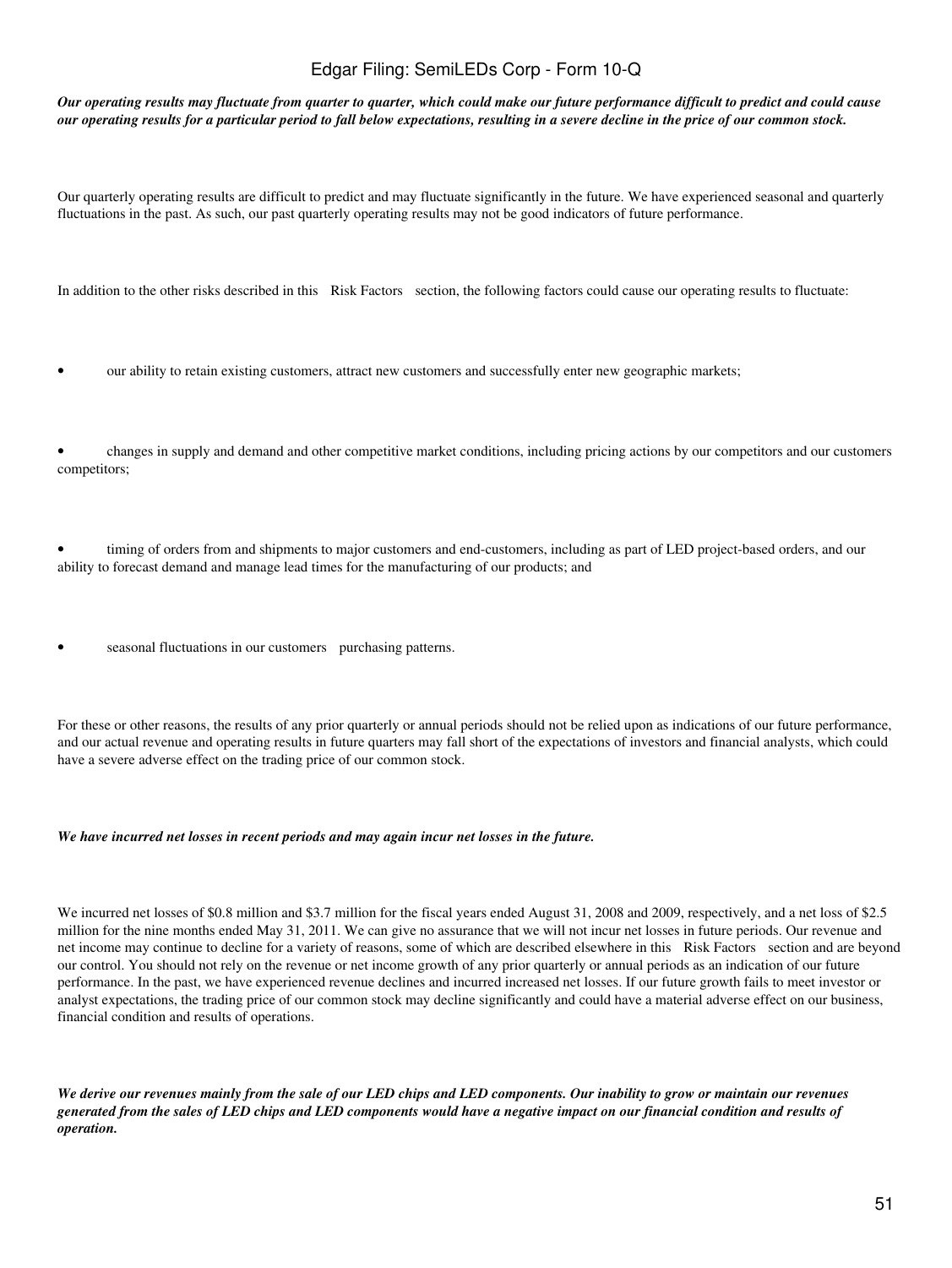***Our operating results may fluctuate from quarter to quarter, which could make our future performance difficult to predict and could cause our operating results for a particular period to fall below expectations, resulting in a severe decline in the price of our common stock.***

Our quarterly operating results are difficult to predict and may fluctuate significantly in the future. We have experienced seasonal and quarterly fluctuations in the past. As such, our past quarterly operating results may not be good indicators of future performance.

In addition to the other risks described in this Risk Factors section, the following factors could cause our operating results to fluctuate:

- our ability to retain existing customers, attract new customers and successfully enter new geographic markets;

- changes in supply and demand and other competitive market conditions, including pricing actions by our competitors and our customers competitors;

- timing of orders from and shipments to major customers and end-customers, including as part of LED project-based orders, and our ability to forecast demand and manage lead times for the manufacturing of our products; and

- seasonal fluctuations in our customers purchasing patterns.

For these or other reasons, the results of any prior quarterly or annual periods should not be relied upon as indications of our future performance, and our actual revenue and operating results in future quarters may fall short of the expectations of investors and financial analysts, which could have a severe adverse effect on the trading price of our common stock.

***We have incurred net losses in recent periods and may again incur net losses in the future.***

We incurred net losses of $0.8 million and $3.7 million for the fiscal years ended August 31, 2008 and 2009, respectively, and a net loss of $2.5 million for the nine months ended May 31, 2011. We can give no assurance that we will not incur net losses in future periods. Our revenue and net income may continue to decline for a variety of reasons, some of which are described elsewhere in this Risk Factors section and are beyond our control. You should not rely on the revenue or net income growth of any prior quarterly or annual periods as an indication of our future performance. In the past, we have experienced revenue declines and incurred increased net losses. If our future growth fails to meet investor or analyst expectations, the trading price of our common stock may decline significantly and could have a material adverse effect on our business, financial condition and results of operations.

***We derive our revenues mainly from the sale of our LED chips and LED components. Our inability to grow or maintain our revenues generated from the sales of LED chips and LED components would have a negative impact on our financial condition and results of operation.***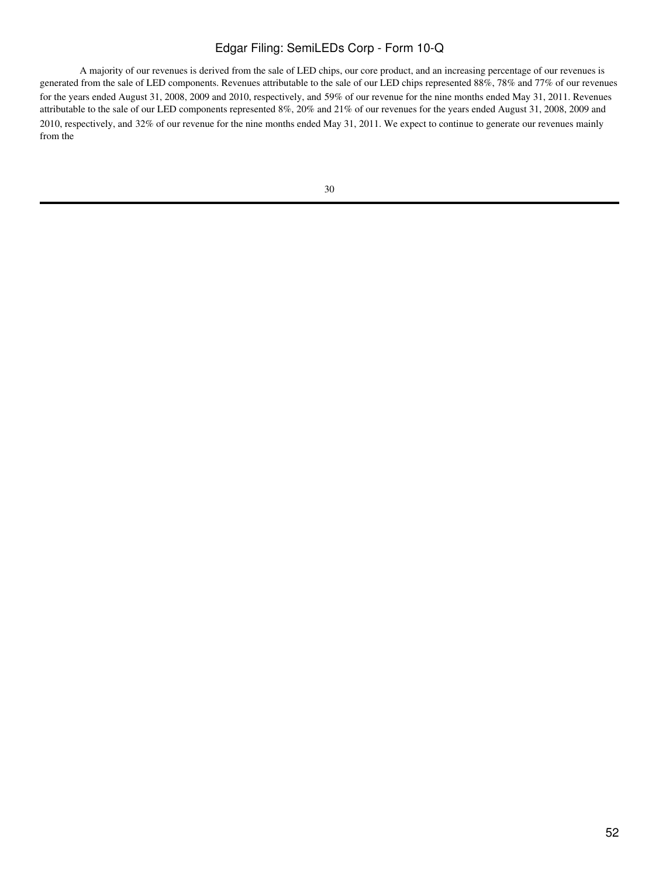A majority of our revenues is derived from the sale of LED chips, our core product, and an increasing percentage of our revenues is generated from the sale of LED components. Revenues attributable to the sale of our LED chips represented 88%, 78% and 77% of our revenues for the years ended August 31, 2008, 2009 and 2010, respectively, and 59% of our revenue for the nine months ended May 31, 2011. Revenues attributable to the sale of our LED components represented 8%, 20% and 21% of our revenues for the years ended August 31, 2008, 2009 and 2010, respectively, and 32% of our revenue for the nine months ended May 31, 2011. We expect to continue to generate our revenues mainly from the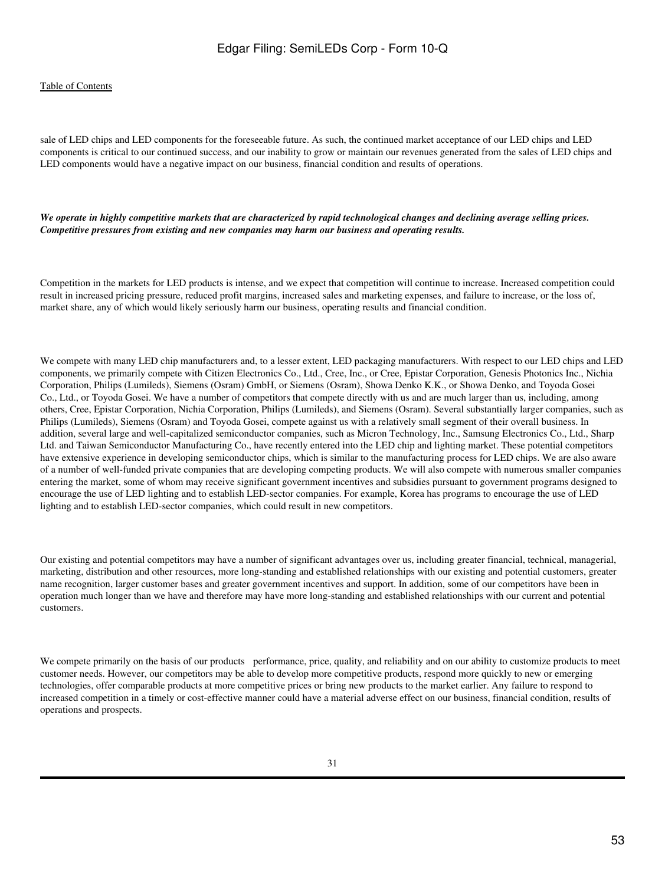sale of LED chips and LED components for the foreseeable future. As such, the continued market acceptance of our LED chips and LED components is critical to our continued success, and our inability to grow or maintain our revenues generated from the sales of LED chips and LED components would have a negative impact on our business, financial condition and results of operations.

***We operate in highly competitive markets that are characterized by rapid technological changes and declining average selling prices. Competitive pressures from existing and new companies may harm our business and operating results.***

Competition in the markets for LED products is intense, and we expect that competition will continue to increase. Increased competition could result in increased pricing pressure, reduced profit margins, increased sales and marketing expenses, and failure to increase, or the loss of, market share, any of which would likely seriously harm our business, operating results and financial condition.

We compete with many LED chip manufacturers and, to a lesser extent, LED packaging manufacturers. With respect to our LED chips and LED components, we primarily compete with Citizen Electronics Co., Ltd., Cree, Inc., or Cree, Epistar Corporation, Genesis Photonics Inc., Nichia Corporation, Philips (Lumileds), Siemens (Osram) GmbH, or Siemens (Osram), Showa Denko K.K., or Showa Denko, and Toyoda Gosei Co., Ltd., or Toyoda Gosei. We have a number of competitors that compete directly with us and are much larger than us, including, among others, Cree, Epistar Corporation, Nichia Corporation, Philips (Lumileds), and Siemens (Osram). Several substantially larger companies, such as Philips (Lumileds), Siemens (Osram) and Toyoda Gosei, compete against us with a relatively small segment of their overall business. In addition, several large and well-capitalized semiconductor companies, such as Micron Technology, Inc., Samsung Electronics Co., Ltd., Sharp Ltd. and Taiwan Semiconductor Manufacturing Co., have recently entered into the LED chip and lighting market. These potential competitors have extensive experience in developing semiconductor chips, which is similar to the manufacturing process for LED chips. We are also aware of a number of well-funded private companies that are developing competing products. We will also compete with numerous smaller companies entering the market, some of whom may receive significant government incentives and subsidies pursuant to government programs designed to encourage the use of LED lighting and to establish LED-sector companies. For example, Korea has programs to encourage the use of LED lighting and to establish LED-sector companies, which could result in new competitors.

Our existing and potential competitors may have a number of significant advantages over us, including greater financial, technical, managerial, marketing, distribution and other resources, more long-standing and established relationships with our existing and potential customers, greater name recognition, larger customer bases and greater government incentives and support. In addition, some of our competitors have been in operation much longer than we have and therefore may have more long-standing and established relationships with our current and potential customers.

We compete primarily on the basis of our products performance, price, quality, and reliability and on our ability to customize products to meet customer needs. However, our competitors may be able to develop more competitive products, respond more quickly to new or emerging technologies, offer comparable products at more competitive prices or bring new products to the market earlier. Any failure to respond to increased competition in a timely or cost-effective manner could have a material adverse effect on our business, financial condition, results of operations and prospects.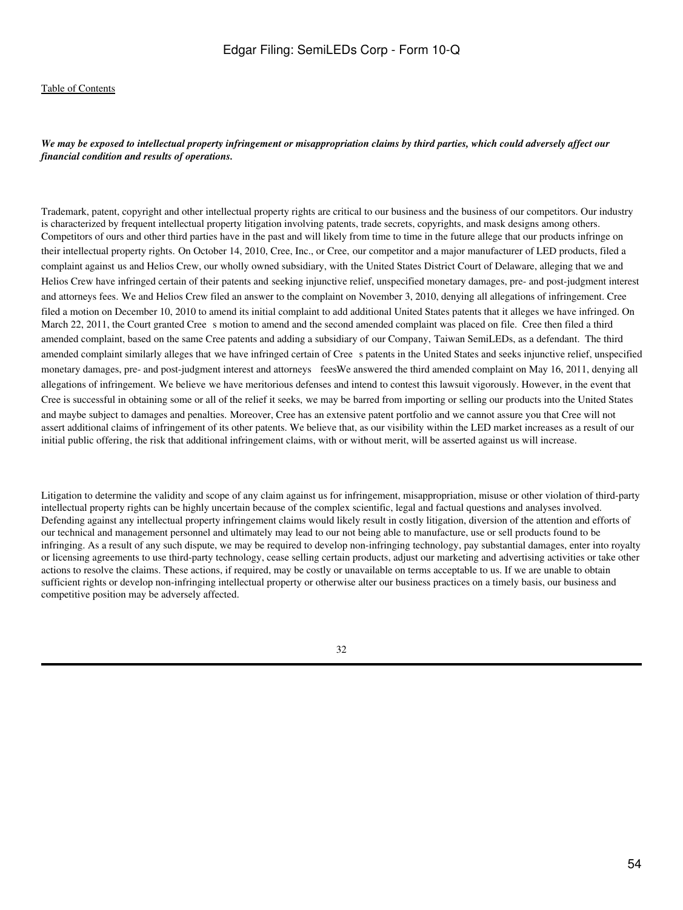*We may be exposed to intellectual property infringement or misappropriation claims by third parties, which could adversely affect our financial condition and results of operations.*

Trademark, patent, copyright and other intellectual property rights are critical to our business and the business of our competitors. Our industry is characterized by frequent intellectual property litigation involving patents, trade secrets, copyrights, and mask designs among others. Competitors of ours and other third parties have in the past and will likely from time to time in the future allege that our products infringe on their intellectual property rights. On October 14, 2010, Cree, Inc., or Cree, our competitor and a major manufacturer of LED products, filed a complaint against us and Helios Crew, our wholly owned subsidiary, with the United States District Court of Delaware, alleging that we and Helios Crew have infringed certain of their patents and seeking injunctive relief, unspecified monetary damages, pre- and post-judgment interest and attorneys fees. We and Helios Crew filed an answer to the complaint on November 3, 2010, denying all allegations of infringement. Cree filed a motion on December 10, 2010 to amend its initial complaint to add additional United States patents that it alleges we have infringed. On March 22, 2011, the Court granted Cree s motion to amend and the second amended complaint was placed on file. Cree then filed a third amended complaint, based on the same Cree patents and adding a subsidiary of our Company, Taiwan SemiLEDs, as a defendant. The third amended complaint similarly alleges that we have infringed certain of Cree s patents in the United States and seeks injunctive relief, unspecified monetary damages, pre- and post-judgment interest and attorneys feesWe answered the third amended complaint on May 16, 2011, denying all allegations of infringement. We believe we have meritorious defenses and intend to contest this lawsuit vigorously. However, in the event that Cree is successful in obtaining some or all of the relief it seeks, we may be barred from importing or selling our products into the United States and maybe subject to damages and penalties. Moreover, Cree has an extensive patent portfolio and we cannot assure you that Cree will not assert additional claims of infringement of its other patents. We believe that, as our visibility within the LED market increases as a result of our initial public offering, the risk that additional infringement claims, with or without merit, will be asserted against us will increase.

Litigation to determine the validity and scope of any claim against us for infringement, misappropriation, misuse or other violation of third-party intellectual property rights can be highly uncertain because of the complex scientific, legal and factual questions and analyses involved. Defending against any intellectual property infringement claims would likely result in costly litigation, diversion of the attention and efforts of our technical and management personnel and ultimately may lead to our not being able to manufacture, use or sell products found to be infringing. As a result of any such dispute, we may be required to develop non-infringing technology, pay substantial damages, enter into royalty or licensing agreements to use third-party technology, cease selling certain products, adjust our marketing and advertising activities or take other actions to resolve the claims. These actions, if required, may be costly or unavailable on terms acceptable to us. If we are unable to obtain sufficient rights or develop non-infringing intellectual property or otherwise alter our business practices on a timely basis, our business and competitive position may be adversely affected.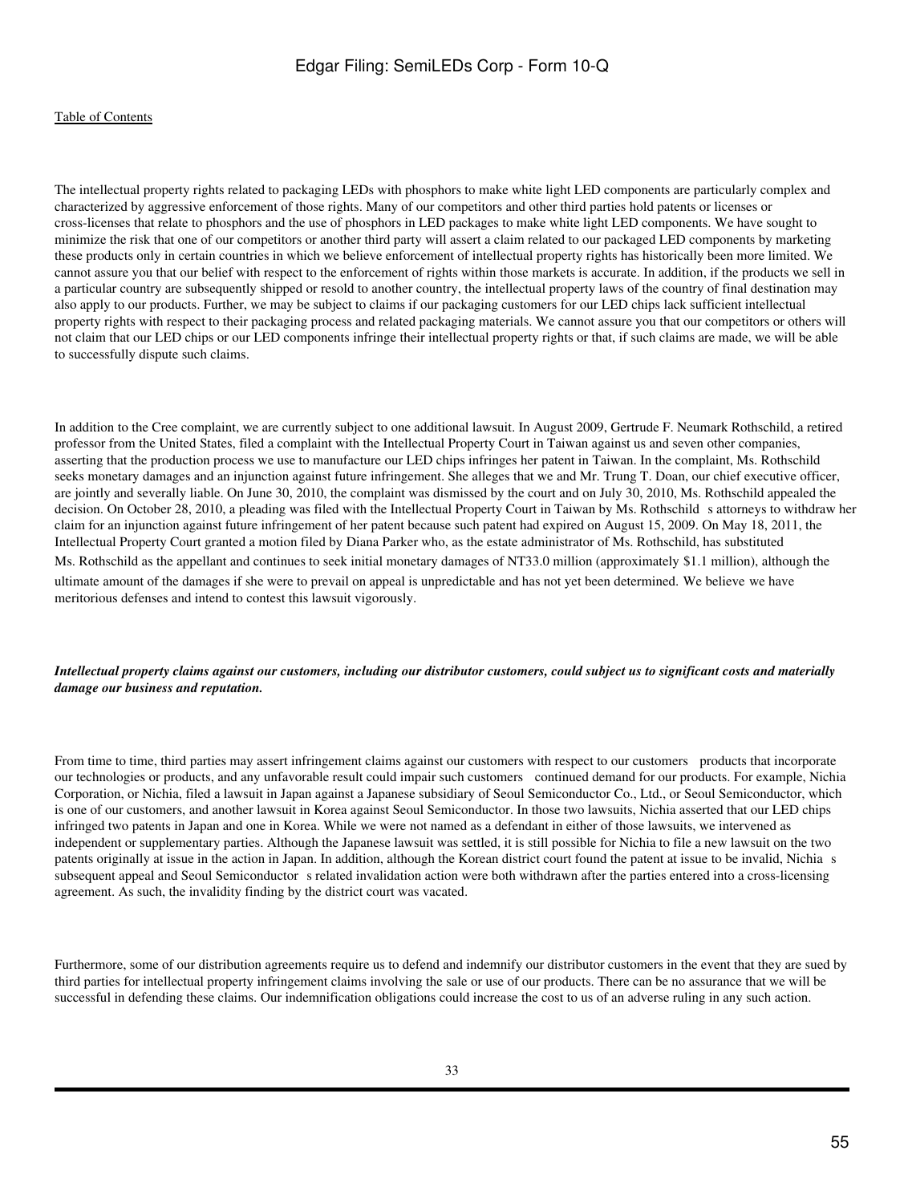The intellectual property rights related to packaging LEDs with phosphors to make white light LED components are particularly complex and characterized by aggressive enforcement of those rights. Many of our competitors and other third parties hold patents or licenses or cross-licenses that relate to phosphors and the use of phosphors in LED packages to make white light LED components. We have sought to minimize the risk that one of our competitors or another third party will assert a claim related to our packaged LED components by marketing these products only in certain countries in which we believe enforcement of intellectual property rights has historically been more limited. We cannot assure you that our belief with respect to the enforcement of rights within those markets is accurate. In addition, if the products we sell in a particular country are subsequently shipped or resold to another country, the intellectual property laws of the country of final destination may also apply to our products. Further, we may be subject to claims if our packaging customers for our LED chips lack sufficient intellectual property rights with respect to their packaging process and related packaging materials. We cannot assure you that our competitors or others will not claim that our LED chips or our LED components infringe their intellectual property rights or that, if such claims are made, we will be able to successfully dispute such claims.

In addition to the Cree complaint, we are currently subject to one additional lawsuit. In August 2009, Gertrude F. Neumark Rothschild, a retired professor from the United States, filed a complaint with the Intellectual Property Court in Taiwan against us and seven other companies, asserting that the production process we use to manufacture our LED chips infringes her patent in Taiwan. In the complaint, Ms. Rothschild seeks monetary damages and an injunction against future infringement. She alleges that we and Mr. Trung T. Doan, our chief executive officer, are jointly and severally liable. On June 30, 2010, the complaint was dismissed by the court and on July 30, 2010, Ms. Rothschild appealed the decision. On October 28, 2010, a pleading was filed with the Intellectual Property Court in Taiwan by Ms. Rothschild s attorneys to withdraw her claim for an injunction against future infringement of her patent because such patent had expired on August 15, 2009. On May 18, 2011, the Intellectual Property Court granted a motion filed by Diana Parker who, as the estate administrator of Ms. Rothschild, has substituted Ms. Rothschild as the appellant and continues to seek initial monetary damages of NT33.0 million (approximately $1.1 million), although the ultimate amount of the damages if she were to prevail on appeal is unpredictable and has not yet been determined. We believe we have meritorious defenses and intend to contest this lawsuit vigorously.

***Intellectual property claims against our customers, including our distributor customers, could subject us to significant costs and materially damage our business and reputation.***

From time to time, third parties may assert infringement claims against our customers with respect to our customers products that incorporate our technologies or products, and any unfavorable result could impair such customers continued demand for our products. For example, Nichia Corporation, or Nichia, filed a lawsuit in Japan against a Japanese subsidiary of Seoul Semiconductor Co., Ltd., or Seoul Semiconductor, which is one of our customers, and another lawsuit in Korea against Seoul Semiconductor. In those two lawsuits, Nichia asserted that our LED chips infringed two patents in Japan and one in Korea. While we were not named as a defendant in either of those lawsuits, we intervened as independent or supplementary parties. Although the Japanese lawsuit was settled, it is still possible for Nichia to file a new lawsuit on the two patents originally at issue in the action in Japan. In addition, although the Korean district court found the patent at issue to be invalid, Nichia s subsequent appeal and Seoul Semiconductor s related invalidation action were both withdrawn after the parties entered into a cross-licensing agreement. As such, the invalidity finding by the district court was vacated.

Furthermore, some of our distribution agreements require us to defend and indemnify our distributor customers in the event that they are sued by third parties for intellectual property infringement claims involving the sale or use of our products. There can be no assurance that we will be successful in defending these claims. Our indemnification obligations could increase the cost to us of an adverse ruling in any such action.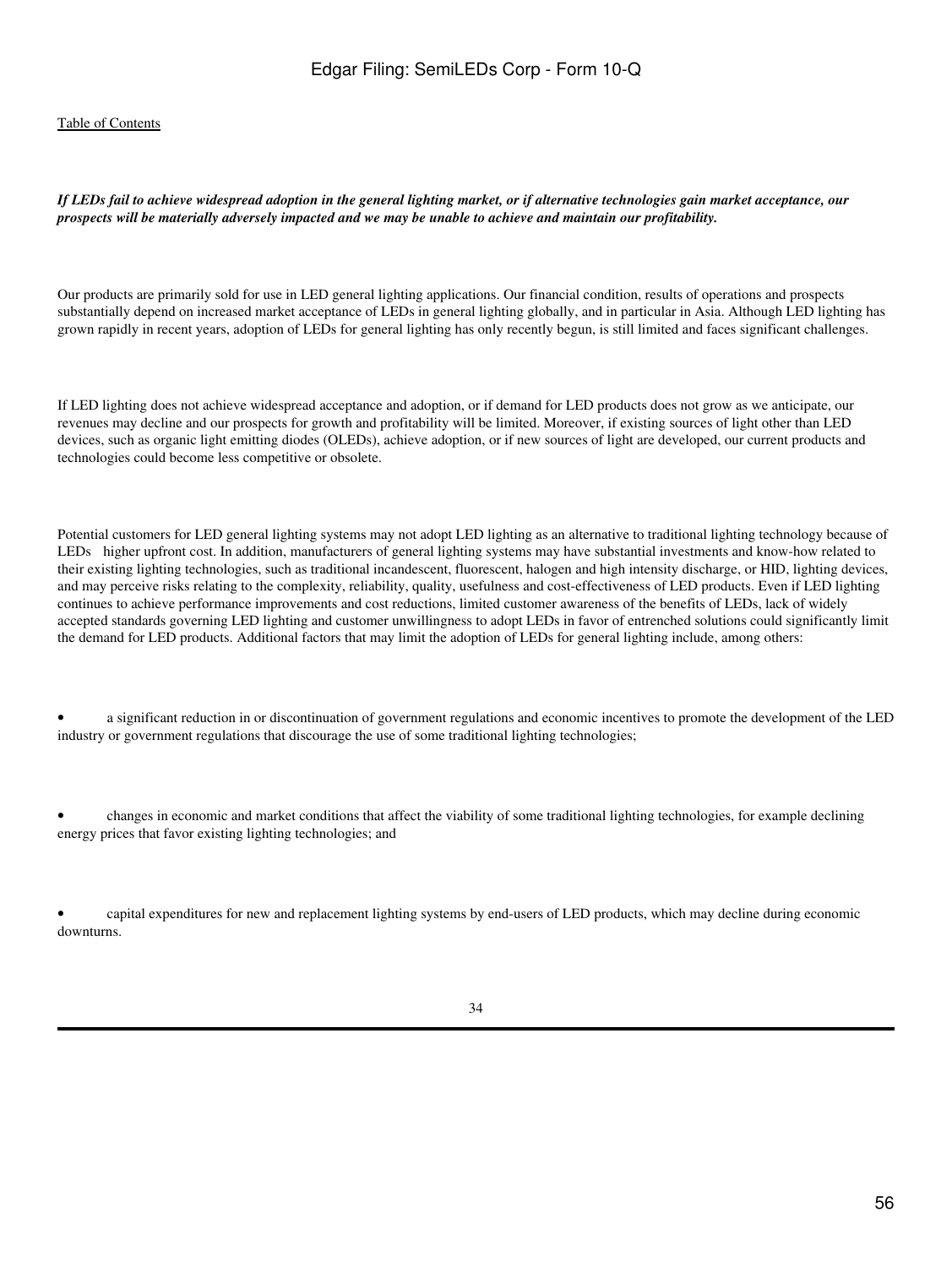***If LEDs fail to achieve widespread adoption in the general lighting market, or if alternative technologies gain market acceptance, our prospects will be materially adversely impacted and we may be unable to achieve and maintain our profitability.***

Our products are primarily sold for use in LED general lighting applications. Our financial condition, results of operations and prospects substantially depend on increased market acceptance of LEDs in general lighting globally, and in particular in Asia. Although LED lighting has grown rapidly in recent years, adoption of LEDs for general lighting has only recently begun, is still limited and faces significant challenges.

If LED lighting does not achieve widespread acceptance and adoption, or if demand for LED products does not grow as we anticipate, our revenues may decline and our prospects for growth and profitability will be limited. Moreover, if existing sources of light other than LED devices, such as organic light emitting diodes (OLEDs), achieve adoption, or if new sources of light are developed, our current products and technologies could become less competitive or obsolete.

Potential customers for LED general lighting systems may not adopt LED lighting as an alternative to traditional lighting technology because of LEDs higher upfront cost. In addition, manufacturers of general lighting systems may have substantial investments and know-how related to their existing lighting technologies, such as traditional incandescent, fluorescent, halogen and high intensity discharge, or HID, lighting devices, and may perceive risks relating to the complexity, reliability, quality, usefulness and cost-effectiveness of LED products. Even if LED lighting continues to achieve performance improvements and cost reductions, limited customer awareness of the benefits of LEDs, lack of widely accepted standards governing LED lighting and customer unwillingness to adopt LEDs in favor of entrenched solutions could significantly limit the demand for LED products. Additional factors that may limit the adoption of LEDs for general lighting include, among others:

- a significant reduction in or discontinuation of government regulations and economic incentives to promote the development of the LED industry or government regulations that discourage the use of some traditional lighting technologies;
- changes in economic and market conditions that affect the viability of some traditional lighting technologies, for example declining energy prices that favor existing lighting technologies; and
- capital expenditures for new and replacement lighting systems by end-users of LED products, which may decline during economic downturns.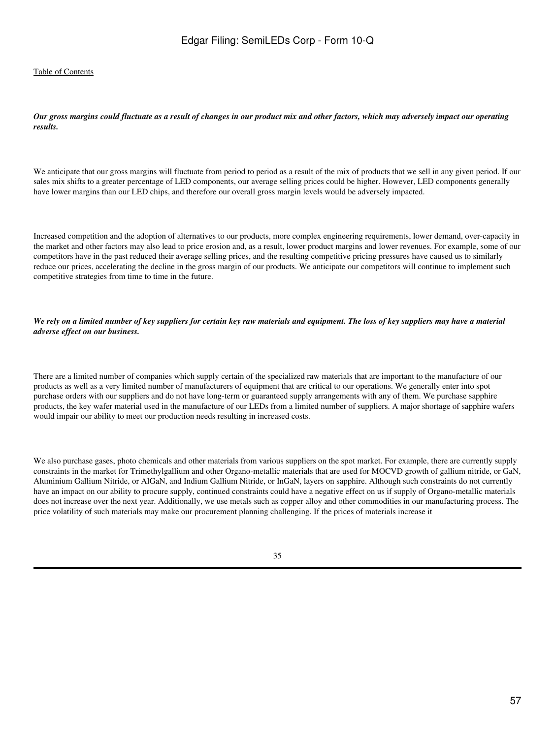***Our gross margins could fluctuate as a result of changes in our product mix and other factors, which may adversely impact our operating results.***

We anticipate that our gross margins will fluctuate from period to period as a result of the mix of products that we sell in any given period. If our sales mix shifts to a greater percentage of LED components, our average selling prices could be higher. However, LED components generally have lower margins than our LED chips, and therefore our overall gross margin levels would be adversely impacted.

Increased competition and the adoption of alternatives to our products, more complex engineering requirements, lower demand, over-capacity in the market and other factors may also lead to price erosion and, as a result, lower product margins and lower revenues. For example, some of our competitors have in the past reduced their average selling prices, and the resulting competitive pricing pressures have caused us to similarly reduce our prices, accelerating the decline in the gross margin of our products. We anticipate our competitors will continue to implement such competitive strategies from time to time in the future.

***We rely on a limited number of key suppliers for certain key raw materials and equipment. The loss of key suppliers may have a material adverse effect on our business.***

There are a limited number of companies which supply certain of the specialized raw materials that are important to the manufacture of our products as well as a very limited number of manufacturers of equipment that are critical to our operations. We generally enter into spot purchase orders with our suppliers and do not have long-term or guaranteed supply arrangements with any of them. We purchase sapphire products, the key wafer material used in the manufacture of our LEDs from a limited number of suppliers. A major shortage of sapphire wafers would impair our ability to meet our production needs resulting in increased costs.

We also purchase gases, photo chemicals and other materials from various suppliers on the spot market. For example, there are currently supply constraints in the market for Trimethylgallium and other Organo-metallic materials that are used for MOCVD growth of gallium nitride, or GaN, Aluminium Gallium Nitride, or AlGaN, and Indium Gallium Nitride, or InGaN, layers on sapphire. Although such constraints do not currently have an impact on our ability to procure supply, continued constraints could have a negative effect on us if supply of Organo-metallic materials does not increase over the next year. Additionally, we use metals such as copper alloy and other commodities in our manufacturing process. The price volatility of such materials may make our procurement planning challenging. If the prices of materials increase it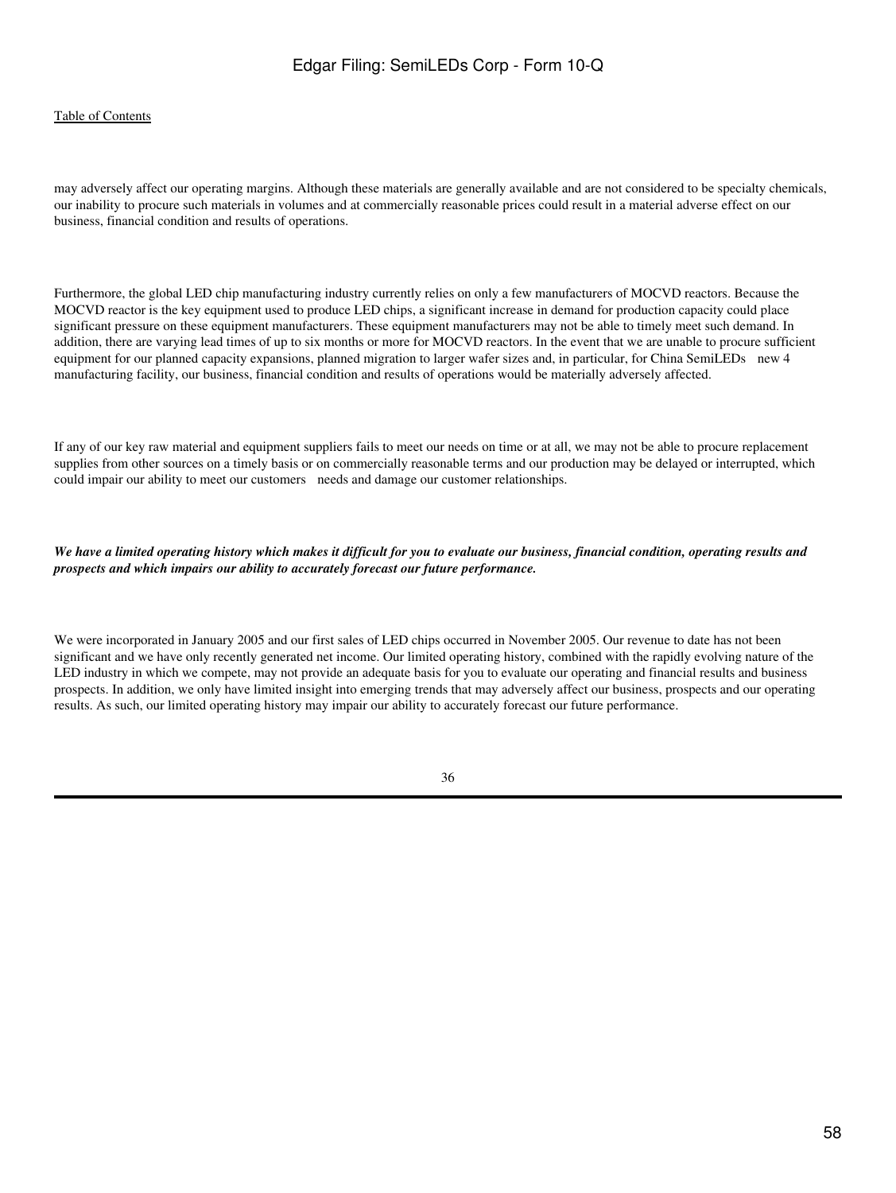may adversely affect our operating margins. Although these materials are generally available and are not considered to be specialty chemicals, our inability to procure such materials in volumes and at commercially reasonable prices could result in a material adverse effect on our business, financial condition and results of operations.

Furthermore, the global LED chip manufacturing industry currently relies on only a few manufacturers of MOCVD reactors. Because the MOCVD reactor is the key equipment used to produce LED chips, a significant increase in demand for production capacity could place significant pressure on these equipment manufacturers. These equipment manufacturers may not be able to timely meet such demand. In addition, there are varying lead times of up to six months or more for MOCVD reactors. In the event that we are unable to procure sufficient equipment for our planned capacity expansions, planned migration to larger wafer sizes and, in particular, for China SemiLEDs new 4 manufacturing facility, our business, financial condition and results of operations would be materially adversely affected.

If any of our key raw material and equipment suppliers fails to meet our needs on time or at all, we may not be able to procure replacement supplies from other sources on a timely basis or on commercially reasonable terms and our production may be delayed or interrupted, which could impair our ability to meet our customers needs and damage our customer relationships.

***We have a limited operating history which makes it difficult for you to evaluate our business, financial condition, operating results and prospects and which impairs our ability to accurately forecast our future performance.***

We were incorporated in January 2005 and our first sales of LED chips occurred in November 2005. Our revenue to date has not been significant and we have only recently generated net income. Our limited operating history, combined with the rapidly evolving nature of the LED industry in which we compete, may not provide an adequate basis for you to evaluate our operating and financial results and business prospects. In addition, we only have limited insight into emerging trends that may adversely affect our business, prospects and our operating results. As such, our limited operating history may impair our ability to accurately forecast our future performance.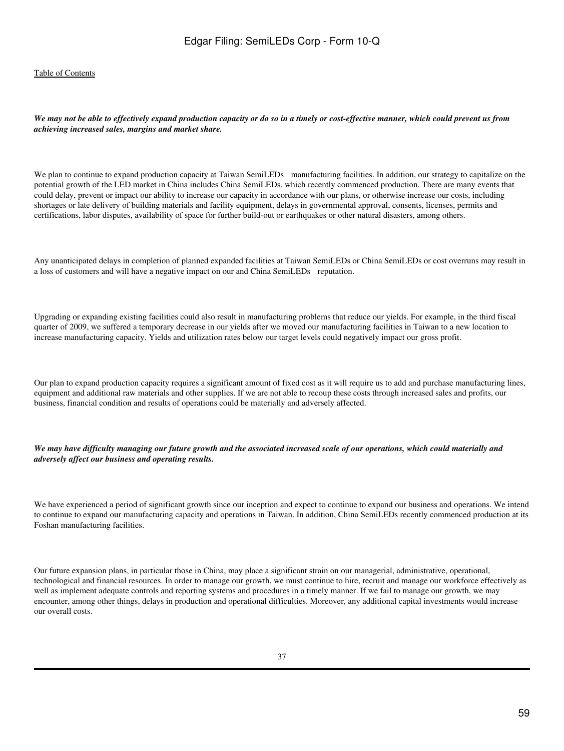***We may not be able to effectively expand production capacity or do so in a timely or cost-effective manner, which could prevent us from achieving increased sales, margins and market share.***

We plan to continue to expand production capacity at Taiwan SemiLEDs manufacturing facilities. In addition, our strategy to capitalize on the potential growth of the LED market in China includes China SemiLEDs, which recently commenced production. There are many events that could delay, prevent or impact our ability to increase our capacity in accordance with our plans, or otherwise increase our costs, including shortages or late delivery of building materials and facility equipment, delays in governmental approval, consents, licenses, permits and certifications, labor disputes, availability of space for further build-out or earthquakes or other natural disasters, among others.

Any unanticipated delays in completion of planned expanded facilities at Taiwan SemiLEDs or China SemiLEDs or cost overruns may result in a loss of customers and will have a negative impact on our and China SemiLEDs reputation.

Upgrading or expanding existing facilities could also result in manufacturing problems that reduce our yields. For example, in the third fiscal quarter of 2009, we suffered a temporary decrease in our yields after we moved our manufacturing facilities in Taiwan to a new location to increase manufacturing capacity. Yields and utilization rates below our target levels could negatively impact our gross profit.

Our plan to expand production capacity requires a significant amount of fixed cost as it will require us to add and purchase manufacturing lines, equipment and additional raw materials and other supplies. If we are not able to recoup these costs through increased sales and profits, our business, financial condition and results of operations could be materially and adversely affected.

***We may have difficulty managing our future growth and the associated increased scale of our operations, which could materially and adversely affect our business and operating results.***

We have experienced a period of significant growth since our inception and expect to continue to expand our business and operations. We intend to continue to expand our manufacturing capacity and operations in Taiwan. In addition, China SemiLEDs recently commenced production at its Foshan manufacturing facilities.

Our future expansion plans, in particular those in China, may place a significant strain on our managerial, administrative, operational, technological and financial resources. In order to manage our growth, we must continue to hire, recruit and manage our workforce effectively as well as implement adequate controls and reporting systems and procedures in a timely manner. If we fail to manage our growth, we may encounter, among other things, delays in production and operational difficulties. Moreover, any additional capital investments would increase our overall costs.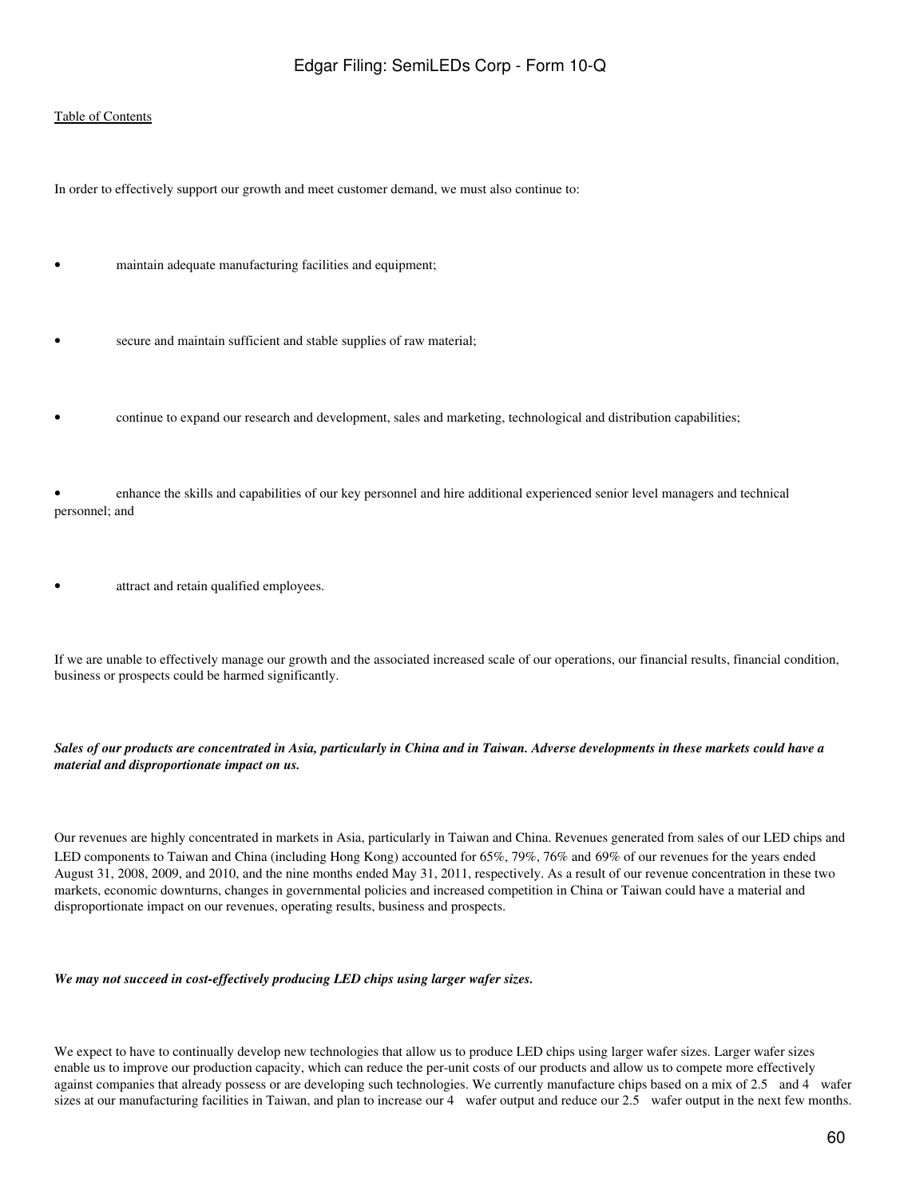In order to effectively support our growth and meet customer demand, we must also continue to:

- maintain adequate manufacturing facilities and equipment;
- secure and maintain sufficient and stable supplies of raw material;
- continue to expand our research and development, sales and marketing, technological and distribution capabilities;
- enhance the skills and capabilities of our key personnel and hire additional experienced senior level managers and technical personnel; and
- attract and retain qualified employees.

If we are unable to effectively manage our growth and the associated increased scale of our operations, our financial results, financial condition, business or prospects could be harmed significantly.

***Sales of our products are concentrated in Asia, particularly in China and in Taiwan. Adverse developments in these markets could have a material and disproportionate impact on us.***

Our revenues are highly concentrated in markets in Asia, particularly in Taiwan and China. Revenues generated from sales of our LED chips and LED components to Taiwan and China (including Hong Kong) accounted for 65%, 79%, 76% and 69% of our revenues for the years ended August 31, 2008, 2009, and 2010, and the nine months ended May 31, 2011, respectively. As a result of our revenue concentration in these two markets, economic downturns, changes in governmental policies and increased competition in China or Taiwan could have a material and disproportionate impact on our revenues, operating results, business and prospects.

***We may not succeed in cost-effectively producing LED chips using larger wafer sizes.***

We expect to have to continually develop new technologies that allow us to produce LED chips using larger wafer sizes. Larger wafer sizes enable us to improve our production capacity, which can reduce the per-unit costs of our products and allow us to compete more effectively against companies that already possess or are developing such technologies. We currently manufacture chips based on a mix of 2.5" and 4" wafer sizes at our manufacturing facilities in Taiwan, and plan to increase our 4" wafer output and reduce our 2.5" wafer output in the next few months.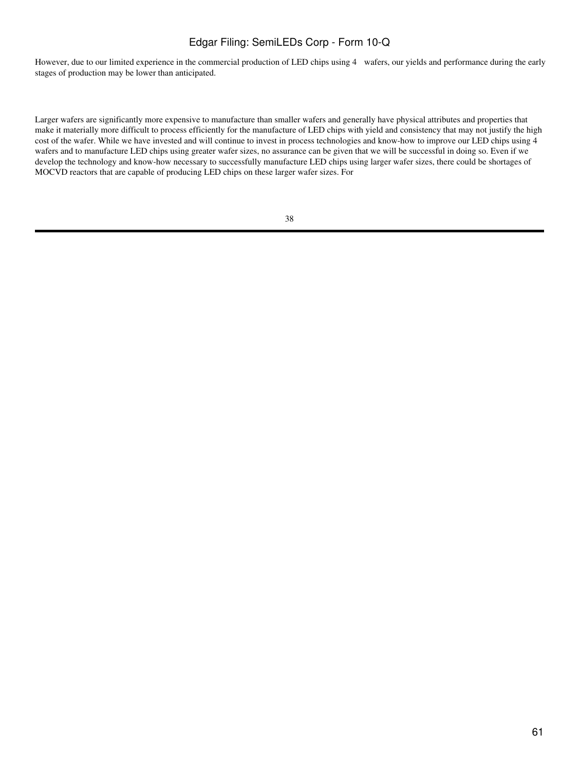However, due to our limited experience in the commercial production of LED chips using 4    wafers, our yields and performance during the early stages of production may be lower than anticipated.

Larger wafers are significantly more expensive to manufacture than smaller wafers and generally have physical attributes and properties that make it materially more difficult to process efficiently for the manufacture of LED chips with yield and consistency that may not justify the high cost of the wafer. While we have invested and will continue to invest in process technologies and know-how to improve our LED chips using 4 wafers and to manufacture LED chips using greater wafer sizes, no assurance can be given that we will be successful in doing so. Even if we develop the technology and know-how necessary to successfully manufacture LED chips using larger wafer sizes, there could be shortages of MOCVD reactors that are capable of producing LED chips on these larger wafer sizes. For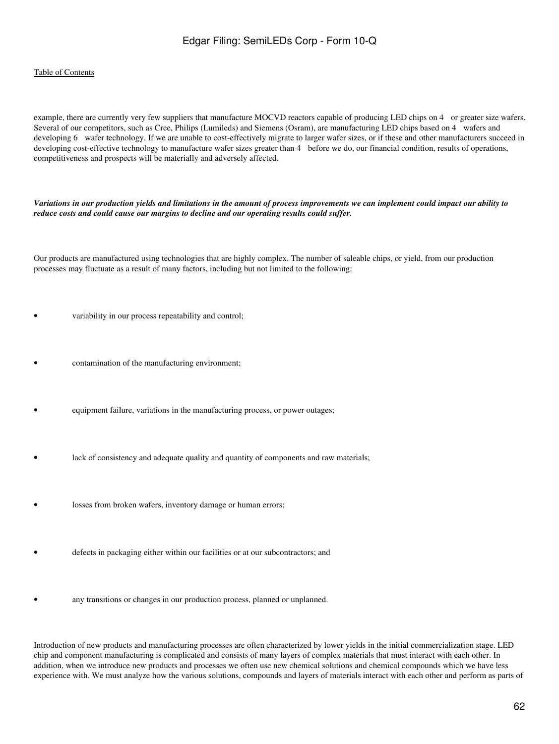example, there are currently very few suppliers that manufacture MOCVD reactors capable of producing LED chips on 4   or greater size wafers. Several of our competitors, such as Cree, Philips (Lumileds) and Siemens (Osram), are manufacturing LED chips based on 4   wafers and developing 6   wafer technology. If we are unable to cost-effectively migrate to larger wafer sizes, or if these and other manufacturers succeed in developing cost-effective technology to manufacture wafer sizes greater than 4   before we do, our financial condition, results of operations, competitiveness and prospects will be materially and adversely affected.

***Variations in our production yields and limitations in the amount of process improvements we can implement could impact our ability to reduce costs and could cause our margins to decline and our operating results could suffer.***

Our products are manufactured using technologies that are highly complex. The number of saleable chips, or yield, from our production processes may fluctuate as a result of many factors, including but not limited to the following:

- variability in our process repeatability and control;
- contamination of the manufacturing environment;
- equipment failure, variations in the manufacturing process, or power outages;
- lack of consistency and adequate quality and quantity of components and raw materials;
- losses from broken wafers, inventory damage or human errors;
- defects in packaging either within our facilities or at our subcontractors; and
- any transitions or changes in our production process, planned or unplanned.

Introduction of new products and manufacturing processes are often characterized by lower yields in the initial commercialization stage. LED chip and component manufacturing is complicated and consists of many layers of complex materials that must interact with each other. In addition, when we introduce new products and processes we often use new chemical solutions and chemical compounds which we have less experience with. We must analyze how the various solutions, compounds and layers of materials interact with each other and perform as parts of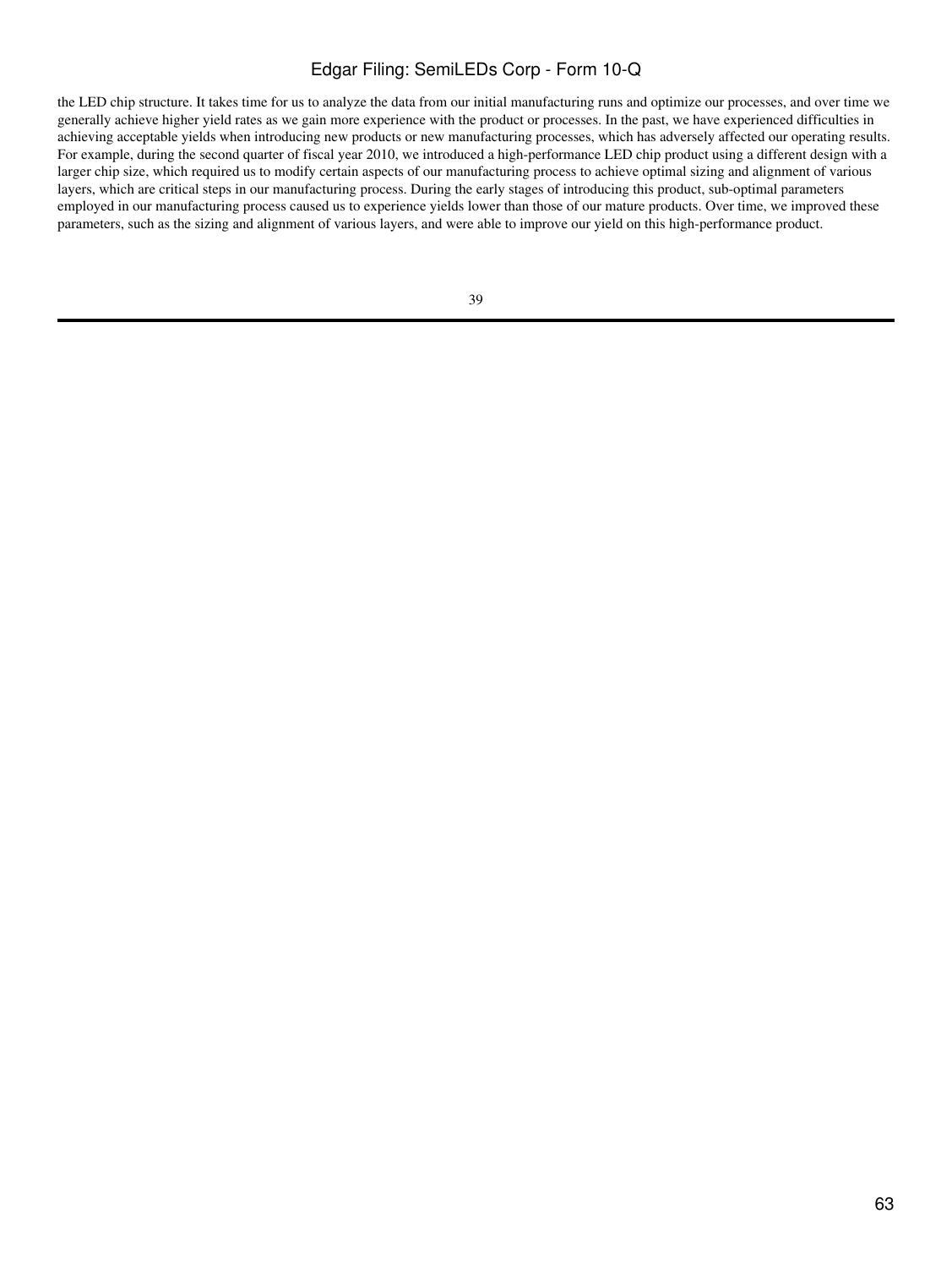the LED chip structure. It takes time for us to analyze the data from our initial manufacturing runs and optimize our processes, and over time we generally achieve higher yield rates as we gain more experience with the product or processes. In the past, we have experienced difficulties in achieving acceptable yields when introducing new products or new manufacturing processes, which has adversely affected our operating results. For example, during the second quarter of fiscal year 2010, we introduced a high-performance LED chip product using a different design with a larger chip size, which required us to modify certain aspects of our manufacturing process to achieve optimal sizing and alignment of various layers, which are critical steps in our manufacturing process. During the early stages of introducing this product, sub-optimal parameters employed in our manufacturing process caused us to experience yields lower than those of our mature products. Over time, we improved these parameters, such as the sizing and alignment of various layers, and were able to improve our yield on this high-performance product.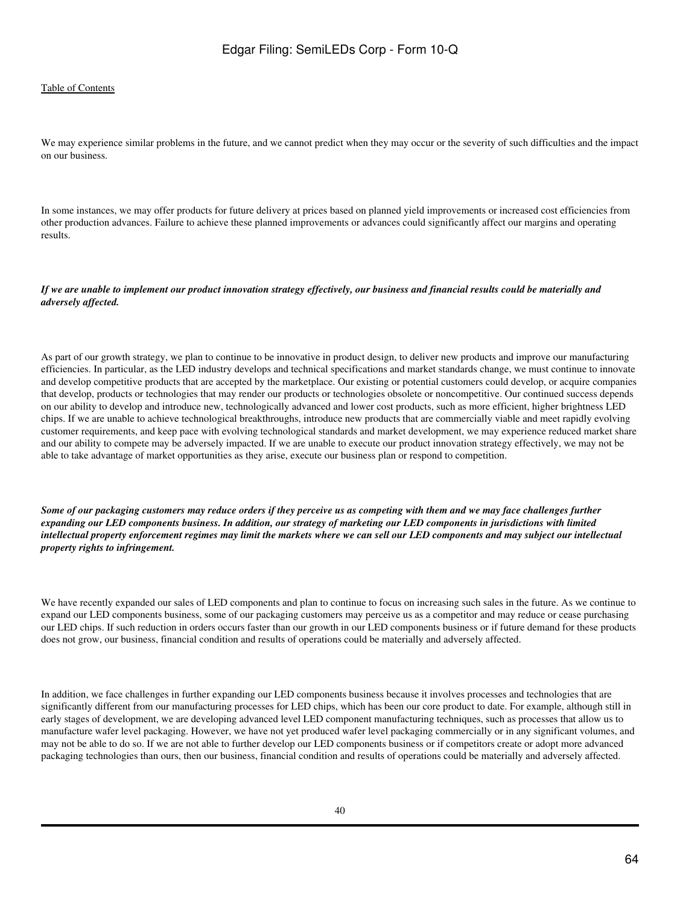We may experience similar problems in the future, and we cannot predict when they may occur or the severity of such difficulties and the impact on our business.

In some instances, we may offer products for future delivery at prices based on planned yield improvements or increased cost efficiencies from other production advances. Failure to achieve these planned improvements or advances could significantly affect our margins and operating results.

***If we are unable to implement our product innovation strategy effectively, our business and financial results could be materially and adversely affected.***

As part of our growth strategy, we plan to continue to be innovative in product design, to deliver new products and improve our manufacturing efficiencies. In particular, as the LED industry develops and technical specifications and market standards change, we must continue to innovate and develop competitive products that are accepted by the marketplace. Our existing or potential customers could develop, or acquire companies that develop, products or technologies that may render our products or technologies obsolete or noncompetitive. Our continued success depends on our ability to develop and introduce new, technologically advanced and lower cost products, such as more efficient, higher brightness LED chips. If we are unable to achieve technological breakthroughs, introduce new products that are commercially viable and meet rapidly evolving customer requirements, and keep pace with evolving technological standards and market development, we may experience reduced market share and our ability to compete may be adversely impacted. If we are unable to execute our product innovation strategy effectively, we may not be able to take advantage of market opportunities as they arise, execute our business plan or respond to competition.

***Some of our packaging customers may reduce orders if they perceive us as competing with them and we may face challenges further expanding our LED components business. In addition, our strategy of marketing our LED components in jurisdictions with limited intellectual property enforcement regimes may limit the markets where we can sell our LED components and may subject our intellectual property rights to infringement.***

We have recently expanded our sales of LED components and plan to continue to focus on increasing such sales in the future. As we continue to expand our LED components business, some of our packaging customers may perceive us as a competitor and may reduce or cease purchasing our LED chips. If such reduction in orders occurs faster than our growth in our LED components business or if future demand for these products does not grow, our business, financial condition and results of operations could be materially and adversely affected.

In addition, we face challenges in further expanding our LED components business because it involves processes and technologies that are significantly different from our manufacturing processes for LED chips, which has been our core product to date. For example, although still in early stages of development, we are developing advanced level LED component manufacturing techniques, such as processes that allow us to manufacture wafer level packaging. However, we have not yet produced wafer level packaging commercially or in any significant volumes, and may not be able to do so. If we are not able to further develop our LED components business or if competitors create or adopt more advanced packaging technologies than ours, then our business, financial condition and results of operations could be materially and adversely affected.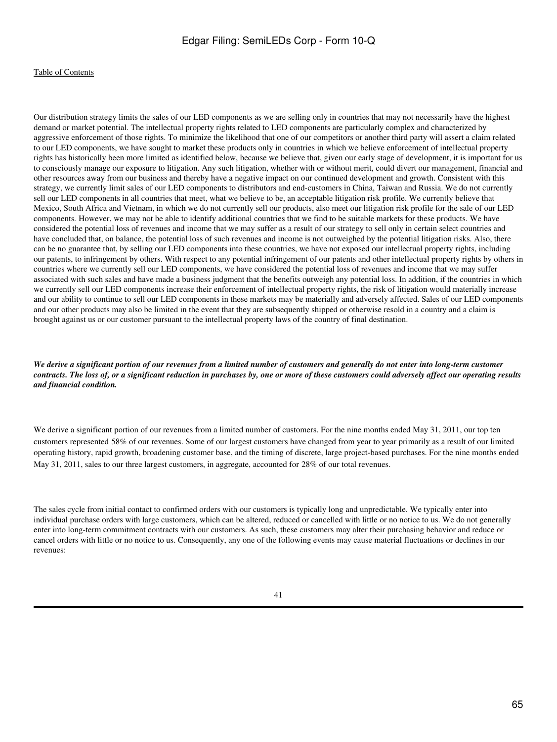Our distribution strategy limits the sales of our LED components as we are selling only in countries that may not necessarily have the highest demand or market potential. The intellectual property rights related to LED components are particularly complex and characterized by aggressive enforcement of those rights. To minimize the likelihood that one of our competitors or another third party will assert a claim related to our LED components, we have sought to market these products only in countries in which we believe enforcement of intellectual property rights has historically been more limited as identified below, because we believe that, given our early stage of development, it is important for us to consciously manage our exposure to litigation. Any such litigation, whether with or without merit, could divert our management, financial and other resources away from our business and thereby have a negative impact on our continued development and growth. Consistent with this strategy, we currently limit sales of our LED components to distributors and end-customers in China, Taiwan and Russia. We do not currently sell our LED components in all countries that meet, what we believe to be, an acceptable litigation risk profile. We currently believe that Mexico, South Africa and Vietnam, in which we do not currently sell our products, also meet our litigation risk profile for the sale of our LED components. However, we may not be able to identify additional countries that we find to be suitable markets for these products. We have considered the potential loss of revenues and income that we may suffer as a result of our strategy to sell only in certain select countries and have concluded that, on balance, the potential loss of such revenues and income is not outweighed by the potential litigation risks. Also, there can be no guarantee that, by selling our LED components into these countries, we have not exposed our intellectual property rights, including our patents, to infringement by others. With respect to any potential infringement of our patents and other intellectual property rights by others in countries where we currently sell our LED components, we have considered the potential loss of revenues and income that we may suffer associated with such sales and have made a business judgment that the benefits outweigh any potential loss. In addition, if the countries in which we currently sell our LED components increase their enforcement of intellectual property rights, the risk of litigation would materially increase and our ability to continue to sell our LED components in these markets may be materially and adversely affected. Sales of our LED components and our other products may also be limited in the event that they are subsequently shipped or otherwise resold in a country and a claim is brought against us or our customer pursuant to the intellectual property laws of the country of final destination.

***We derive a significant portion of our revenues from a limited number of customers and generally do not enter into long-term customer contracts. The loss of, or a significant reduction in purchases by, one or more of these customers could adversely affect our operating results and financial condition.***

We derive a significant portion of our revenues from a limited number of customers. For the nine months ended May 31, 2011, our top ten customers represented 58% of our revenues. Some of our largest customers have changed from year to year primarily as a result of our limited operating history, rapid growth, broadening customer base, and the timing of discrete, large project-based purchases. For the nine months ended May 31, 2011, sales to our three largest customers, in aggregate, accounted for 28% of our total revenues.

The sales cycle from initial contact to confirmed orders with our customers is typically long and unpredictable. We typically enter into individual purchase orders with large customers, which can be altered, reduced or cancelled with little or no notice to us. We do not generally enter into long-term commitment contracts with our customers. As such, these customers may alter their purchasing behavior and reduce or cancel orders with little or no notice to us. Consequently, any one of the following events may cause material fluctuations or declines in our revenues: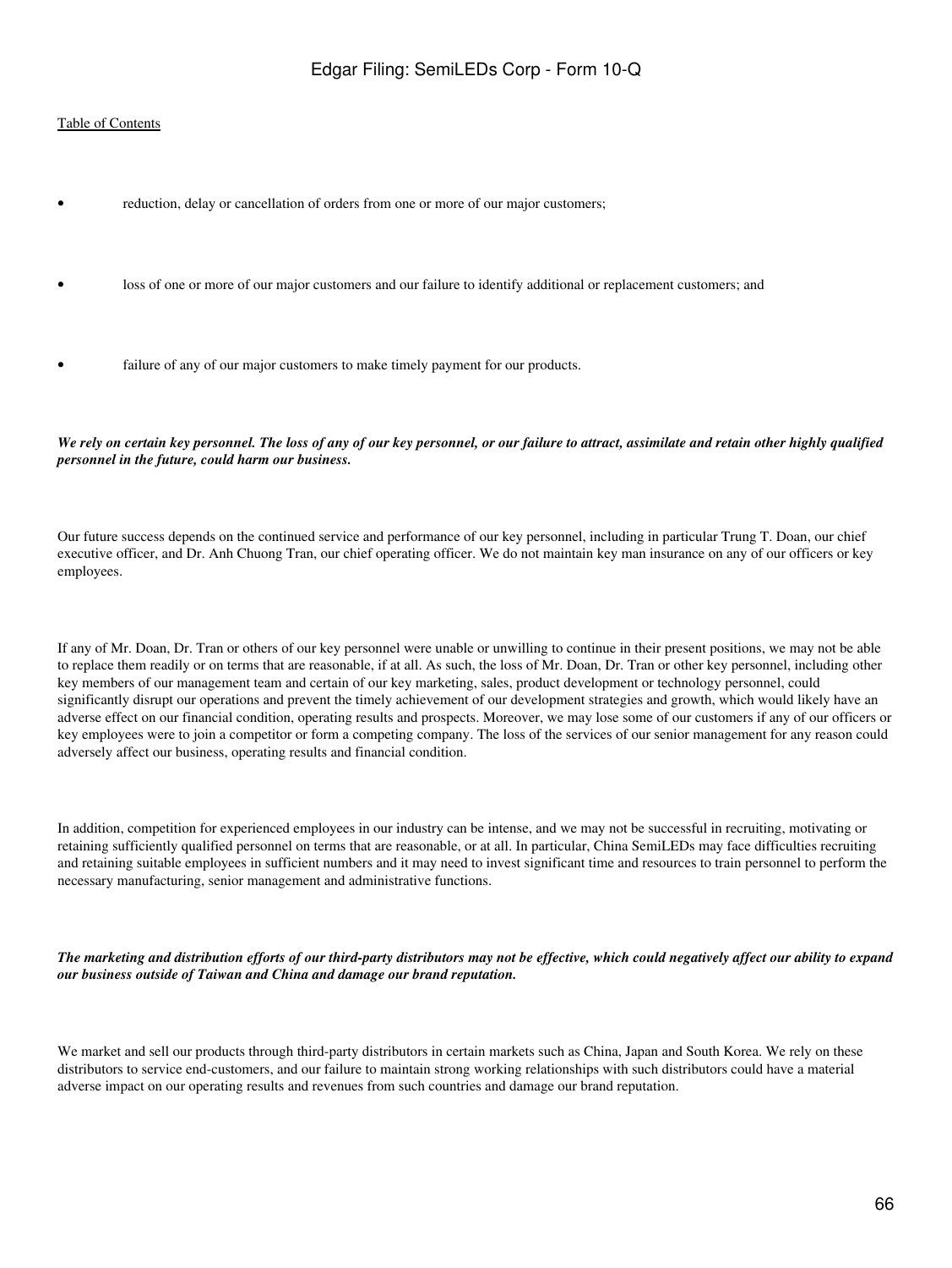- reduction, delay or cancellation of orders from one or more of our major customers;
- loss of one or more of our major customers and our failure to identify additional or replacement customers; and
- failure of any of our major customers to make timely payment for our products.

***We rely on certain key personnel. The loss of any of our key personnel, or our failure to attract, assimilate and retain other highly qualified personnel in the future, could harm our business.***

Our future success depends on the continued service and performance of our key personnel, including in particular Trung T. Doan, our chief executive officer, and Dr. Anh Chuong Tran, our chief operating officer. We do not maintain key man insurance on any of our officers or key employees.

If any of Mr. Doan, Dr. Tran or others of our key personnel were unable or unwilling to continue in their present positions, we may not be able to replace them readily or on terms that are reasonable, if at all. As such, the loss of Mr. Doan, Dr. Tran or other key personnel, including other key members of our management team and certain of our key marketing, sales, product development or technology personnel, could significantly disrupt our operations and prevent the timely achievement of our development strategies and growth, which would likely have an adverse effect on our financial condition, operating results and prospects. Moreover, we may lose some of our customers if any of our officers or key employees were to join a competitor or form a competing company. The loss of the services of our senior management for any reason could adversely affect our business, operating results and financial condition.

In addition, competition for experienced employees in our industry can be intense, and we may not be successful in recruiting, motivating or retaining sufficiently qualified personnel on terms that are reasonable, or at all. In particular, China SemiLEDs may face difficulties recruiting and retaining suitable employees in sufficient numbers and it may need to invest significant time and resources to train personnel to perform the necessary manufacturing, senior management and administrative functions.

***The marketing and distribution efforts of our third-party distributors may not be effective, which could negatively affect our ability to expand our business outside of Taiwan and China and damage our brand reputation.***

We market and sell our products through third-party distributors in certain markets such as China, Japan and South Korea. We rely on these distributors to service end-customers, and our failure to maintain strong working relationships with such distributors could have a material adverse impact on our operating results and revenues from such countries and damage our brand reputation.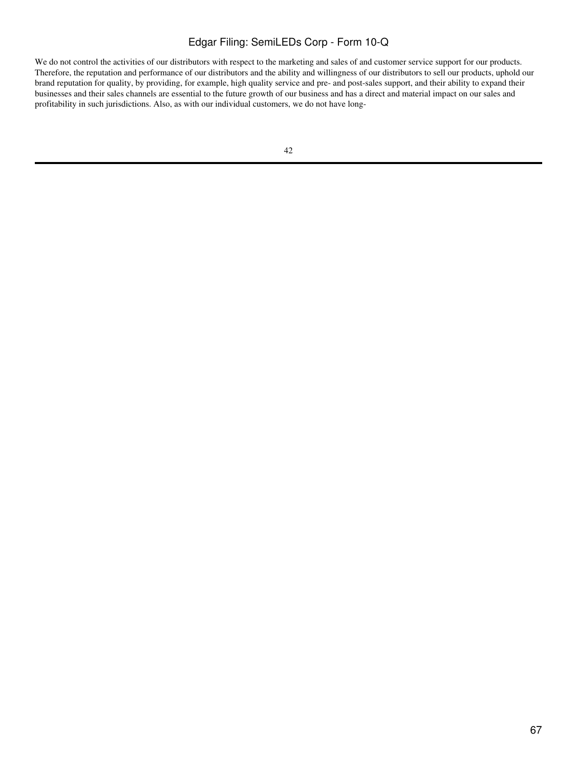We do not control the activities of our distributors with respect to the marketing and sales of and customer service support for our products. Therefore, the reputation and performance of our distributors and the ability and willingness of our distributors to sell our products, uphold our brand reputation for quality, by providing, for example, high quality service and pre- and post-sales support, and their ability to expand their businesses and their sales channels are essential to the future growth of our business and has a direct and material impact on our sales and profitability in such jurisdictions. Also, as with our individual customers, we do not have long-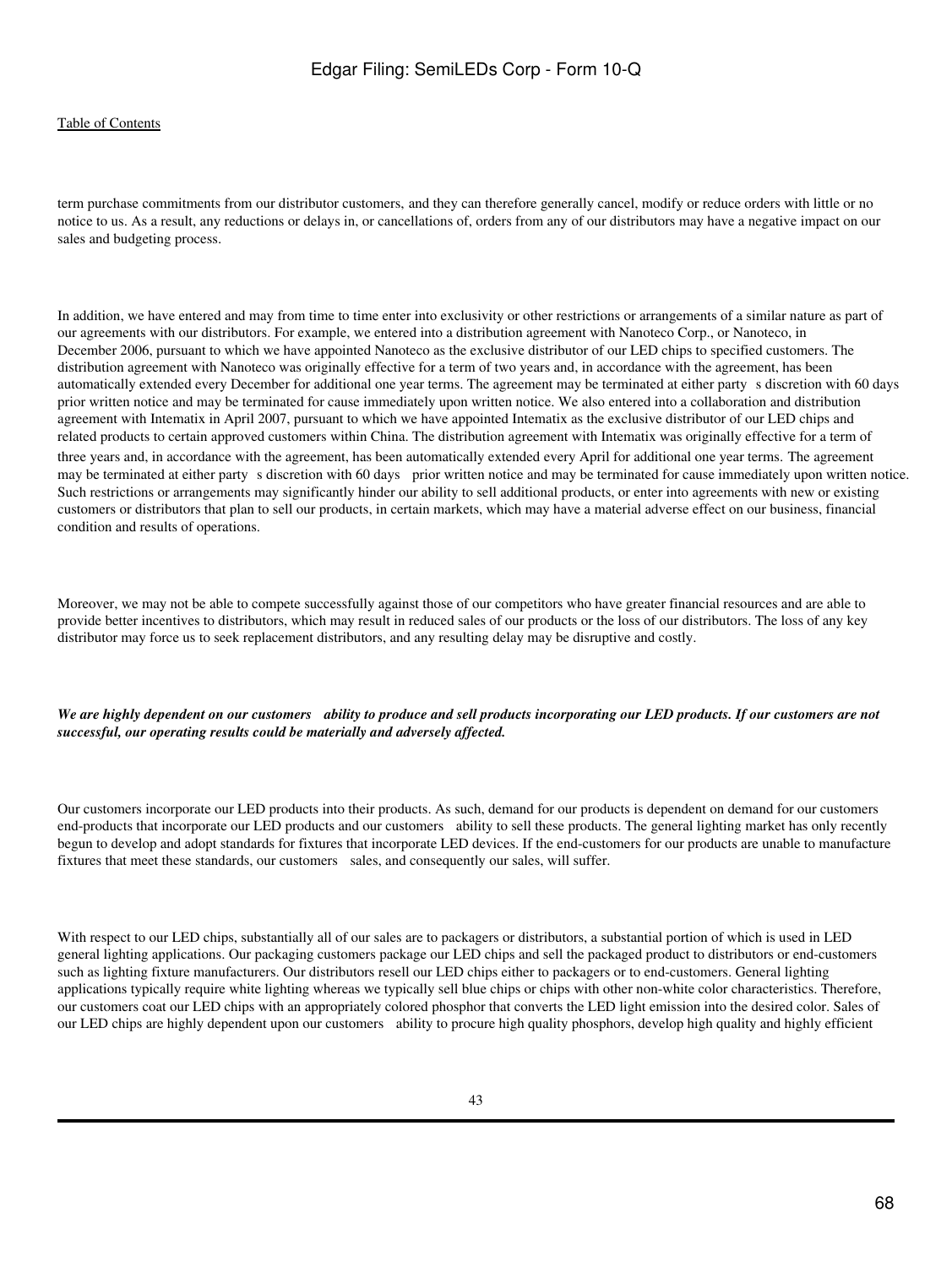term purchase commitments from our distributor customers, and they can therefore generally cancel, modify or reduce orders with little or no notice to us. As a result, any reductions or delays in, or cancellations of, orders from any of our distributors may have a negative impact on our sales and budgeting process.

In addition, we have entered and may from time to time enter into exclusivity or other restrictions or arrangements of a similar nature as part of our agreements with our distributors. For example, we entered into a distribution agreement with Nanoteco Corp., or Nanoteco, in December 2006, pursuant to which we have appointed Nanoteco as the exclusive distributor of our LED chips to specified customers. The distribution agreement with Nanoteco was originally effective for a term of two years and, in accordance with the agreement, has been automatically extended every December for additional one year terms. The agreement may be terminated at either party s discretion with 60 days prior written notice and may be terminated for cause immediately upon written notice. We also entered into a collaboration and distribution agreement with Intematix in April 2007, pursuant to which we have appointed Intematix as the exclusive distributor of our LED chips and related products to certain approved customers within China. The distribution agreement with Intematix was originally effective for a term of three years and, in accordance with the agreement, has been automatically extended every April for additional one year terms. The agreement may be terminated at either party s discretion with 60 days prior written notice and may be terminated for cause immediately upon written notice. Such restrictions or arrangements may significantly hinder our ability to sell additional products, or enter into agreements with new or existing customers or distributors that plan to sell our products, in certain markets, which may have a material adverse effect on our business, financial condition and results of operations.

Moreover, we may not be able to compete successfully against those of our competitors who have greater financial resources and are able to provide better incentives to distributors, which may result in reduced sales of our products or the loss of our distributors. The loss of any key distributor may force us to seek replacement distributors, and any resulting delay may be disruptive and costly.

***We are highly dependent on our customers ability to produce and sell products incorporating our LED products. If our customers are not successful, our operating results could be materially and adversely affected.***

Our customers incorporate our LED products into their products. As such, demand for our products is dependent on demand for our customers end-products that incorporate our LED products and our customers ability to sell these products. The general lighting market has only recently begun to develop and adopt standards for fixtures that incorporate LED devices. If the end-customers for our products are unable to manufacture fixtures that meet these standards, our customers sales, and consequently our sales, will suffer.

With respect to our LED chips, substantially all of our sales are to packagers or distributors, a substantial portion of which is used in LED general lighting applications. Our packaging customers package our LED chips and sell the packaged product to distributors or end-customers such as lighting fixture manufacturers. Our distributors resell our LED chips either to packagers or to end-customers. General lighting applications typically require white lighting whereas we typically sell blue chips or chips with other non-white color characteristics. Therefore, our customers coat our LED chips with an appropriately colored phosphor that converts the LED light emission into the desired color. Sales of our LED chips are highly dependent upon our customers ability to procure high quality phosphors, develop high quality and highly efficient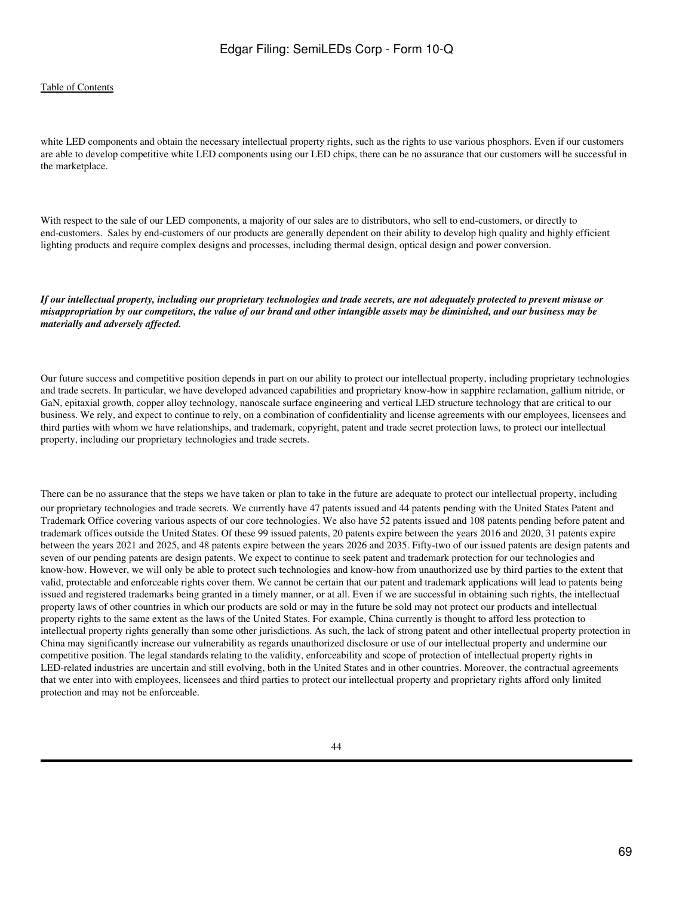white LED components and obtain the necessary intellectual property rights, such as the rights to use various phosphors. Even if our customers are able to develop competitive white LED components using our LED chips, there can be no assurance that our customers will be successful in the marketplace.

With respect to the sale of our LED components, a majority of our sales are to distributors, who sell to end-customers, or directly to end-customers. Sales by end-customers of our products are generally dependent on their ability to develop high quality and highly efficient lighting products and require complex designs and processes, including thermal design, optical design and power conversion.

***If our intellectual property, including our proprietary technologies and trade secrets, are not adequately protected to prevent misuse or misappropriation by our competitors, the value of our brand and other intangible assets may be diminished, and our business may be materially and adversely affected.***

Our future success and competitive position depends in part on our ability to protect our intellectual property, including proprietary technologies and trade secrets. In particular, we have developed advanced capabilities and proprietary know-how in sapphire reclamation, gallium nitride, or GaN, epitaxial growth, copper alloy technology, nanoscale surface engineering and vertical LED structure technology that are critical to our business. We rely, and expect to continue to rely, on a combination of confidentiality and license agreements with our employees, licensees and third parties with whom we have relationships, and trademark, copyright, patent and trade secret protection laws, to protect our intellectual property, including our proprietary technologies and trade secrets.

There can be no assurance that the steps we have taken or plan to take in the future are adequate to protect our intellectual property, including our proprietary technologies and trade secrets. We currently have 47 patents issued and 44 patents pending with the United States Patent and Trademark Office covering various aspects of our core technologies. We also have 52 patents issued and 108 patents pending before patent and trademark offices outside the United States. Of these 99 issued patents, 20 patents expire between the years 2016 and 2020, 31 patents expire between the years 2021 and 2025, and 48 patents expire between the years 2026 and 2035. Fifty-two of our issued patents are design patents and seven of our pending patents are design patents. We expect to continue to seek patent and trademark protection for our technologies and know-how. However, we will only be able to protect such technologies and know-how from unauthorized use by third parties to the extent that valid, protectable and enforceable rights cover them. We cannot be certain that our patent and trademark applications will lead to patents being issued and registered trademarks being granted in a timely manner, or at all. Even if we are successful in obtaining such rights, the intellectual property laws of other countries in which our products are sold or may in the future be sold may not protect our products and intellectual property rights to the same extent as the laws of the United States. For example, China currently is thought to afford less protection to intellectual property rights generally than some other jurisdictions. As such, the lack of strong patent and other intellectual property protection in China may significantly increase our vulnerability as regards unauthorized disclosure or use of our intellectual property and undermine our competitive position. The legal standards relating to the validity, enforceability and scope of protection of intellectual property rights in LED-related industries are uncertain and still evolving, both in the United States and in other countries. Moreover, the contractual agreements that we enter into with employees, licensees and third parties to protect our intellectual property and proprietary rights afford only limited protection and may not be enforceable.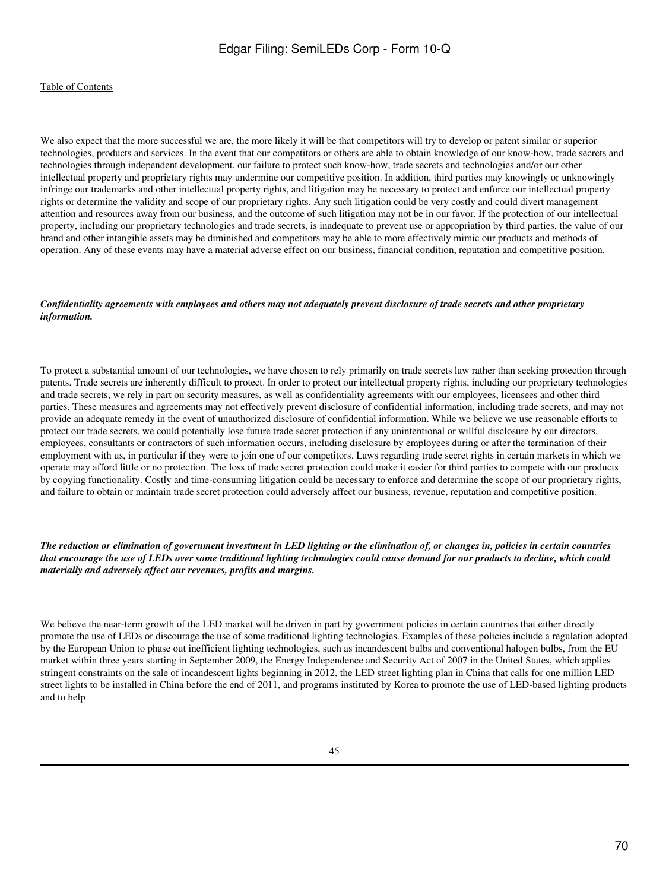We also expect that the more successful we are, the more likely it will be that competitors will try to develop or patent similar or superior technologies, products and services. In the event that our competitors or others are able to obtain knowledge of our know-how, trade secrets and technologies through independent development, our failure to protect such know-how, trade secrets and technologies and/or our other intellectual property and proprietary rights may undermine our competitive position. In addition, third parties may knowingly or unknowingly infringe our trademarks and other intellectual property rights, and litigation may be necessary to protect and enforce our intellectual property rights or determine the validity and scope of our proprietary rights. Any such litigation could be very costly and could divert management attention and resources away from our business, and the outcome of such litigation may not be in our favor. If the protection of our intellectual property, including our proprietary technologies and trade secrets, is inadequate to prevent use or appropriation by third parties, the value of our brand and other intangible assets may be diminished and competitors may be able to more effectively mimic our products and methods of operation. Any of these events may have a material adverse effect on our business, financial condition, reputation and competitive position.

***Confidentiality agreements with employees and others may not adequately prevent disclosure of trade secrets and other proprietary information.***

To protect a substantial amount of our technologies, we have chosen to rely primarily on trade secrets law rather than seeking protection through patents. Trade secrets are inherently difficult to protect. In order to protect our intellectual property rights, including our proprietary technologies and trade secrets, we rely in part on security measures, as well as confidentiality agreements with our employees, licensees and other third parties. These measures and agreements may not effectively prevent disclosure of confidential information, including trade secrets, and may not provide an adequate remedy in the event of unauthorized disclosure of confidential information. While we believe we use reasonable efforts to protect our trade secrets, we could potentially lose future trade secret protection if any unintentional or willful disclosure by our directors, employees, consultants or contractors of such information occurs, including disclosure by employees during or after the termination of their employment with us, in particular if they were to join one of our competitors. Laws regarding trade secret rights in certain markets in which we operate may afford little or no protection. The loss of trade secret protection could make it easier for third parties to compete with our products by copying functionality. Costly and time-consuming litigation could be necessary to enforce and determine the scope of our proprietary rights, and failure to obtain or maintain trade secret protection could adversely affect our business, revenue, reputation and competitive position.

***The reduction or elimination of government investment in LED lighting or the elimination of, or changes in, policies in certain countries that encourage the use of LEDs over some traditional lighting technologies could cause demand for our products to decline, which could materially and adversely affect our revenues, profits and margins.***

We believe the near-term growth of the LED market will be driven in part by government policies in certain countries that either directly promote the use of LEDs or discourage the use of some traditional lighting technologies. Examples of these policies include a regulation adopted by the European Union to phase out inefficient lighting technologies, such as incandescent bulbs and conventional halogen bulbs, from the EU market within three years starting in September 2009, the Energy Independence and Security Act of 2007 in the United States, which applies stringent constraints on the sale of incandescent lights beginning in 2012, the LED street lighting plan in China that calls for one million LED street lights to be installed in China before the end of 2011, and programs instituted by Korea to promote the use of LED-based lighting products and to help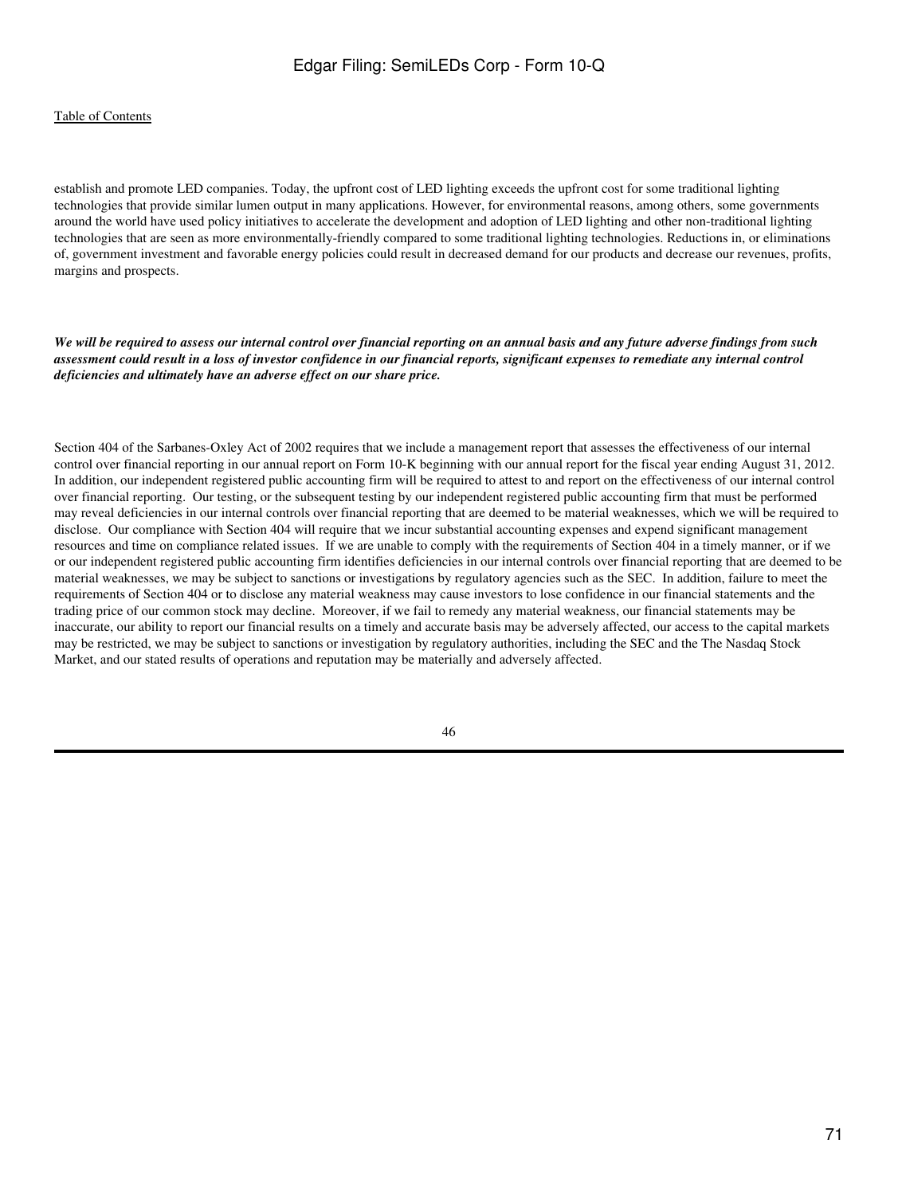establish and promote LED companies. Today, the upfront cost of LED lighting exceeds the upfront cost for some traditional lighting technologies that provide similar lumen output in many applications. However, for environmental reasons, among others, some governments around the world have used policy initiatives to accelerate the development and adoption of LED lighting and other non-traditional lighting technologies that are seen as more environmentally-friendly compared to some traditional lighting technologies. Reductions in, or eliminations of, government investment and favorable energy policies could result in decreased demand for our products and decrease our revenues, profits, margins and prospects.

***We will be required to assess our internal control over financial reporting on an annual basis and any future adverse findings from such assessment could result in a loss of investor confidence in our financial reports, significant expenses to remediate any internal control deficiencies and ultimately have an adverse effect on our share price.***

Section 404 of the Sarbanes-Oxley Act of 2002 requires that we include a management report that assesses the effectiveness of our internal control over financial reporting in our annual report on Form 10-K beginning with our annual report for the fiscal year ending August 31, 2012. In addition, our independent registered public accounting firm will be required to attest to and report on the effectiveness of our internal control over financial reporting. Our testing, or the subsequent testing by our independent registered public accounting firm that must be performed may reveal deficiencies in our internal controls over financial reporting that are deemed to be material weaknesses, which we will be required to disclose. Our compliance with Section 404 will require that we incur substantial accounting expenses and expend significant management resources and time on compliance related issues. If we are unable to comply with the requirements of Section 404 in a timely manner, or if we or our independent registered public accounting firm identifies deficiencies in our internal controls over financial reporting that are deemed to be material weaknesses, we may be subject to sanctions or investigations by regulatory agencies such as the SEC. In addition, failure to meet the requirements of Section 404 or to disclose any material weakness may cause investors to lose confidence in our financial statements and the trading price of our common stock may decline. Moreover, if we fail to remedy any material weakness, our financial statements may be inaccurate, our ability to report our financial results on a timely and accurate basis may be adversely affected, our access to the capital markets may be restricted, we may be subject to sanctions or investigation by regulatory authorities, including the SEC and the The Nasdaq Stock Market, and our stated results of operations and reputation may be materially and adversely affected.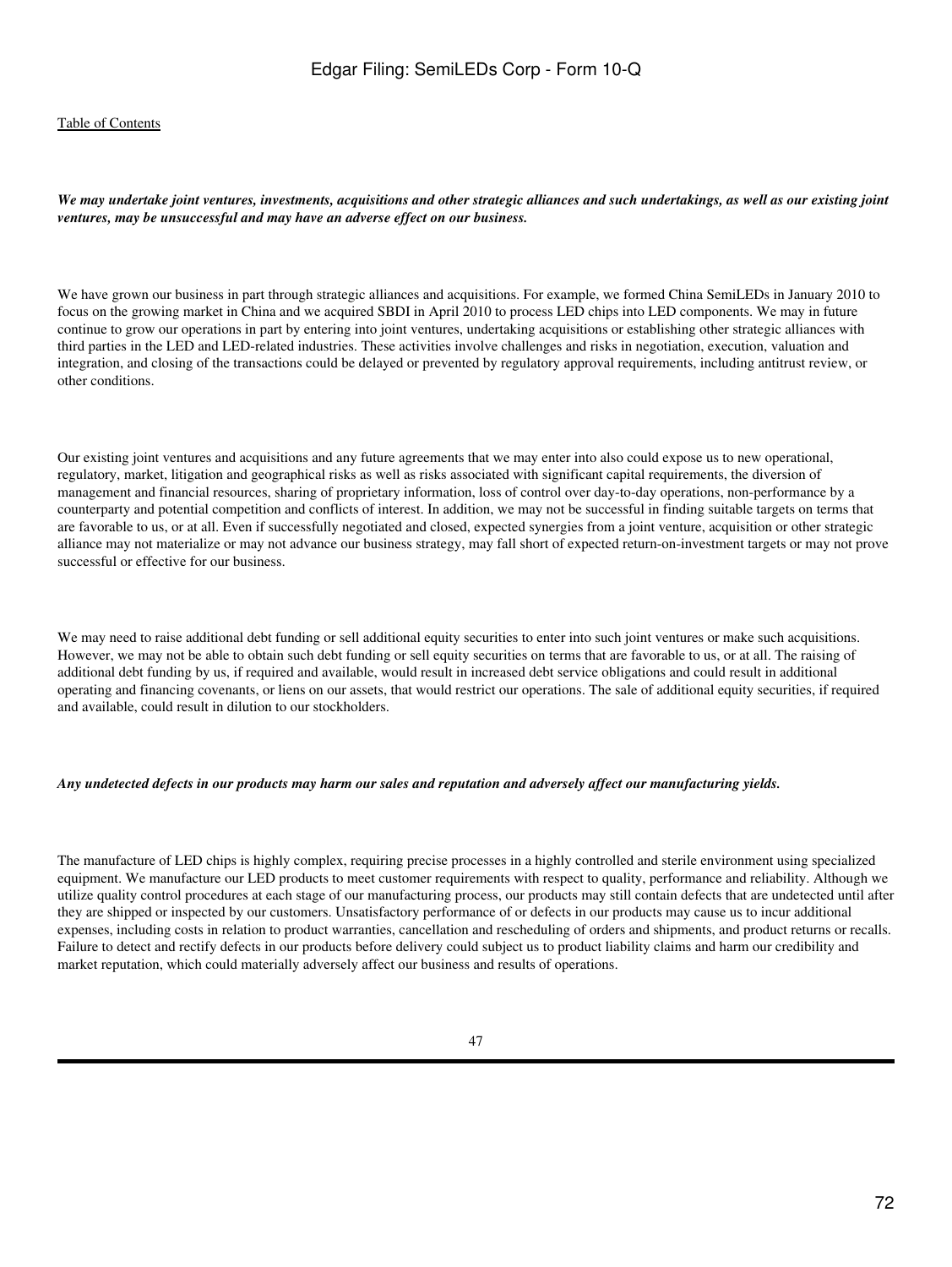***We may undertake joint ventures, investments, acquisitions and other strategic alliances and such undertakings, as well as our existing joint ventures, may be unsuccessful and may have an adverse effect on our business.***

We have grown our business in part through strategic alliances and acquisitions. For example, we formed China SemiLEDs in January 2010 to focus on the growing market in China and we acquired SBDI in April 2010 to process LED chips into LED components. We may in future continue to grow our operations in part by entering into joint ventures, undertaking acquisitions or establishing other strategic alliances with third parties in the LED and LED-related industries. These activities involve challenges and risks in negotiation, execution, valuation and integration, and closing of the transactions could be delayed or prevented by regulatory approval requirements, including antitrust review, or other conditions.

Our existing joint ventures and acquisitions and any future agreements that we may enter into also could expose us to new operational, regulatory, market, litigation and geographical risks as well as risks associated with significant capital requirements, the diversion of management and financial resources, sharing of proprietary information, loss of control over day-to-day operations, non-performance by a counterparty and potential competition and conflicts of interest. In addition, we may not be successful in finding suitable targets on terms that are favorable to us, or at all. Even if successfully negotiated and closed, expected synergies from a joint venture, acquisition or other strategic alliance may not materialize or may not advance our business strategy, may fall short of expected return-on-investment targets or may not prove successful or effective for our business.

We may need to raise additional debt funding or sell additional equity securities to enter into such joint ventures or make such acquisitions. However, we may not be able to obtain such debt funding or sell equity securities on terms that are favorable to us, or at all. The raising of additional debt funding by us, if required and available, would result in increased debt service obligations and could result in additional operating and financing covenants, or liens on our assets, that would restrict our operations. The sale of additional equity securities, if required and available, could result in dilution to our stockholders.

***Any undetected defects in our products may harm our sales and reputation and adversely affect our manufacturing yields.***

The manufacture of LED chips is highly complex, requiring precise processes in a highly controlled and sterile environment using specialized equipment. We manufacture our LED products to meet customer requirements with respect to quality, performance and reliability. Although we utilize quality control procedures at each stage of our manufacturing process, our products may still contain defects that are undetected until after they are shipped or inspected by our customers. Unsatisfactory performance of or defects in our products may cause us to incur additional expenses, including costs in relation to product warranties, cancellation and rescheduling of orders and shipments, and product returns or recalls. Failure to detect and rectify defects in our products before delivery could subject us to product liability claims and harm our credibility and market reputation, which could materially adversely affect our business and results of operations.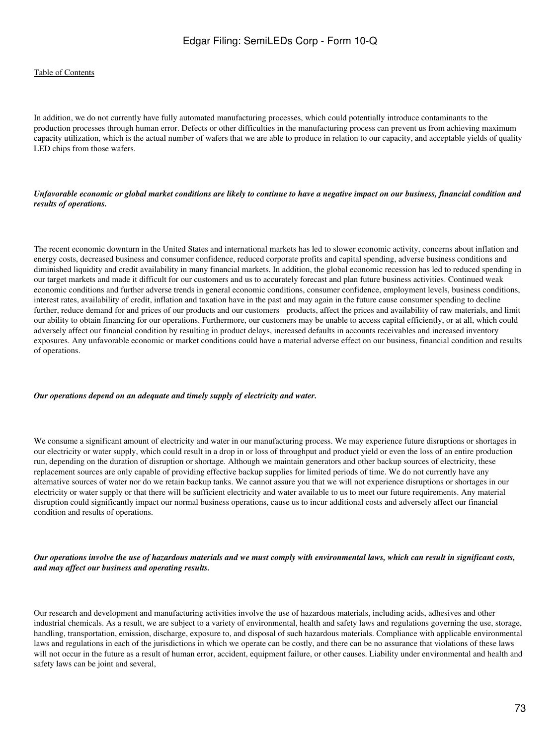In addition, we do not currently have fully automated manufacturing processes, which could potentially introduce contaminants to the production processes through human error. Defects or other difficulties in the manufacturing process can prevent us from achieving maximum capacity utilization, which is the actual number of wafers that we are able to produce in relation to our capacity, and acceptable yields of quality LED chips from those wafers.

***Unfavorable economic or global market conditions are likely to continue to have a negative impact on our business, financial condition and results of operations.***

The recent economic downturn in the United States and international markets has led to slower economic activity, concerns about inflation and energy costs, decreased business and consumer confidence, reduced corporate profits and capital spending, adverse business conditions and diminished liquidity and credit availability in many financial markets. In addition, the global economic recession has led to reduced spending in our target markets and made it difficult for our customers and us to accurately forecast and plan future business activities. Continued weak economic conditions and further adverse trends in general economic conditions, consumer confidence, employment levels, business conditions, interest rates, availability of credit, inflation and taxation have in the past and may again in the future cause consumer spending to decline further, reduce demand for and prices of our products and our customers products, affect the prices and availability of raw materials, and limit our ability to obtain financing for our operations. Furthermore, our customers may be unable to access capital efficiently, or at all, which could adversely affect our financial condition by resulting in product delays, increased defaults in accounts receivables and increased inventory exposures. Any unfavorable economic or market conditions could have a material adverse effect on our business, financial condition and results of operations.

***Our operations depend on an adequate and timely supply of electricity and water.***

We consume a significant amount of electricity and water in our manufacturing process. We may experience future disruptions or shortages in our electricity or water supply, which could result in a drop in or loss of throughput and product yield or even the loss of an entire production run, depending on the duration of disruption or shortage. Although we maintain generators and other backup sources of electricity, these replacement sources are only capable of providing effective backup supplies for limited periods of time. We do not currently have any alternative sources of water nor do we retain backup tanks. We cannot assure you that we will not experience disruptions or shortages in our electricity or water supply or that there will be sufficient electricity and water available to us to meet our future requirements. Any material disruption could significantly impact our normal business operations, cause us to incur additional costs and adversely affect our financial condition and results of operations.

***Our operations involve the use of hazardous materials and we must comply with environmental laws, which can result in significant costs, and may affect our business and operating results.***

Our research and development and manufacturing activities involve the use of hazardous materials, including acids, adhesives and other industrial chemicals. As a result, we are subject to a variety of environmental, health and safety laws and regulations governing the use, storage, handling, transportation, emission, discharge, exposure to, and disposal of such hazardous materials. Compliance with applicable environmental laws and regulations in each of the jurisdictions in which we operate can be costly, and there can be no assurance that violations of these laws will not occur in the future as a result of human error, accident, equipment failure, or other causes. Liability under environmental and health and safety laws can be joint and several,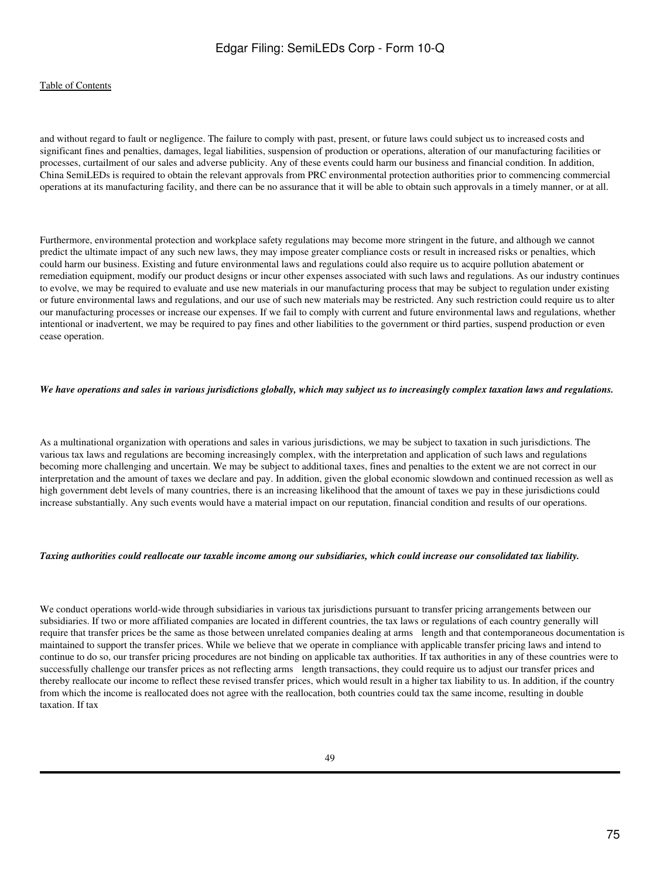and without regard to fault or negligence. The failure to comply with past, present, or future laws could subject us to increased costs and significant fines and penalties, damages, legal liabilities, suspension of production or operations, alteration of our manufacturing facilities or processes, curtailment of our sales and adverse publicity. Any of these events could harm our business and financial condition. In addition, China SemiLEDs is required to obtain the relevant approvals from PRC environmental protection authorities prior to commencing commercial operations at its manufacturing facility, and there can be no assurance that it will be able to obtain such approvals in a timely manner, or at all.

Furthermore, environmental protection and workplace safety regulations may become more stringent in the future, and although we cannot predict the ultimate impact of any such new laws, they may impose greater compliance costs or result in increased risks or penalties, which could harm our business. Existing and future environmental laws and regulations could also require us to acquire pollution abatement or remediation equipment, modify our product designs or incur other expenses associated with such laws and regulations. As our industry continues to evolve, we may be required to evaluate and use new materials in our manufacturing process that may be subject to regulation under existing or future environmental laws and regulations, and our use of such new materials may be restricted. Any such restriction could require us to alter our manufacturing processes or increase our expenses. If we fail to comply with current and future environmental laws and regulations, whether intentional or inadvertent, we may be required to pay fines and other liabilities to the government or third parties, suspend production or even cease operation.

***We have operations and sales in various jurisdictions globally, which may subject us to increasingly complex taxation laws and regulations.***

As a multinational organization with operations and sales in various jurisdictions, we may be subject to taxation in such jurisdictions. The various tax laws and regulations are becoming increasingly complex, with the interpretation and application of such laws and regulations becoming more challenging and uncertain. We may be subject to additional taxes, fines and penalties to the extent we are not correct in our interpretation and the amount of taxes we declare and pay. In addition, given the global economic slowdown and continued recession as well as high government debt levels of many countries, there is an increasing likelihood that the amount of taxes we pay in these jurisdictions could increase substantially. Any such events would have a material impact on our reputation, financial condition and results of our operations.

***Taxing authorities could reallocate our taxable income among our subsidiaries, which could increase our consolidated tax liability.***

We conduct operations world-wide through subsidiaries in various tax jurisdictions pursuant to transfer pricing arrangements between our subsidiaries. If two or more affiliated companies are located in different countries, the tax laws or regulations of each country generally will require that transfer prices be the same as those between unrelated companies dealing at arms length and that contemporaneous documentation is maintained to support the transfer prices. While we believe that we operate in compliance with applicable transfer pricing laws and intend to continue to do so, our transfer pricing procedures are not binding on applicable tax authorities. If tax authorities in any of these countries were to successfully challenge our transfer prices as not reflecting arms length transactions, they could require us to adjust our transfer prices and thereby reallocate our income to reflect these revised transfer prices, which would result in a higher tax liability to us. In addition, if the country from which the income is reallocated does not agree with the reallocation, both countries could tax the same income, resulting in double taxation. If tax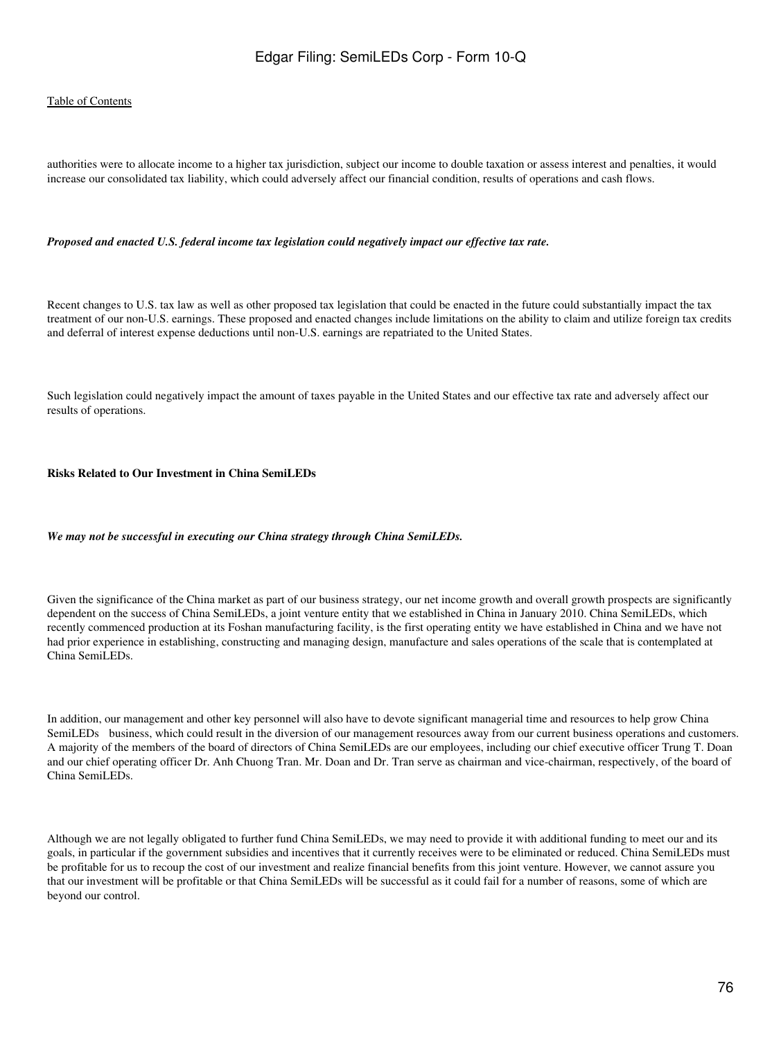authorities were to allocate income to a higher tax jurisdiction, subject our income to double taxation or assess interest and penalties, it would increase our consolidated tax liability, which could adversely affect our financial condition, results of operations and cash flows.

***Proposed and enacted U.S. federal income tax legislation could negatively impact our effective tax rate.***

Recent changes to U.S. tax law as well as other proposed tax legislation that could be enacted in the future could substantially impact the tax treatment of our non-U.S. earnings. These proposed and enacted changes include limitations on the ability to claim and utilize foreign tax credits and deferral of interest expense deductions until non-U.S. earnings are repatriated to the United States.

Such legislation could negatively impact the amount of taxes payable in the United States and our effective tax rate and adversely affect our results of operations.

**Risks Related to Our Investment in China SemiLEDs**

***We may not be successful in executing our China strategy through China SemiLEDs.***

Given the significance of the China market as part of our business strategy, our net income growth and overall growth prospects are significantly dependent on the success of China SemiLEDs, a joint venture entity that we established in China in January 2010. China SemiLEDs, which recently commenced production at its Foshan manufacturing facility, is the first operating entity we have established in China and we have not had prior experience in establishing, constructing and managing design, manufacture and sales operations of the scale that is contemplated at China SemiLEDs.

In addition, our management and other key personnel will also have to devote significant managerial time and resources to help grow China SemiLEDs business, which could result in the diversion of our management resources away from our current business operations and customers. A majority of the members of the board of directors of China SemiLEDs are our employees, including our chief executive officer Trung T. Doan and our chief operating officer Dr. Anh Chuong Tran. Mr. Doan and Dr. Tran serve as chairman and vice-chairman, respectively, of the board of China SemiLEDs.

Although we are not legally obligated to further fund China SemiLEDs, we may need to provide it with additional funding to meet our and its goals, in particular if the government subsidies and incentives that it currently receives were to be eliminated or reduced. China SemiLEDs must be profitable for us to recoup the cost of our investment and realize financial benefits from this joint venture. However, we cannot assure you that our investment will be profitable or that China SemiLEDs will be successful as it could fail for a number of reasons, some of which are beyond our control.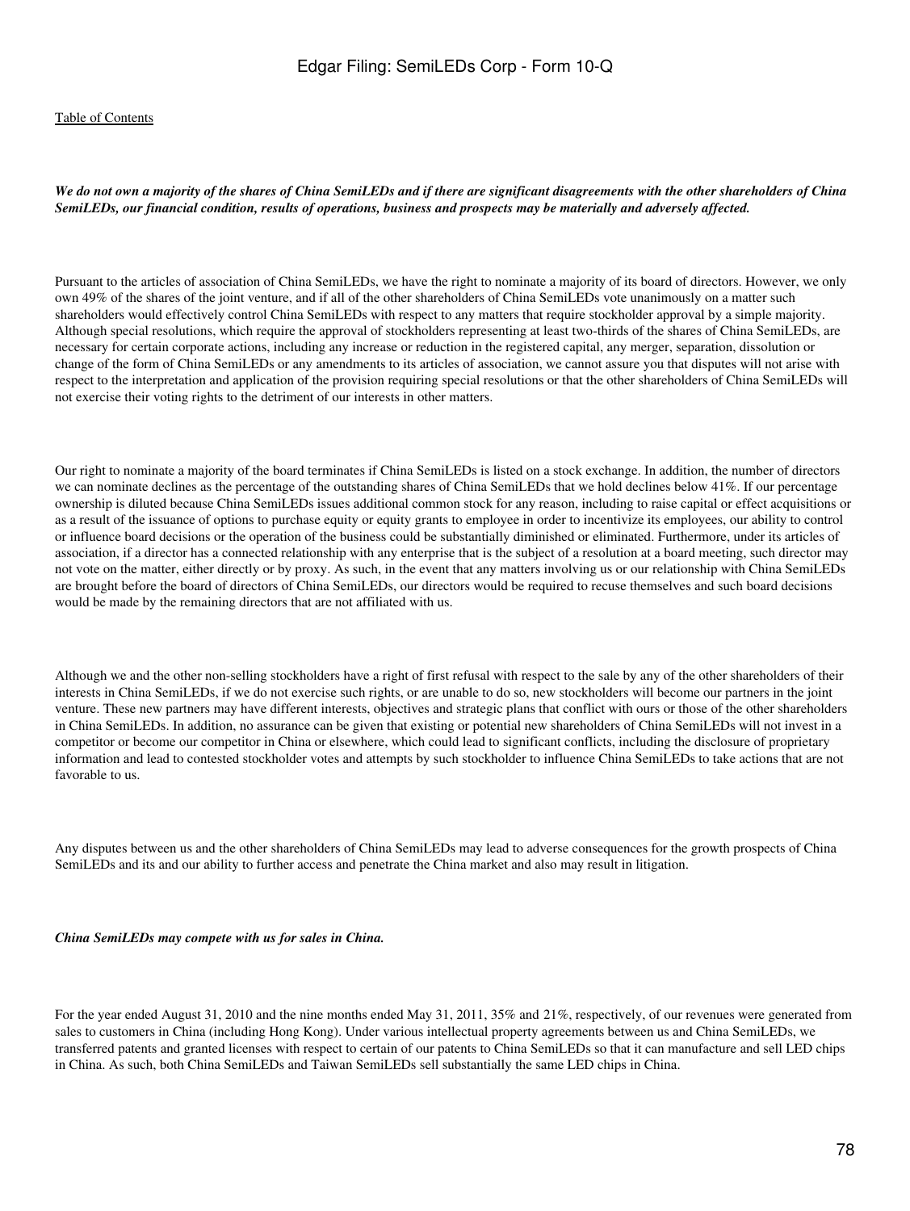*We do not own a majority of the shares of China SemiLEDs and if there are significant disagreements with the other shareholders of China SemiLEDs, our financial condition, results of operations, business and prospects may be materially and adversely affected.*

Pursuant to the articles of association of China SemiLEDs, we have the right to nominate a majority of its board of directors. However, we only own 49% of the shares of the joint venture, and if all of the other shareholders of China SemiLEDs vote unanimously on a matter such shareholders would effectively control China SemiLEDs with respect to any matters that require stockholder approval by a simple majority. Although special resolutions, which require the approval of stockholders representing at least two-thirds of the shares of China SemiLEDs, are necessary for certain corporate actions, including any increase or reduction in the registered capital, any merger, separation, dissolution or change of the form of China SemiLEDs or any amendments to its articles of association, we cannot assure you that disputes will not arise with respect to the interpretation and application of the provision requiring special resolutions or that the other shareholders of China SemiLEDs will not exercise their voting rights to the detriment of our interests in other matters.

Our right to nominate a majority of the board terminates if China SemiLEDs is listed on a stock exchange. In addition, the number of directors we can nominate declines as the percentage of the outstanding shares of China SemiLEDs that we hold declines below 41%. If our percentage ownership is diluted because China SemiLEDs issues additional common stock for any reason, including to raise capital or effect acquisitions or as a result of the issuance of options to purchase equity or equity grants to employee in order to incentivize its employees, our ability to control or influence board decisions or the operation of the business could be substantially diminished or eliminated. Furthermore, under its articles of association, if a director has a connected relationship with any enterprise that is the subject of a resolution at a board meeting, such director may not vote on the matter, either directly or by proxy. As such, in the event that any matters involving us or our relationship with China SemiLEDs are brought before the board of directors of China SemiLEDs, our directors would be required to recuse themselves and such board decisions would be made by the remaining directors that are not affiliated with us.

Although we and the other non-selling stockholders have a right of first refusal with respect to the sale by any of the other shareholders of their interests in China SemiLEDs, if we do not exercise such rights, or are unable to do so, new stockholders will become our partners in the joint venture. These new partners may have different interests, objectives and strategic plans that conflict with ours or those of the other shareholders in China SemiLEDs. In addition, no assurance can be given that existing or potential new shareholders of China SemiLEDs will not invest in a competitor or become our competitor in China or elsewhere, which could lead to significant conflicts, including the disclosure of proprietary information and lead to contested stockholder votes and attempts by such stockholder to influence China SemiLEDs to take actions that are not favorable to us.

Any disputes between us and the other shareholders of China SemiLEDs may lead to adverse consequences for the growth prospects of China SemiLEDs and its and our ability to further access and penetrate the China market and also may result in litigation.

*China SemiLEDs may compete with us for sales in China.*

For the year ended August 31, 2010 and the nine months ended May 31, 2011, 35% and 21%, respectively, of our revenues were generated from sales to customers in China (including Hong Kong). Under various intellectual property agreements between us and China SemiLEDs, we transferred patents and granted licenses with respect to certain of our patents to China SemiLEDs so that it can manufacture and sell LED chips in China. As such, both China SemiLEDs and Taiwan SemiLEDs sell substantially the same LED chips in China.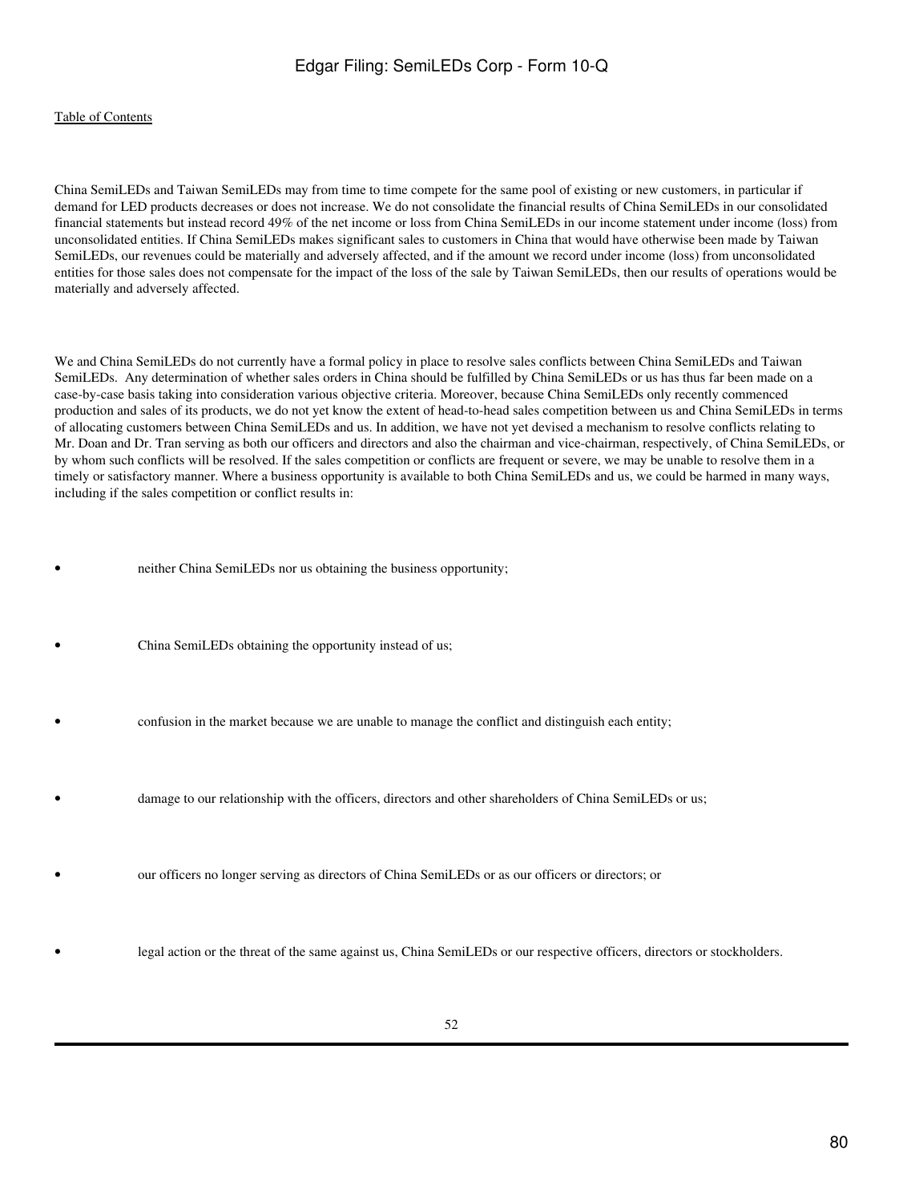China SemiLEDs and Taiwan SemiLEDs may from time to time compete for the same pool of existing or new customers, in particular if demand for LED products decreases or does not increase. We do not consolidate the financial results of China SemiLEDs in our consolidated financial statements but instead record 49% of the net income or loss from China SemiLEDs in our income statement under income (loss) from unconsolidated entities. If China SemiLEDs makes significant sales to customers in China that would have otherwise been made by Taiwan SemiLEDs, our revenues could be materially and adversely affected, and if the amount we record under income (loss) from unconsolidated entities for those sales does not compensate for the impact of the loss of the sale by Taiwan SemiLEDs, then our results of operations would be materially and adversely affected.

We and China SemiLEDs do not currently have a formal policy in place to resolve sales conflicts between China SemiLEDs and Taiwan SemiLEDs. Any determination of whether sales orders in China should be fulfilled by China SemiLEDs or us has thus far been made on a case-by-case basis taking into consideration various objective criteria. Moreover, because China SemiLEDs only recently commenced production and sales of its products, we do not yet know the extent of head-to-head sales competition between us and China SemiLEDs in terms of allocating customers between China SemiLEDs and us. In addition, we have not yet devised a mechanism to resolve conflicts relating to Mr. Doan and Dr. Tran serving as both our officers and directors and also the chairman and vice-chairman, respectively, of China SemiLEDs, or by whom such conflicts will be resolved. If the sales competition or conflicts are frequent or severe, we may be unable to resolve them in a timely or satisfactory manner. Where a business opportunity is available to both China SemiLEDs and us, we could be harmed in many ways, including if the sales competition or conflict results in:

- neither China SemiLEDs nor us obtaining the business opportunity;
- China SemiLEDs obtaining the opportunity instead of us;
- confusion in the market because we are unable to manage the conflict and distinguish each entity;
- damage to our relationship with the officers, directors and other shareholders of China SemiLEDs or us;
- our officers no longer serving as directors of China SemiLEDs or as our officers or directors; or
- legal action or the threat of the same against us, China SemiLEDs or our respective officers, directors or stockholders.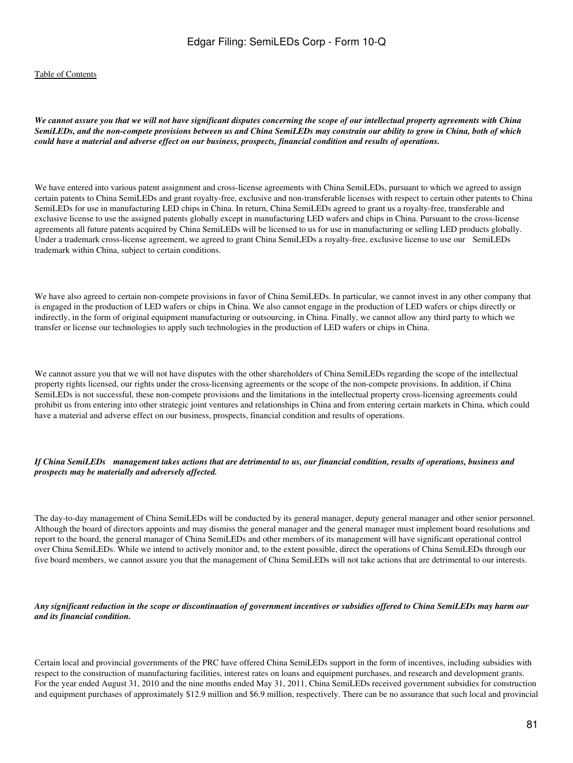*We cannot assure you that we will not have significant disputes concerning the scope of our intellectual property agreements with China SemiLEDs, and the non-compete provisions between us and China SemiLEDs may constrain our ability to grow in China, both of which could have a material and adverse effect on our business, prospects, financial condition and results of operations.*

We have entered into various patent assignment and cross-license agreements with China SemiLEDs, pursuant to which we agreed to assign certain patents to China SemiLEDs and grant royalty-free, exclusive and non-transferable licenses with respect to certain other patents to China SemiLEDs for use in manufacturing LED chips in China. In return, China SemiLEDs agreed to grant us a royalty-free, transferable and exclusive license to use the assigned patents globally except in manufacturing LED wafers and chips in China. Pursuant to the cross-license agreements all future patents acquired by China SemiLEDs will be licensed to us for use in manufacturing or selling LED products globally. Under a trademark cross-license agreement, we agreed to grant China SemiLEDs a royalty-free, exclusive license to use our SemiLEDs trademark within China, subject to certain conditions.

We have also agreed to certain non-compete provisions in favor of China SemiLEDs. In particular, we cannot invest in any other company that is engaged in the production of LED wafers or chips in China. We also cannot engage in the production of LED wafers or chips directly or indirectly, in the form of original equipment manufacturing or outsourcing, in China. Finally, we cannot allow any third party to which we transfer or license our technologies to apply such technologies in the production of LED wafers or chips in China.

We cannot assure you that we will not have disputes with the other shareholders of China SemiLEDs regarding the scope of the intellectual property rights licensed, our rights under the cross-licensing agreements or the scope of the non-compete provisions. In addition, if China SemiLEDs is not successful, these non-compete provisions and the limitations in the intellectual property cross-licensing agreements could prohibit us from entering into other strategic joint ventures and relationships in China and from entering certain markets in China, which could have a material and adverse effect on our business, prospects, financial condition and results of operations.

*If China SemiLEDs management takes actions that are detrimental to us, our financial condition, results of operations, business and prospects may be materially and adversely affected.*

The day-to-day management of China SemiLEDs will be conducted by its general manager, deputy general manager and other senior personnel. Although the board of directors appoints and may dismiss the general manager and the general manager must implement board resolutions and report to the board, the general manager of China SemiLEDs and other members of its management will have significant operational control over China SemiLEDs. While we intend to actively monitor and, to the extent possible, direct the operations of China SemiLEDs through our five board members, we cannot assure you that the management of China SemiLEDs will not take actions that are detrimental to our interests.

*Any significant reduction in the scope or discontinuation of government incentives or subsidies offered to China SemiLEDs may harm our and its financial condition.*

Certain local and provincial governments of the PRC have offered China SemiLEDs support in the form of incentives, including subsidies with respect to the construction of manufacturing facilities, interest rates on loans and equipment purchases, and research and development grants. For the year ended August 31, 2010 and the nine months ended May 31, 2011, China SemiLEDs received government subsidies for construction and equipment purchases of approximately $12.9 million and $6.9 million, respectively. There can be no assurance that such local and provincial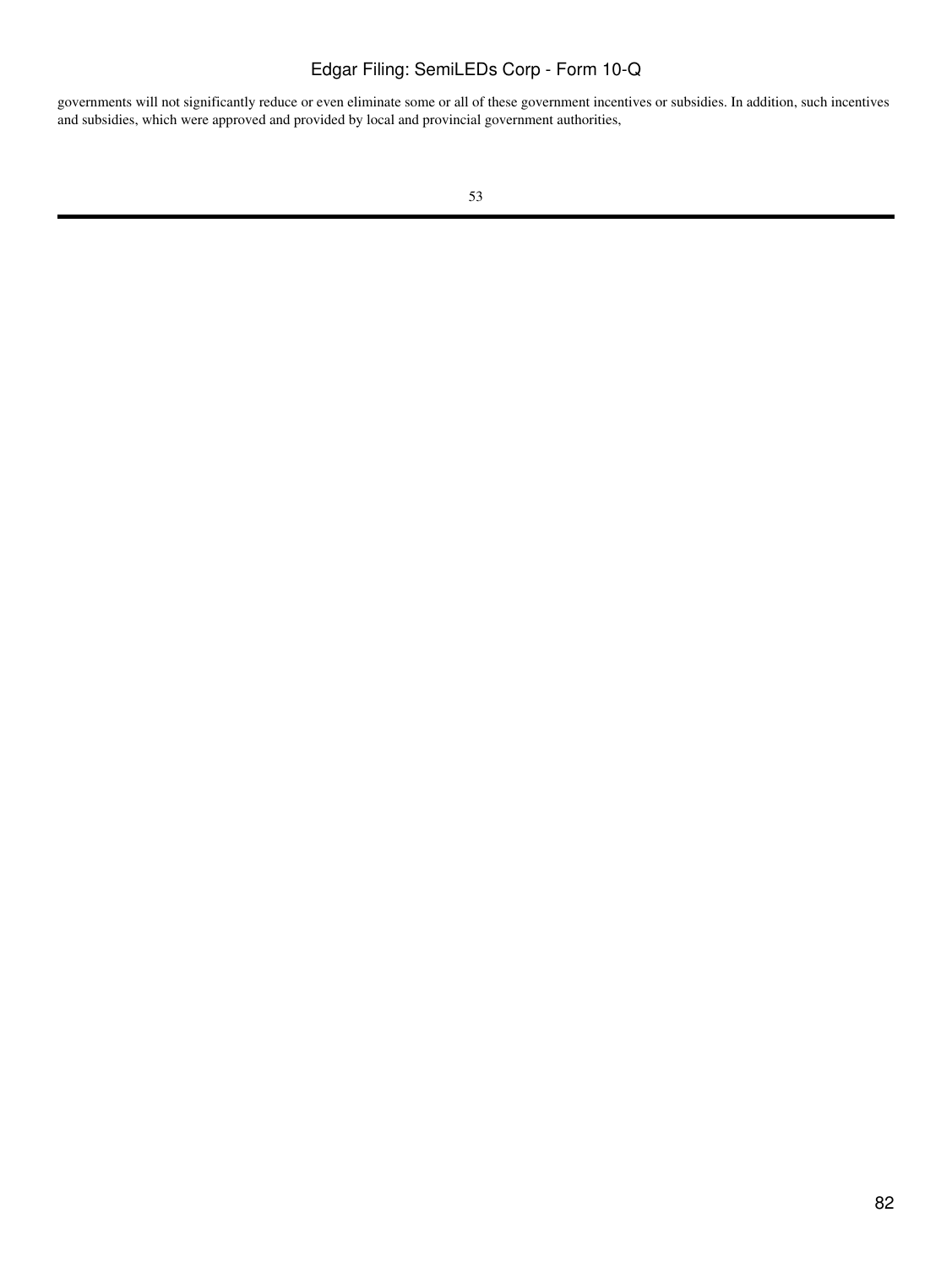governments will not significantly reduce or even eliminate some or all of these government incentives or subsidies. In addition, such incentives and subsidies, which were approved and provided by local and provincial government authorities,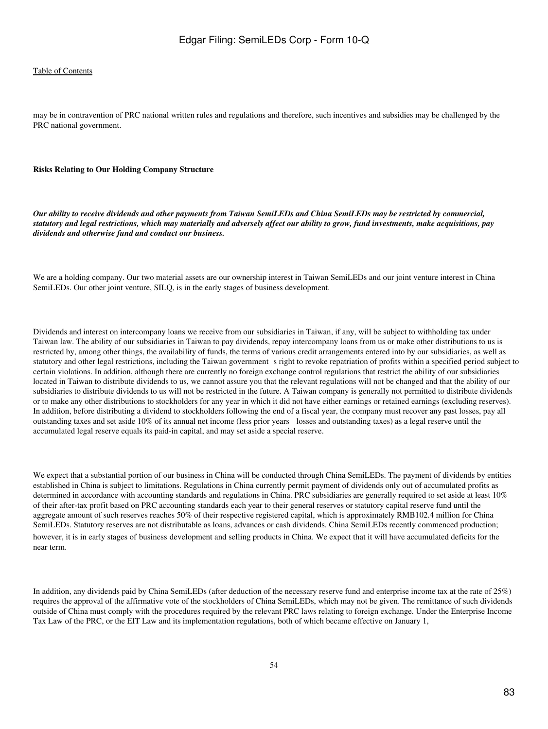may be in contravention of PRC national written rules and regulations and therefore, such incentives and subsidies may be challenged by the PRC national government.

**Risks Relating to Our Holding Company Structure**

***Our ability to receive dividends and other payments from Taiwan SemiLEDs and China SemiLEDs may be restricted by commercial, statutory and legal restrictions, which may materially and adversely affect our ability to grow, fund investments, make acquisitions, pay dividends and otherwise fund and conduct our business.***

We are a holding company. Our two material assets are our ownership interest in Taiwan SemiLEDs and our joint venture interest in China SemiLEDs. Our other joint venture, SILQ, is in the early stages of business development.

Dividends and interest on intercompany loans we receive from our subsidiaries in Taiwan, if any, will be subject to withholding tax under Taiwan law. The ability of our subsidiaries in Taiwan to pay dividends, repay intercompany loans from us or make other distributions to us is restricted by, among other things, the availability of funds, the terms of various credit arrangements entered into by our subsidiaries, as well as statutory and other legal restrictions, including the Taiwan government s right to revoke repatriation of profits within a specified period subject to certain violations. In addition, although there are currently no foreign exchange control regulations that restrict the ability of our subsidiaries located in Taiwan to distribute dividends to us, we cannot assure you that the relevant regulations will not be changed and that the ability of our subsidiaries to distribute dividends to us will not be restricted in the future. A Taiwan company is generally not permitted to distribute dividends or to make any other distributions to stockholders for any year in which it did not have either earnings or retained earnings (excluding reserves). In addition, before distributing a dividend to stockholders following the end of a fiscal year, the company must recover any past losses, pay all outstanding taxes and set aside 10% of its annual net income (less prior years losses and outstanding taxes) as a legal reserve until the accumulated legal reserve equals its paid-in capital, and may set aside a special reserve.

We expect that a substantial portion of our business in China will be conducted through China SemiLEDs. The payment of dividends by entities established in China is subject to limitations. Regulations in China currently permit payment of dividends only out of accumulated profits as determined in accordance with accounting standards and regulations in China. PRC subsidiaries are generally required to set aside at least 10% of their after-tax profit based on PRC accounting standards each year to their general reserves or statutory capital reserve fund until the aggregate amount of such reserves reaches 50% of their respective registered capital, which is approximately RMB102.4 million for China SemiLEDs. Statutory reserves are not distributable as loans, advances or cash dividends. China SemiLEDs recently commenced production; however, it is in early stages of business development and selling products in China. We expect that it will have accumulated deficits for the near term.

In addition, any dividends paid by China SemiLEDs (after deduction of the necessary reserve fund and enterprise income tax at the rate of 25%) requires the approval of the affirmative vote of the stockholders of China SemiLEDs, which may not be given. The remittance of such dividends outside of China must comply with the procedures required by the relevant PRC laws relating to foreign exchange. Under the Enterprise Income Tax Law of the PRC, or the EIT Law and its implementation regulations, both of which became effective on January 1,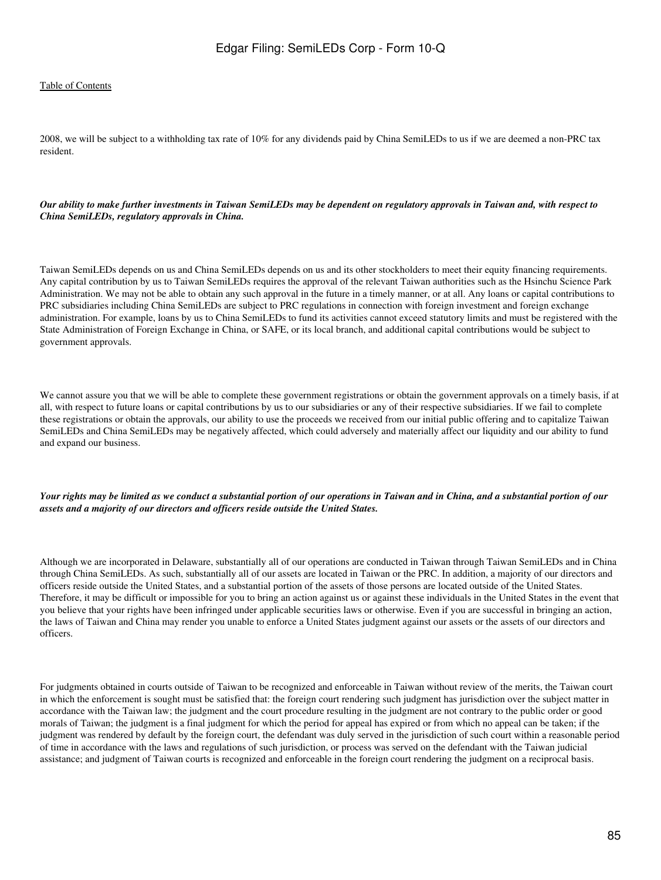2008, we will be subject to a withholding tax rate of 10% for any dividends paid by China SemiLEDs to us if we are deemed a non-PRC tax resident.

***Our ability to make further investments in Taiwan SemiLEDs may be dependent on regulatory approvals in Taiwan and, with respect to China SemiLEDs, regulatory approvals in China.***

Taiwan SemiLEDs depends on us and China SemiLEDs depends on us and its other stockholders to meet their equity financing requirements. Any capital contribution by us to Taiwan SemiLEDs requires the approval of the relevant Taiwan authorities such as the Hsinchu Science Park Administration. We may not be able to obtain any such approval in the future in a timely manner, or at all. Any loans or capital contributions to PRC subsidiaries including China SemiLEDs are subject to PRC regulations in connection with foreign investment and foreign exchange administration. For example, loans by us to China SemiLEDs to fund its activities cannot exceed statutory limits and must be registered with the State Administration of Foreign Exchange in China, or SAFE, or its local branch, and additional capital contributions would be subject to government approvals.

We cannot assure you that we will be able to complete these government registrations or obtain the government approvals on a timely basis, if at all, with respect to future loans or capital contributions by us to our subsidiaries or any of their respective subsidiaries. If we fail to complete these registrations or obtain the approvals, our ability to use the proceeds we received from our initial public offering and to capitalize Taiwan SemiLEDs and China SemiLEDs may be negatively affected, which could adversely and materially affect our liquidity and our ability to fund and expand our business.

***Your rights may be limited as we conduct a substantial portion of our operations in Taiwan and in China, and a substantial portion of our assets and a majority of our directors and officers reside outside the United States.***

Although we are incorporated in Delaware, substantially all of our operations are conducted in Taiwan through Taiwan SemiLEDs and in China through China SemiLEDs. As such, substantially all of our assets are located in Taiwan or the PRC. In addition, a majority of our directors and officers reside outside the United States, and a substantial portion of the assets of those persons are located outside of the United States. Therefore, it may be difficult or impossible for you to bring an action against us or against these individuals in the United States in the event that you believe that your rights have been infringed under applicable securities laws or otherwise. Even if you are successful in bringing an action, the laws of Taiwan and China may render you unable to enforce a United States judgment against our assets or the assets of our directors and officers.

For judgments obtained in courts outside of Taiwan to be recognized and enforceable in Taiwan without review of the merits, the Taiwan court in which the enforcement is sought must be satisfied that: the foreign court rendering such judgment has jurisdiction over the subject matter in accordance with the Taiwan law; the judgment and the court procedure resulting in the judgment are not contrary to the public order or good morals of Taiwan; the judgment is a final judgment for which the period for appeal has expired or from which no appeal can be taken; if the judgment was rendered by default by the foreign court, the defendant was duly served in the jurisdiction of such court within a reasonable period of time in accordance with the laws and regulations of such jurisdiction, or process was served on the defendant with the Taiwan judicial assistance; and judgment of Taiwan courts is recognized and enforceable in the foreign court rendering the judgment on a reciprocal basis.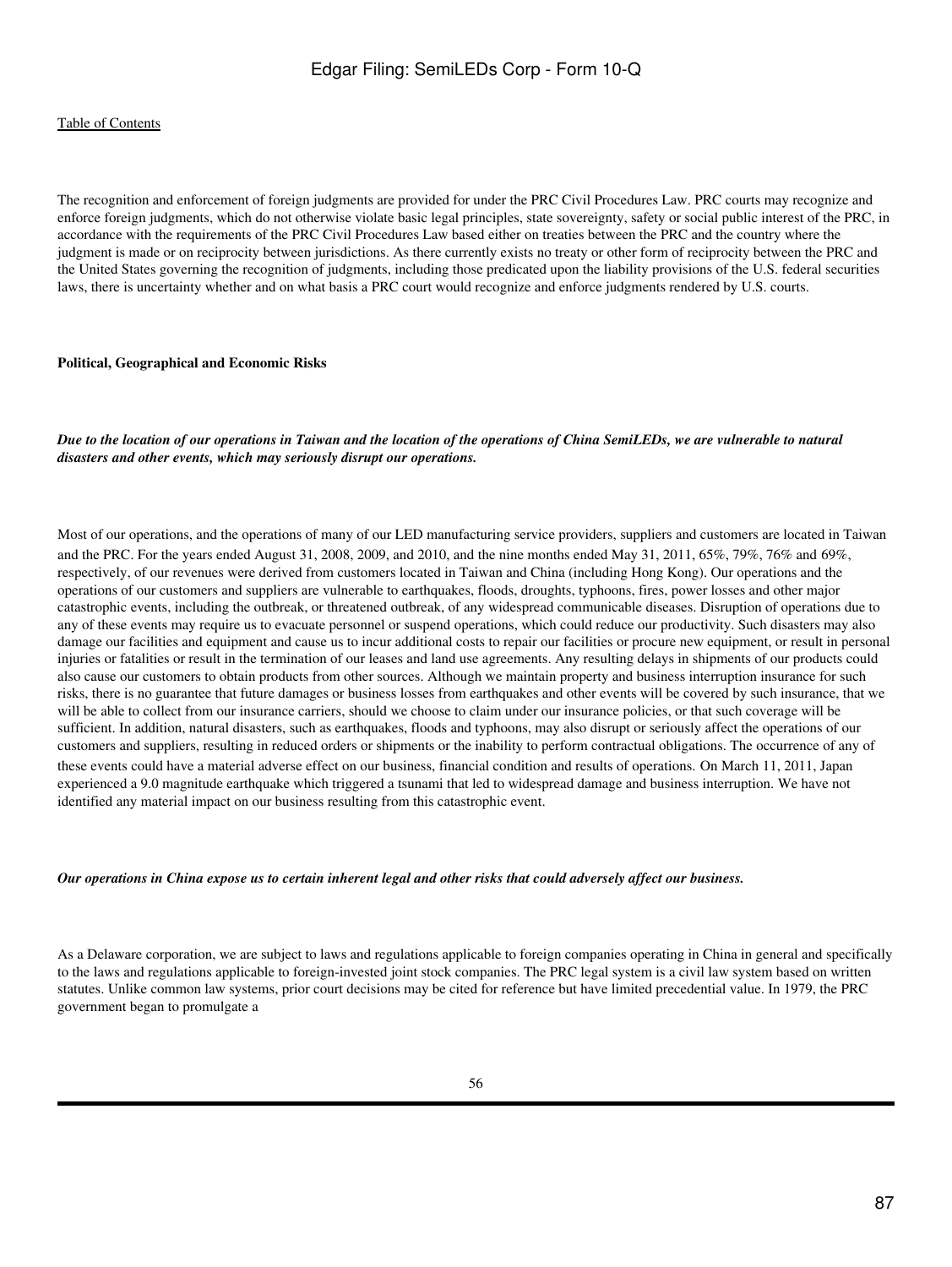The recognition and enforcement of foreign judgments are provided for under the PRC Civil Procedures Law. PRC courts may recognize and enforce foreign judgments, which do not otherwise violate basic legal principles, state sovereignty, safety or social public interest of the PRC, in accordance with the requirements of the PRC Civil Procedures Law based either on treaties between the PRC and the country where the judgment is made or on reciprocity between jurisdictions. As there currently exists no treaty or other form of reciprocity between the PRC and the United States governing the recognition of judgments, including those predicated upon the liability provisions of the U.S. federal securities laws, there is uncertainty whether and on what basis a PRC court would recognize and enforce judgments rendered by U.S. courts.

**Political, Geographical and Economic Risks**

***Due to the location of our operations in Taiwan and the location of the operations of China SemiLEDs, we are vulnerable to natural disasters and other events, which may seriously disrupt our operations.***

Most of our operations, and the operations of many of our LED manufacturing service providers, suppliers and customers are located in Taiwan and the PRC. For the years ended August 31, 2008, 2009, and 2010, and the nine months ended May 31, 2011, 65%, 79%, 76% and 69%, respectively, of our revenues were derived from customers located in Taiwan and China (including Hong Kong). Our operations and the operations of our customers and suppliers are vulnerable to earthquakes, floods, droughts, typhoons, fires, power losses and other major catastrophic events, including the outbreak, or threatened outbreak, of any widespread communicable diseases. Disruption of operations due to any of these events may require us to evacuate personnel or suspend operations, which could reduce our productivity. Such disasters may also damage our facilities and equipment and cause us to incur additional costs to repair our facilities or procure new equipment, or result in personal injuries or fatalities or result in the termination of our leases and land use agreements. Any resulting delays in shipments of our products could also cause our customers to obtain products from other sources. Although we maintain property and business interruption insurance for such risks, there is no guarantee that future damages or business losses from earthquakes and other events will be covered by such insurance, that we will be able to collect from our insurance carriers, should we choose to claim under our insurance policies, or that such coverage will be sufficient. In addition, natural disasters, such as earthquakes, floods and typhoons, may also disrupt or seriously affect the operations of our customers and suppliers, resulting in reduced orders or shipments or the inability to perform contractual obligations. The occurrence of any of these events could have a material adverse effect on our business, financial condition and results of operations. On March 11, 2011, Japan experienced a 9.0 magnitude earthquake which triggered a tsunami that led to widespread damage and business interruption. We have not identified any material impact on our business resulting from this catastrophic event.

***Our operations in China expose us to certain inherent legal and other risks that could adversely affect our business.***

As a Delaware corporation, we are subject to laws and regulations applicable to foreign companies operating in China in general and specifically to the laws and regulations applicable to foreign-invested joint stock companies. The PRC legal system is a civil law system based on written statutes. Unlike common law systems, prior court decisions may be cited for reference but have limited precedential value. In 1979, the PRC government began to promulgate a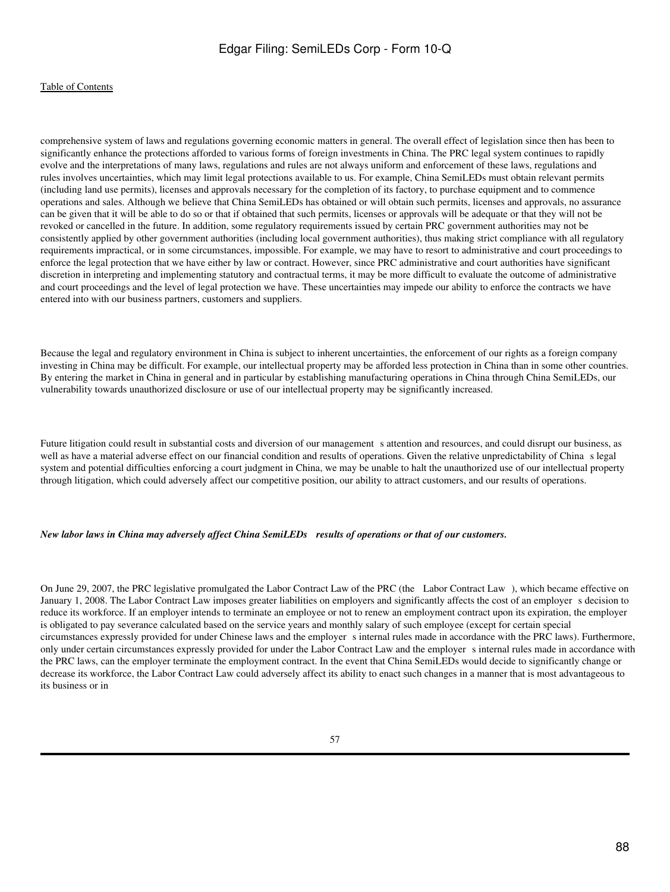comprehensive system of laws and regulations governing economic matters in general. The overall effect of legislation since then has been to significantly enhance the protections afforded to various forms of foreign investments in China. The PRC legal system continues to rapidly evolve and the interpretations of many laws, regulations and rules are not always uniform and enforcement of these laws, regulations and rules involves uncertainties, which may limit legal protections available to us. For example, China SemiLEDs must obtain relevant permits (including land use permits), licenses and approvals necessary for the completion of its factory, to purchase equipment and to commence operations and sales. Although we believe that China SemiLEDs has obtained or will obtain such permits, licenses and approvals, no assurance can be given that it will be able to do so or that if obtained that such permits, licenses or approvals will be adequate or that they will not be revoked or cancelled in the future. In addition, some regulatory requirements issued by certain PRC government authorities may not be consistently applied by other government authorities (including local government authorities), thus making strict compliance with all regulatory requirements impractical, or in some circumstances, impossible. For example, we may have to resort to administrative and court proceedings to enforce the legal protection that we have either by law or contract. However, since PRC administrative and court authorities have significant discretion in interpreting and implementing statutory and contractual terms, it may be more difficult to evaluate the outcome of administrative and court proceedings and the level of legal protection we have. These uncertainties may impede our ability to enforce the contracts we have entered into with our business partners, customers and suppliers.

Because the legal and regulatory environment in China is subject to inherent uncertainties, the enforcement of our rights as a foreign company investing in China may be difficult. For example, our intellectual property may be afforded less protection in China than in some other countries. By entering the market in China in general and in particular by establishing manufacturing operations in China through China SemiLEDs, our vulnerability towards unauthorized disclosure or use of our intellectual property may be significantly increased.

Future litigation could result in substantial costs and diversion of our management s attention and resources, and could disrupt our business, as well as have a material adverse effect on our financial condition and results of operations. Given the relative unpredictability of China s legal system and potential difficulties enforcing a court judgment in China, we may be unable to halt the unauthorized use of our intellectual property through litigation, which could adversely affect our competitive position, our ability to attract customers, and our results of operations.

***New labor laws in China may adversely affect China SemiLEDs results of operations or that of our customers.***

On June 29, 2007, the PRC legislative promulgated the Labor Contract Law of the PRC (the Labor Contract Law ), which became effective on January 1, 2008. The Labor Contract Law imposes greater liabilities on employers and significantly affects the cost of an employer s decision to reduce its workforce. If an employer intends to terminate an employee or not to renew an employment contract upon its expiration, the employer is obligated to pay severance calculated based on the service years and monthly salary of such employee (except for certain special circumstances expressly provided for under Chinese laws and the employer s internal rules made in accordance with the PRC laws). Furthermore, only under certain circumstances expressly provided for under the Labor Contract Law and the employer s internal rules made in accordance with the PRC laws, can the employer terminate the employment contract. In the event that China SemiLEDs would decide to significantly change or decrease its workforce, the Labor Contract Law could adversely affect its ability to enact such changes in a manner that is most advantageous to its business or in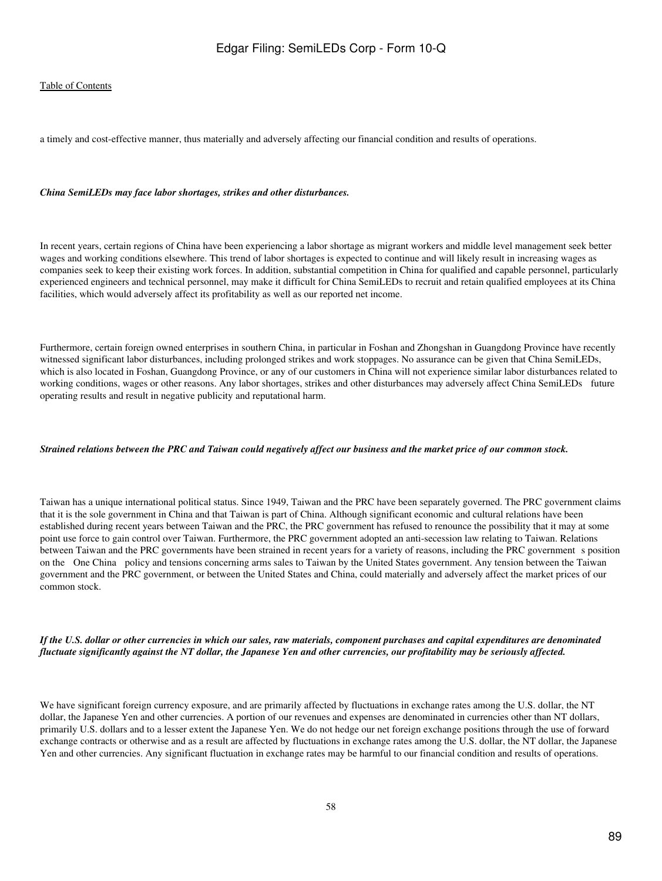a timely and cost-effective manner, thus materially and adversely affecting our financial condition and results of operations.

***China SemiLEDs may face labor shortages, strikes and other disturbances.***

In recent years, certain regions of China have been experiencing a labor shortage as migrant workers and middle level management seek better wages and working conditions elsewhere. This trend of labor shortages is expected to continue and will likely result in increasing wages as companies seek to keep their existing work forces. In addition, substantial competition in China for qualified and capable personnel, particularly experienced engineers and technical personnel, may make it difficult for China SemiLEDs to recruit and retain qualified employees at its China facilities, which would adversely affect its profitability as well as our reported net income.

Furthermore, certain foreign owned enterprises in southern China, in particular in Foshan and Zhongshan in Guangdong Province have recently witnessed significant labor disturbances, including prolonged strikes and work stoppages. No assurance can be given that China SemiLEDs, which is also located in Foshan, Guangdong Province, or any of our customers in China will not experience similar labor disturbances related to working conditions, wages or other reasons. Any labor shortages, strikes and other disturbances may adversely affect China SemiLEDs future operating results and result in negative publicity and reputational harm.

***Strained relations between the PRC and Taiwan could negatively affect our business and the market price of our common stock.***

Taiwan has a unique international political status. Since 1949, Taiwan and the PRC have been separately governed. The PRC government claims that it is the sole government in China and that Taiwan is part of China. Although significant economic and cultural relations have been established during recent years between Taiwan and the PRC, the PRC government has refused to renounce the possibility that it may at some point use force to gain control over Taiwan. Furthermore, the PRC government adopted an anti-secession law relating to Taiwan. Relations between Taiwan and the PRC governments have been strained in recent years for a variety of reasons, including the PRC government s position on the One China policy and tensions concerning arms sales to Taiwan by the United States government. Any tension between the Taiwan government and the PRC government, or between the United States and China, could materially and adversely affect the market prices of our common stock.

***If the U.S. dollar or other currencies in which our sales, raw materials, component purchases and capital expenditures are denominated fluctuate significantly against the NT dollar, the Japanese Yen and other currencies, our profitability may be seriously affected.***

We have significant foreign currency exposure, and are primarily affected by fluctuations in exchange rates among the U.S. dollar, the NT dollar, the Japanese Yen and other currencies. A portion of our revenues and expenses are denominated in currencies other than NT dollars, primarily U.S. dollars and to a lesser extent the Japanese Yen. We do not hedge our net foreign exchange positions through the use of forward exchange contracts or otherwise and as a result are affected by fluctuations in exchange rates among the U.S. dollar, the NT dollar, the Japanese Yen and other currencies. Any significant fluctuation in exchange rates may be harmful to our financial condition and results of operations.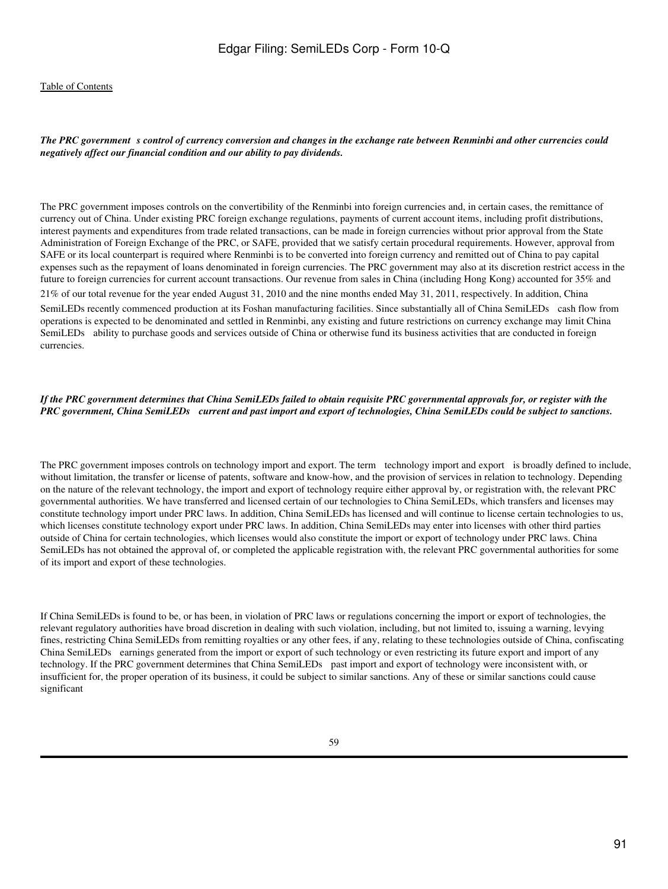[Table of Contents](#)

***The PRC government s control of currency conversion and changes in the exchange rate between Renminbi and other currencies could negatively affect our financial condition and our ability to pay dividends.***

The PRC government imposes controls on the convertibility of the Renminbi into foreign currencies and, in certain cases, the remittance of currency out of China. Under existing PRC foreign exchange regulations, payments of current account items, including profit distributions, interest payments and expenditures from trade related transactions, can be made in foreign currencies without prior approval from the State Administration of Foreign Exchange of the PRC, or SAFE, provided that we satisfy certain procedural requirements. However, approval from SAFE or its local counterpart is required where Renminbi is to be converted into foreign currency and remitted out of China to pay capital expenses such as the repayment of loans denominated in foreign currencies. The PRC government may also at its discretion restrict access in the future to foreign currencies for current account transactions. Our revenue from sales in China (including Hong Kong) accounted for 35% and 21% of our total revenue for the year ended August 31, 2010 and the nine months ended May 31, 2011, respectively. In addition, China SemiLEDs recently commenced production at its Foshan manufacturing facilities. Since substantially all of China SemiLEDs cash flow from operations is expected to be denominated and settled in Renminbi, any existing and future restrictions on currency exchange may limit China SemiLEDs ability to purchase goods and services outside of China or otherwise fund its business activities that are conducted in foreign currencies.

***If the PRC government determines that China SemiLEDs failed to obtain requisite PRC governmental approvals for, or register with the PRC government, China SemiLEDs current and past import and export of technologies, China SemiLEDs could be subject to sanctions.***

The PRC government imposes controls on technology import and export. The term technology import and export is broadly defined to include, without limitation, the transfer or license of patents, software and know-how, and the provision of services in relation to technology. Depending on the nature of the relevant technology, the import and export of technology require either approval by, or registration with, the relevant PRC governmental authorities. We have transferred and licensed certain of our technologies to China SemiLEDs, which transfers and licenses may constitute technology import under PRC laws. In addition, China SemiLEDs has licensed and will continue to license certain technologies to us, which licenses constitute technology export under PRC laws. In addition, China SemiLEDs may enter into licenses with other third parties outside of China for certain technologies, which licenses would also constitute the import or export of technology under PRC laws. China SemiLEDs has not obtained the approval of, or completed the applicable registration with, the relevant PRC governmental authorities for some of its import and export of these technologies.

If China SemiLEDs is found to be, or has been, in violation of PRC laws or regulations concerning the import or export of technologies, the relevant regulatory authorities have broad discretion in dealing with such violation, including, but not limited to, issuing a warning, levying fines, restricting China SemiLEDs from remitting royalties or any other fees, if any, relating to these technologies outside of China, confiscating China SemiLEDs earnings generated from the import or export of such technology or even restricting its future export and import of any technology. If the PRC government determines that China SemiLEDs past import and export of technology were inconsistent with, or insufficient for, the proper operation of its business, it could be subject to similar sanctions. Any of these or similar sanctions could cause significant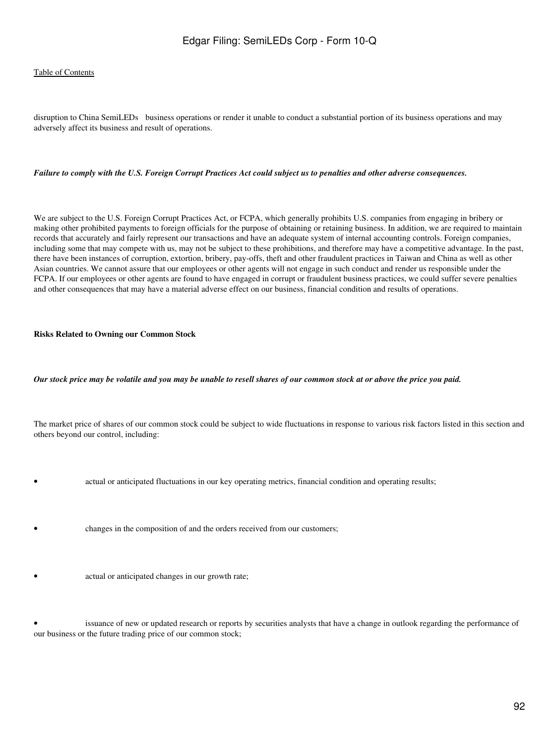disruption to China SemiLEDs business operations or render it unable to conduct a substantial portion of its business operations and may adversely affect its business and result of operations.

***Failure to comply with the U.S. Foreign Corrupt Practices Act could subject us to penalties and other adverse consequences.***

We are subject to the U.S. Foreign Corrupt Practices Act, or FCPA, which generally prohibits U.S. companies from engaging in bribery or making other prohibited payments to foreign officials for the purpose of obtaining or retaining business. In addition, we are required to maintain records that accurately and fairly represent our transactions and have an adequate system of internal accounting controls. Foreign companies, including some that may compete with us, may not be subject to these prohibitions, and therefore may have a competitive advantage. In the past, there have been instances of corruption, extortion, bribery, pay-offs, theft and other fraudulent practices in Taiwan and China as well as other Asian countries. We cannot assure that our employees or other agents will not engage in such conduct and render us responsible under the FCPA. If our employees or other agents are found to have engaged in corrupt or fraudulent business practices, we could suffer severe penalties and other consequences that may have a material adverse effect on our business, financial condition and results of operations.

**Risks Related to Owning our Common Stock**

***Our stock price may be volatile and you may be unable to resell shares of our common stock at or above the price you paid.***

The market price of shares of our common stock could be subject to wide fluctuations in response to various risk factors listed in this section and others beyond our control, including:

- actual or anticipated fluctuations in our key operating metrics, financial condition and operating results;
- changes in the composition of and the orders received from our customers;
- actual or anticipated changes in our growth rate;
- issuance of new or updated research or reports by securities analysts that have a change in outlook regarding the performance of our business or the future trading price of our common stock;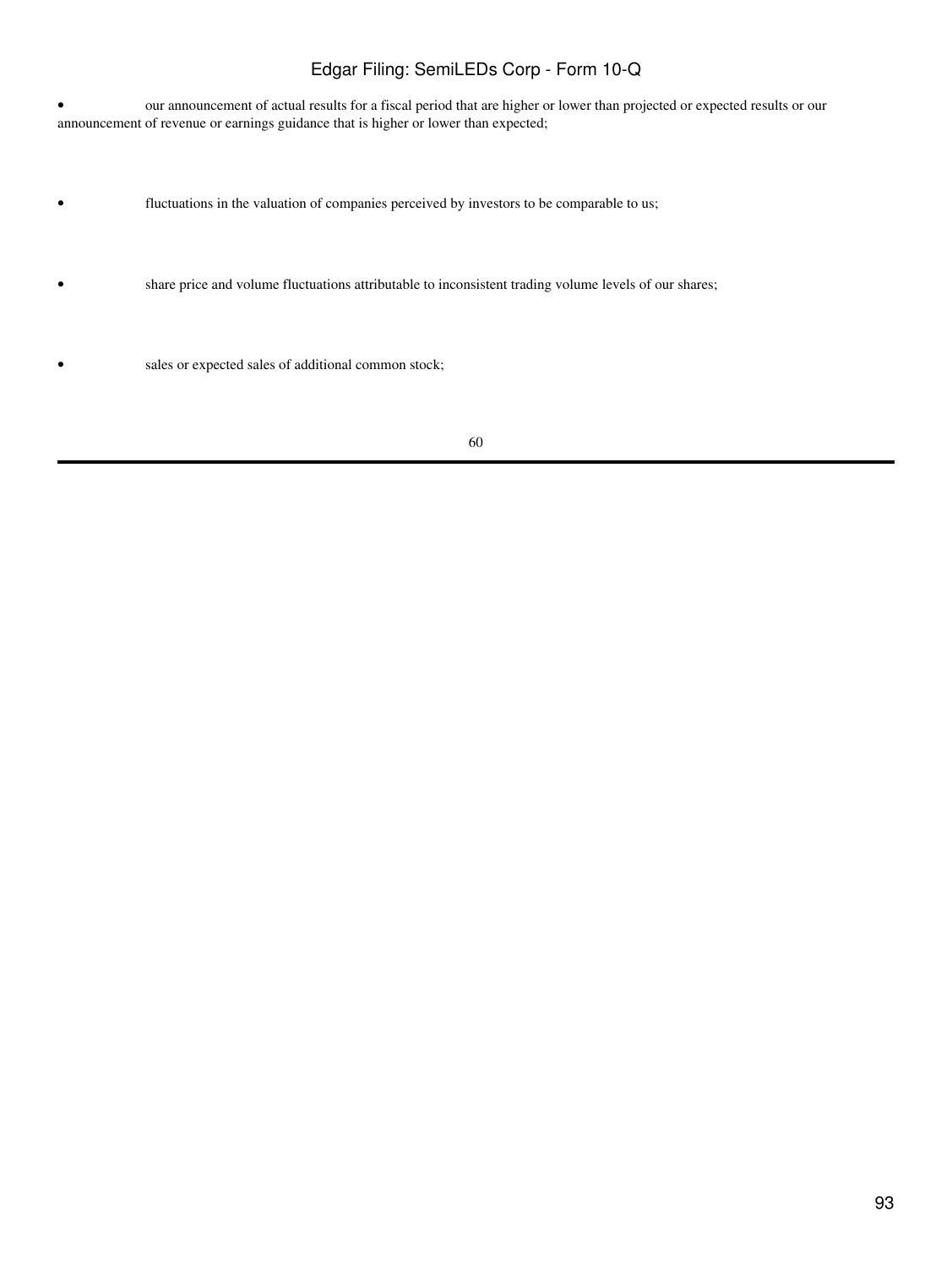- our announcement of actual results for a fiscal period that are higher or lower than projected or expected results or our announcement of revenue or earnings guidance that is higher or lower than expected;

- fluctuations in the valuation of companies perceived by investors to be comparable to us;

- share price and volume fluctuations attributable to inconsistent trading volume levels of our shares;

- sales or expected sales of additional common stock;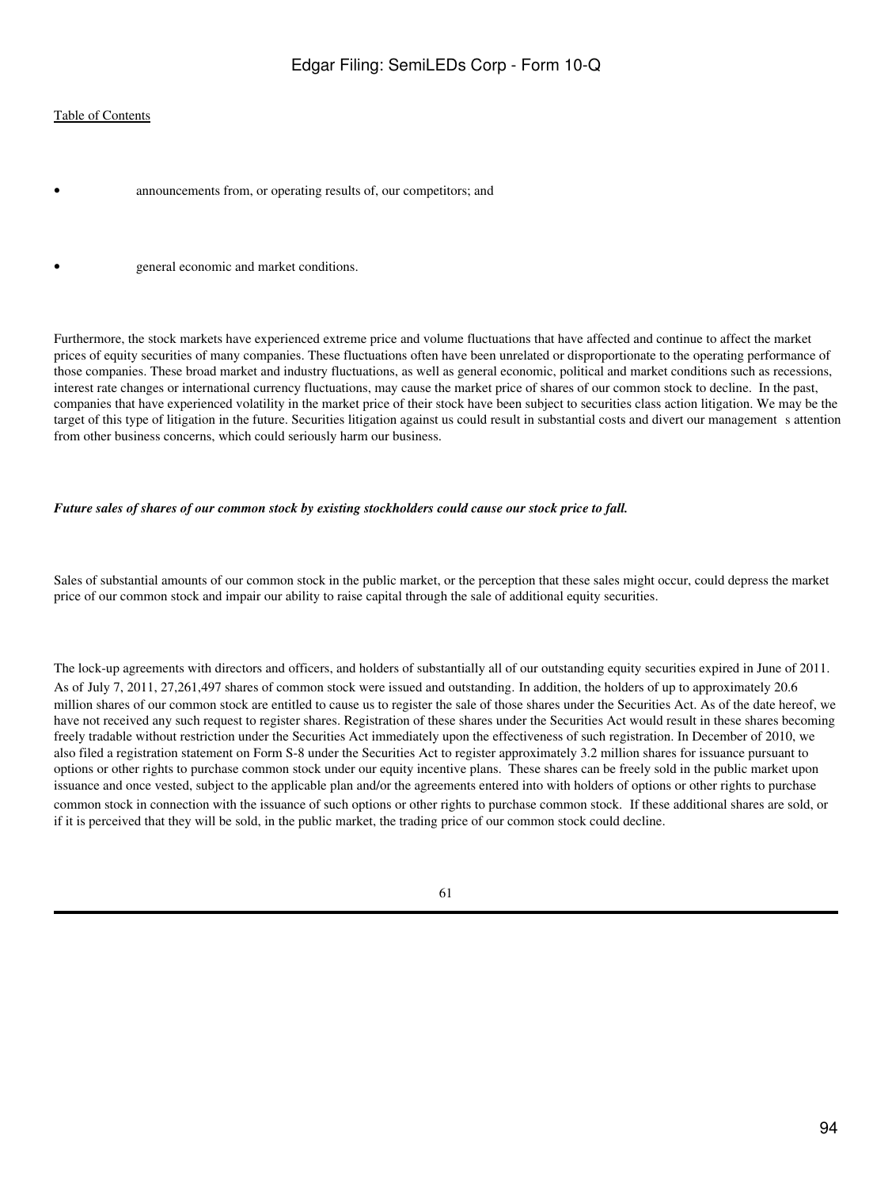- announcements from, or operating results of, our competitors; and
- general economic and market conditions.

Furthermore, the stock markets have experienced extreme price and volume fluctuations that have affected and continue to affect the market prices of equity securities of many companies. These fluctuations often have been unrelated or disproportionate to the operating performance of those companies. These broad market and industry fluctuations, as well as general economic, political and market conditions such as recessions, interest rate changes or international currency fluctuations, may cause the market price of shares of our common stock to decline. In the past, companies that have experienced volatility in the market price of their stock have been subject to securities class action litigation. We may be the target of this type of litigation in the future. Securities litigation against us could result in substantial costs and divert our management s attention from other business concerns, which could seriously harm our business.

***Future sales of shares of our common stock by existing stockholders could cause our stock price to fall.***

Sales of substantial amounts of our common stock in the public market, or the perception that these sales might occur, could depress the market price of our common stock and impair our ability to raise capital through the sale of additional equity securities.

The lock-up agreements with directors and officers, and holders of substantially all of our outstanding equity securities expired in June of 2011. As of July 7, 2011, 27,261,497 shares of common stock were issued and outstanding. In addition, the holders of up to approximately 20.6 million shares of our common stock are entitled to cause us to register the sale of those shares under the Securities Act. As of the date hereof, we have not received any such request to register shares. Registration of these shares under the Securities Act would result in these shares becoming freely tradable without restriction under the Securities Act immediately upon the effectiveness of such registration. In December of 2010, we also filed a registration statement on Form S-8 under the Securities Act to register approximately 3.2 million shares for issuance pursuant to options or other rights to purchase common stock under our equity incentive plans. These shares can be freely sold in the public market upon issuance and once vested, subject to the applicable plan and/or the agreements entered into with holders of options or other rights to purchase common stock in connection with the issuance of such options or other rights to purchase common stock. If these additional shares are sold, or if it is perceived that they will be sold, in the public market, the trading price of our common stock could decline.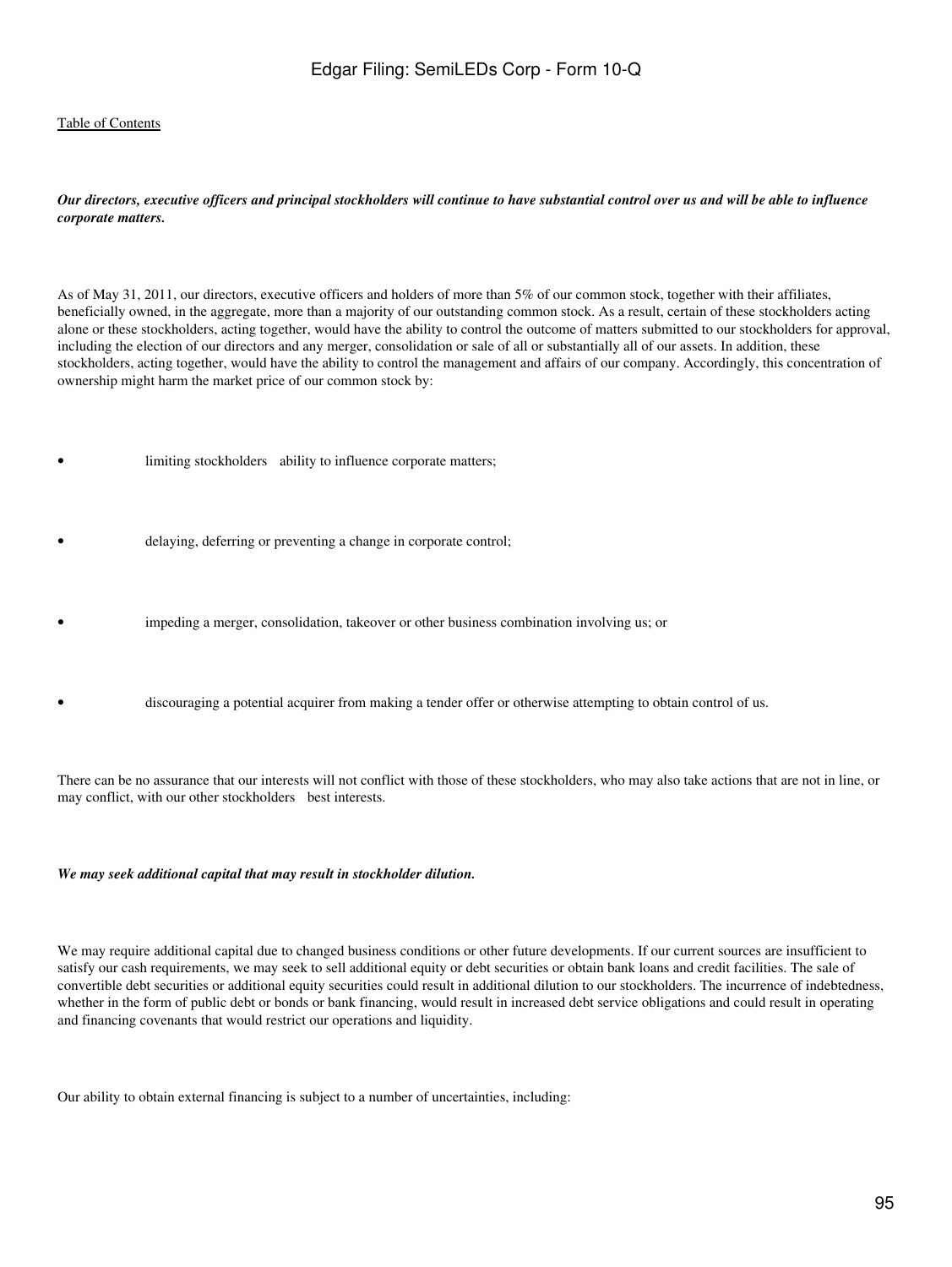***Our directors, executive officers and principal stockholders will continue to have substantial control over us and will be able to influence corporate matters.***

As of May 31, 2011, our directors, executive officers and holders of more than 5% of our common stock, together with their affiliates, beneficially owned, in the aggregate, more than a majority of our outstanding common stock. As a result, certain of these stockholders acting alone or these stockholders, acting together, would have the ability to control the outcome of matters submitted to our stockholders for approval, including the election of our directors and any merger, consolidation or sale of all or substantially all of our assets. In addition, these stockholders, acting together, would have the ability to control the management and affairs of our company. Accordingly, this concentration of ownership might harm the market price of our common stock by:

- limiting stockholders ability to influence corporate matters;
- delaying, deferring or preventing a change in corporate control;
- impeding a merger, consolidation, takeover or other business combination involving us; or
- discouraging a potential acquirer from making a tender offer or otherwise attempting to obtain control of us.

There can be no assurance that our interests will not conflict with those of these stockholders, who may also take actions that are not in line, or may conflict, with our other stockholders best interests.

***We may seek additional capital that may result in stockholder dilution.***

We may require additional capital due to changed business conditions or other future developments. If our current sources are insufficient to satisfy our cash requirements, we may seek to sell additional equity or debt securities or obtain bank loans and credit facilities. The sale of convertible debt securities or additional equity securities could result in additional dilution to our stockholders. The incurrence of indebtedness, whether in the form of public debt or bonds or bank financing, would result in increased debt service obligations and could result in operating and financing covenants that would restrict our operations and liquidity.

Our ability to obtain external financing is subject to a number of uncertainties, including: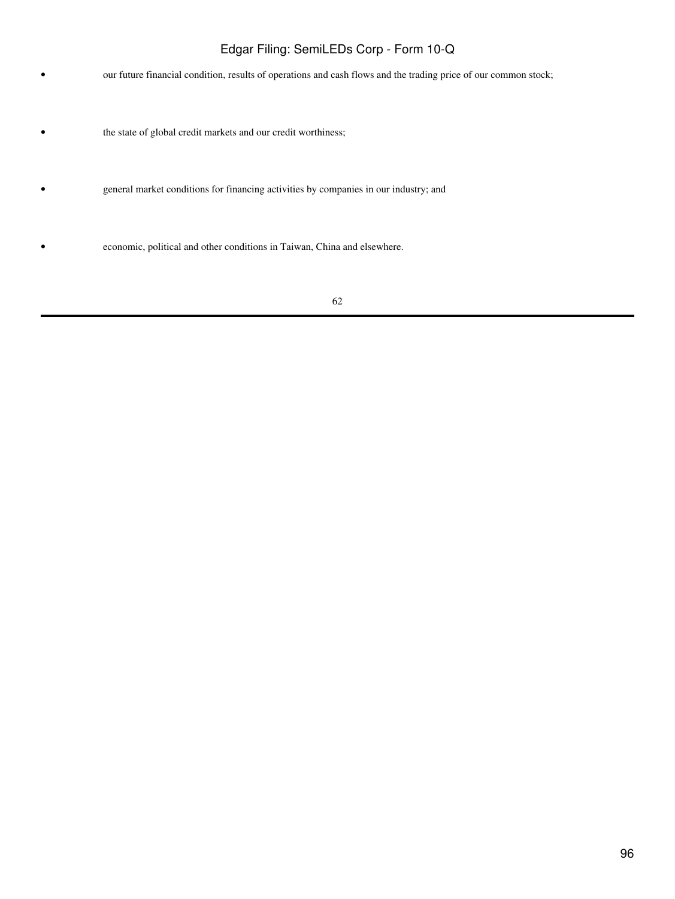- our future financial condition, results of operations and cash flows and the trading price of our common stock;
- the state of global credit markets and our credit worthiness;
- general market conditions for financing activities by companies in our industry; and
- economic, political and other conditions in Taiwan, China and elsewhere.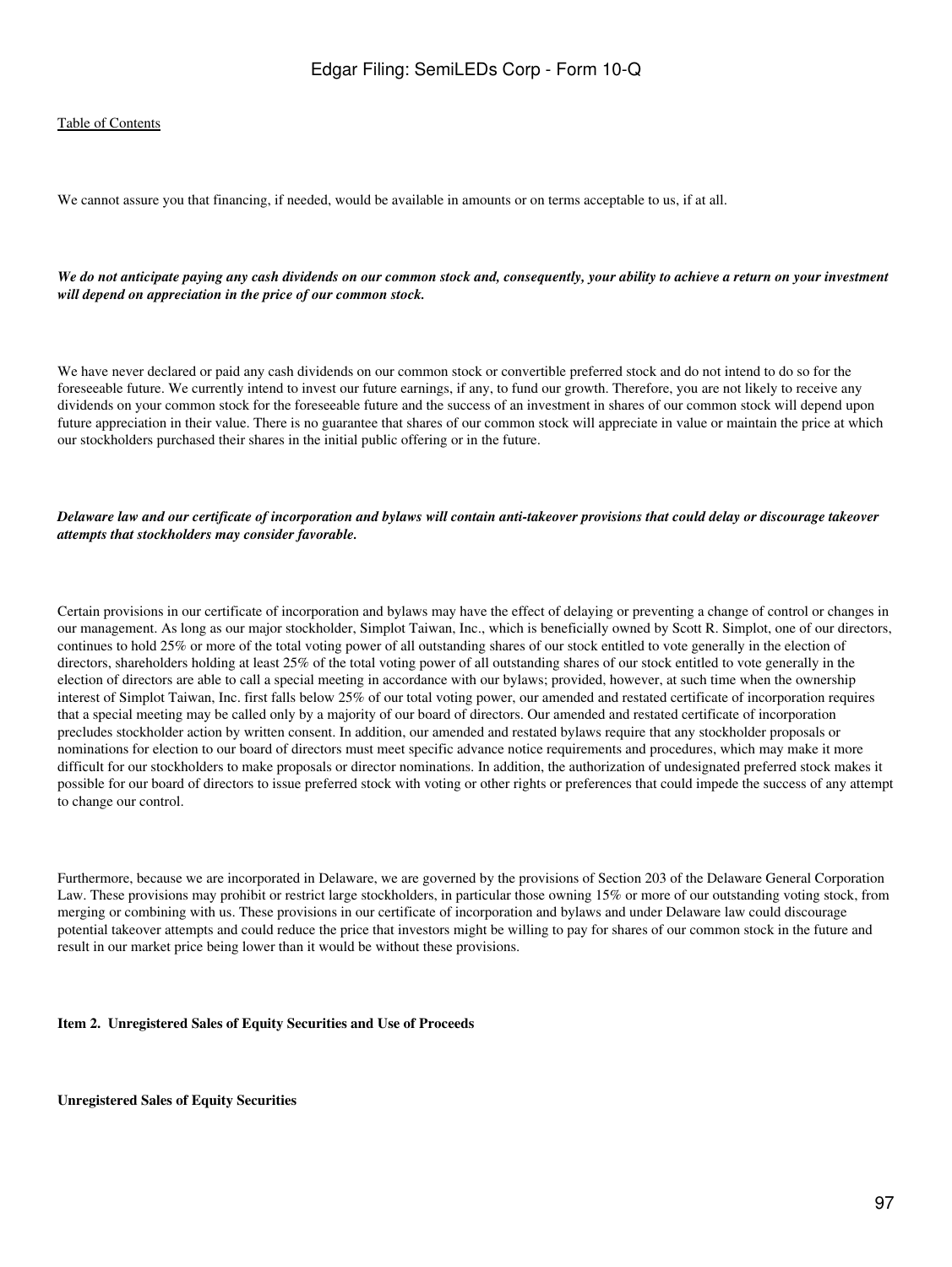We cannot assure you that financing, if needed, would be available in amounts or on terms acceptable to us, if at all.

***We do not anticipate paying any cash dividends on our common stock and, consequently, your ability to achieve a return on your investment will depend on appreciation in the price of our common stock.***

We have never declared or paid any cash dividends on our common stock or convertible preferred stock and do not intend to do so for the foreseeable future. We currently intend to invest our future earnings, if any, to fund our growth. Therefore, you are not likely to receive any dividends on your common stock for the foreseeable future and the success of an investment in shares of our common stock will depend upon future appreciation in their value. There is no guarantee that shares of our common stock will appreciate in value or maintain the price at which our stockholders purchased their shares in the initial public offering or in the future.

***Delaware law and our certificate of incorporation and bylaws will contain anti-takeover provisions that could delay or discourage takeover attempts that stockholders may consider favorable.***

Certain provisions in our certificate of incorporation and bylaws may have the effect of delaying or preventing a change of control or changes in our management. As long as our major stockholder, Simplot Taiwan, Inc., which is beneficially owned by Scott R. Simplot, one of our directors, continues to hold 25% or more of the total voting power of all outstanding shares of our stock entitled to vote generally in the election of directors, shareholders holding at least 25% of the total voting power of all outstanding shares of our stock entitled to vote generally in the election of directors are able to call a special meeting in accordance with our bylaws; provided, however, at such time when the ownership interest of Simplot Taiwan, Inc. first falls below 25% of our total voting power, our amended and restated certificate of incorporation requires that a special meeting may be called only by a majority of our board of directors. Our amended and restated certificate of incorporation precludes stockholder action by written consent. In addition, our amended and restated bylaws require that any stockholder proposals or nominations for election to our board of directors must meet specific advance notice requirements and procedures, which may make it more difficult for our stockholders to make proposals or director nominations. In addition, the authorization of undesignated preferred stock makes it possible for our board of directors to issue preferred stock with voting or other rights or preferences that could impede the success of any attempt to change our control.

Furthermore, because we are incorporated in Delaware, we are governed by the provisions of Section 203 of the Delaware General Corporation Law. These provisions may prohibit or restrict large stockholders, in particular those owning 15% or more of our outstanding voting stock, from merging or combining with us. These provisions in our certificate of incorporation and bylaws and under Delaware law could discourage potential takeover attempts and could reduce the price that investors might be willing to pay for shares of our common stock in the future and result in our market price being lower than it would be without these provisions.

**Item 2. Unregistered Sales of Equity Securities and Use of Proceeds**

**Unregistered Sales of Equity Securities**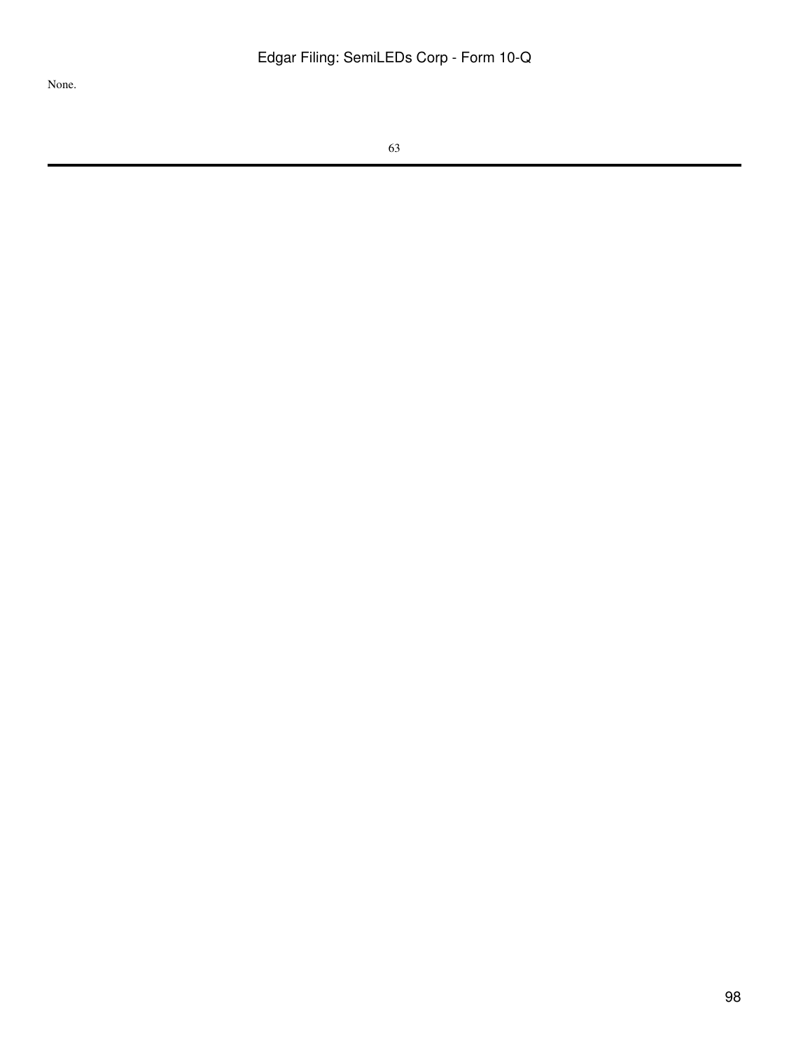None.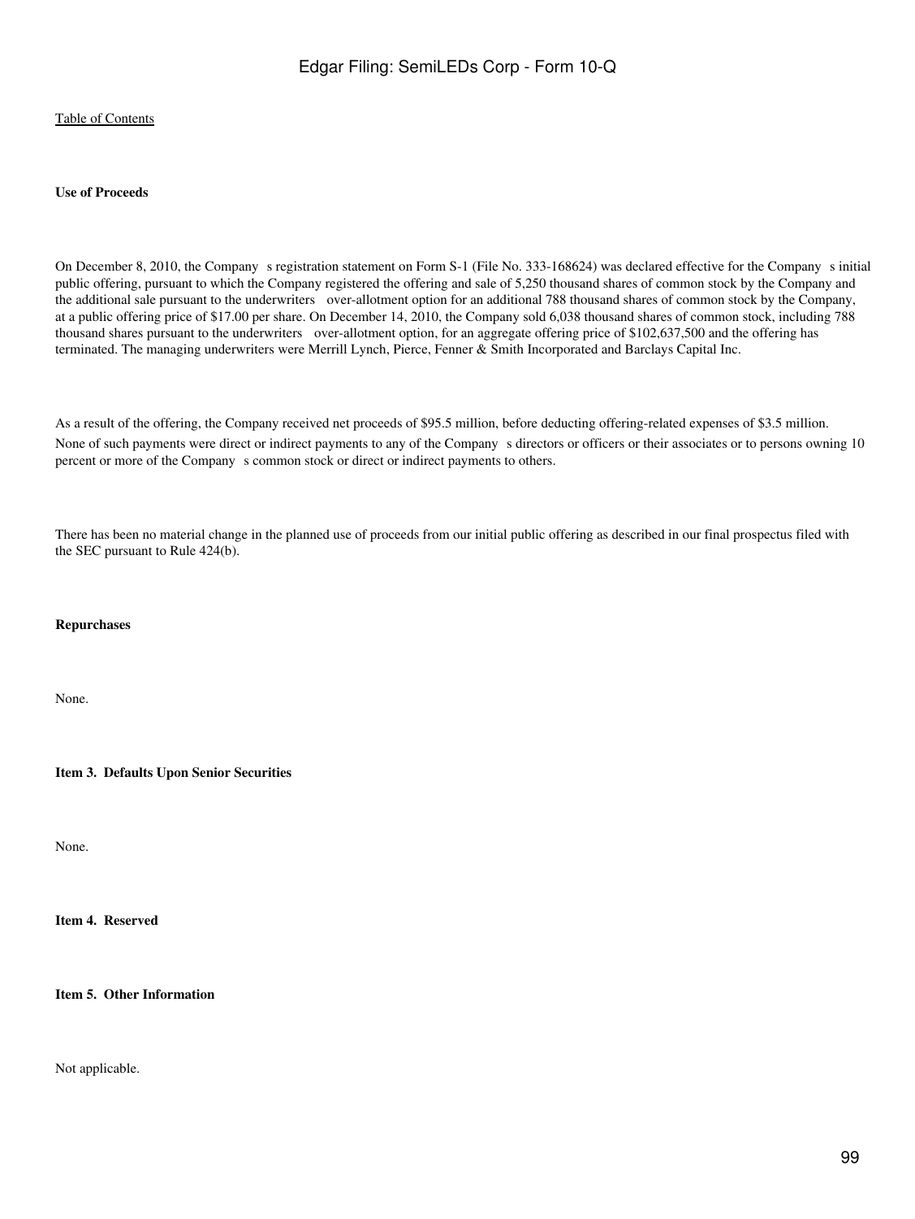Table of Contents

**Use of Proceeds**

On December 8, 2010, the Company s registration statement on Form S-1 (File No. 333-168624) was declared effective for the Company s initial public offering, pursuant to which the Company registered the offering and sale of 5,250 thousand shares of common stock by the Company and the additional sale pursuant to the underwriters over-allotment option for an additional 788 thousand shares of common stock by the Company, at a public offering price of $17.00 per share. On December 14, 2010, the Company sold 6,038 thousand shares of common stock, including 788 thousand shares pursuant to the underwriters over-allotment option, for an aggregate offering price of $102,637,500 and the offering has terminated. The managing underwriters were Merrill Lynch, Pierce, Fenner & Smith Incorporated and Barclays Capital Inc.

As a result of the offering, the Company received net proceeds of $95.5 million, before deducting offering-related expenses of $3.5 million. None of such payments were direct or indirect payments to any of the Company s directors or officers or their associates or to persons owning 10 percent or more of the Company s common stock or direct or indirect payments to others.

There has been no material change in the planned use of proceeds from our initial public offering as described in our final prospectus filed with the SEC pursuant to Rule 424(b).

**Repurchases**

None.

**Item 3. Defaults Upon Senior Securities**

None.

**Item 4. Reserved**

**Item 5. Other Information**

Not applicable.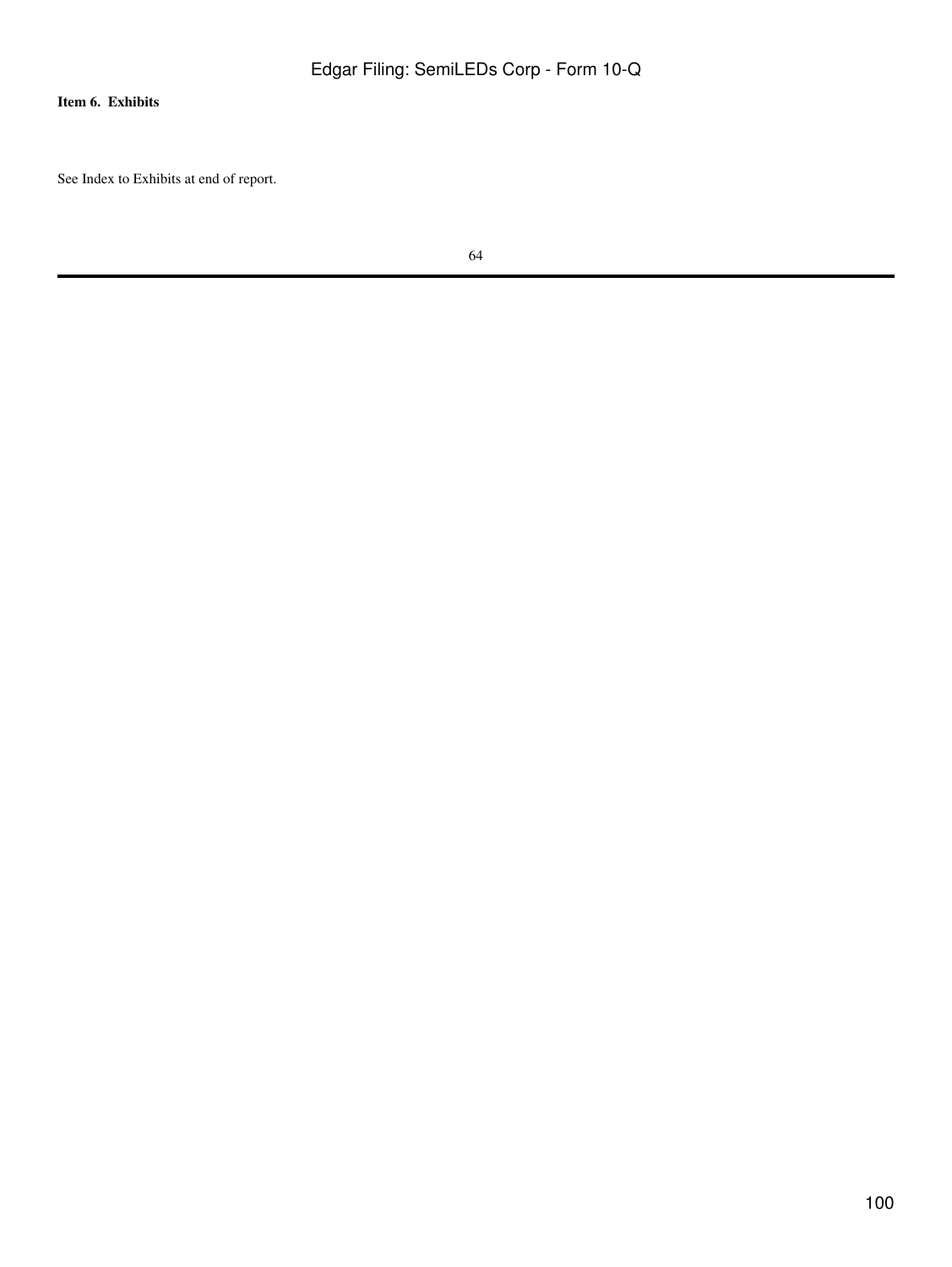**Item 6. Exhibits**

See Index to Exhibits at end of report.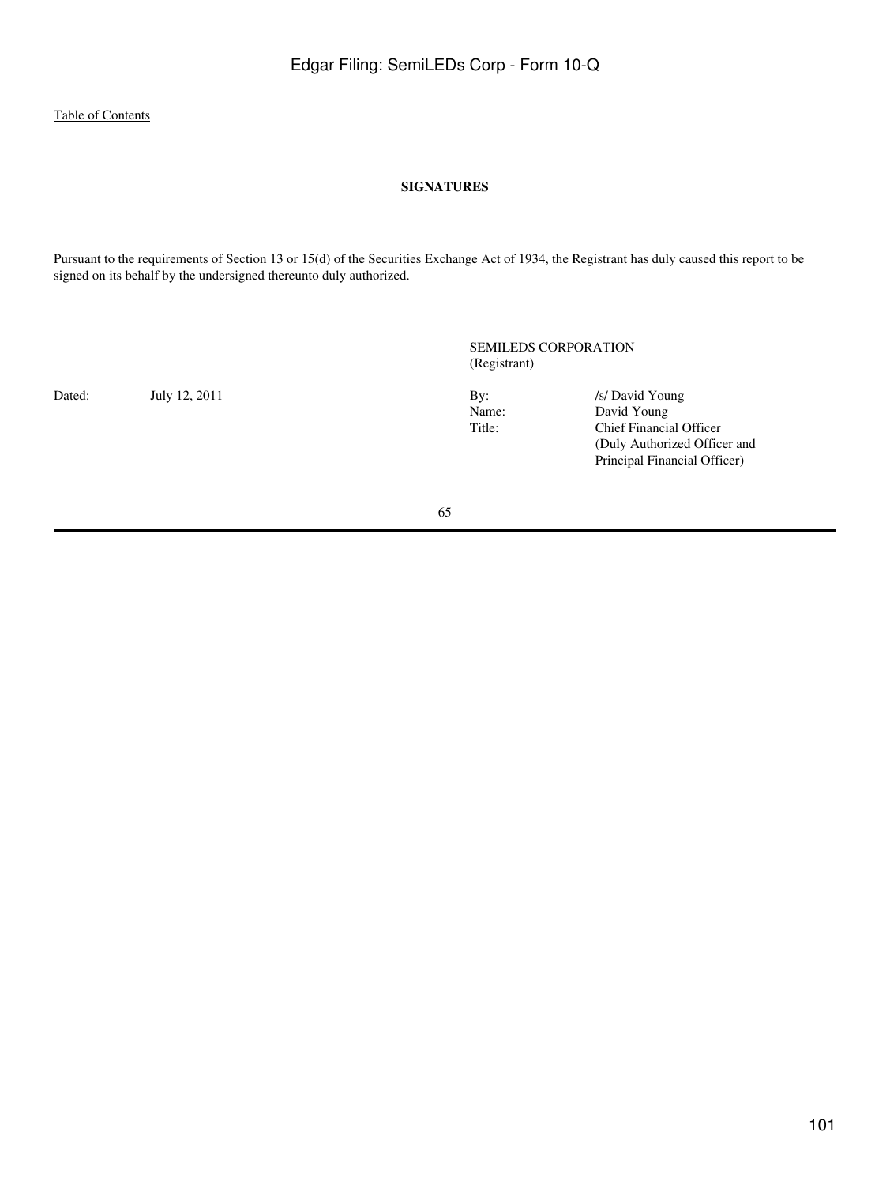[Table of Contents]

**SIGNATURES**

Pursuant to the requirements of Section 13 or 15(d) of the Securities Exchange Act of 1934, the Registrant has duly caused this report to be signed on its behalf by the undersigned thereunto duly authorized.

SEMILEDS CORPORATION
(Registrant)

| | | | |
|---|---|---|---|
| Dated: | July 12, 2011 | By: | /s/ David Young |
| | | Name: | David Young |
| | | Title: | Chief Financial Officer (Duly Authorized Officer and Principal Financial Officer) |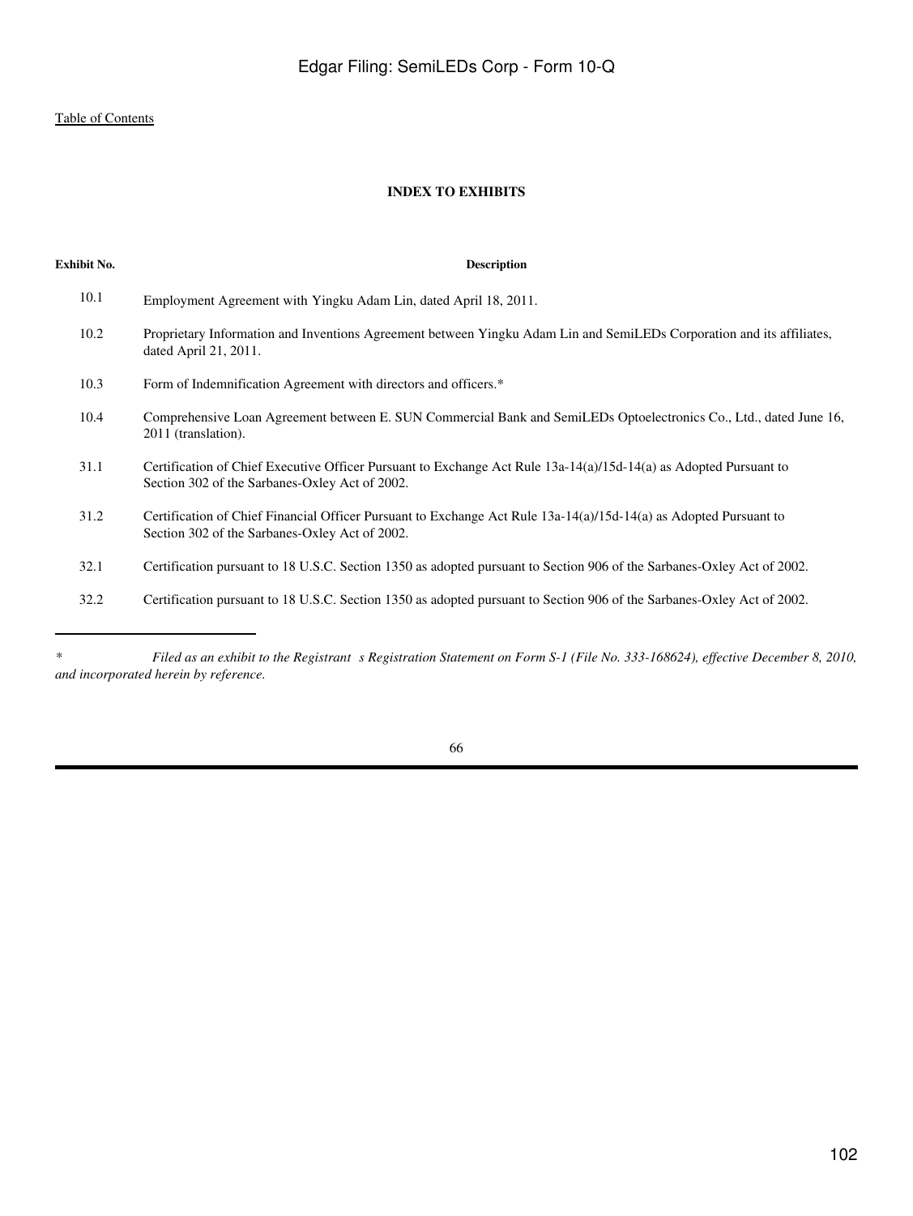## INDEX TO EXHIBITS

| Exhibit No. | Description |
| --- | --- |
| 10.1 | Employment Agreement with Yingku Adam Lin, dated April 18, 2011. |
| 10.2 | Proprietary Information and Inventions Agreement between Yingku Adam Lin and SemiLEDs Corporation and its affiliates, dated April 21, 2011. |
| 10.3 | Form of Indemnification Agreement with directors and officers.* |
| 10.4 | Comprehensive Loan Agreement between E. SUN Commercial Bank and SemiLEDs Optoelectronics Co., Ltd., dated June 16, 2011 (translation). |
| 31.1 | Certification of Chief Executive Officer Pursuant to Exchange Act Rule 13a-14(a)/15d-14(a) as Adopted Pursuant to Section 302 of the Sarbanes-Oxley Act of 2002. |
| 31.2 | Certification of Chief Financial Officer Pursuant to Exchange Act Rule 13a-14(a)/15d-14(a) as Adopted Pursuant to Section 302 of the Sarbanes-Oxley Act of 2002. |
| 32.1 | Certification pursuant to 18 U.S.C. Section 1350 as adopted pursuant to Section 906 of the Sarbanes-Oxley Act of 2002. |
| 32.2 | Certification pursuant to 18 U.S.C. Section 1350 as adopted pursuant to Section 906 of the Sarbanes-Oxley Act of 2002. |

---

\* *Filed as an exhibit to the Registrant s Registration Statement on Form S-1 (File No. 333-168624), effective December 8, 2010, and incorporated herein by reference.*